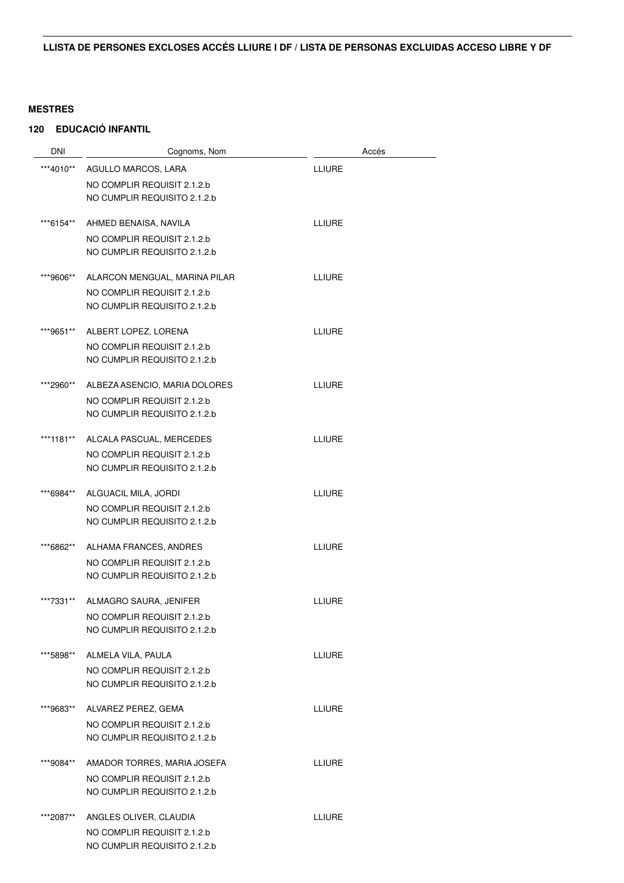## LLISTA DE PERSONES EXCLOSES ACCÉS LLIURE I DF / LISTA DE PERSONAS EXCLUIDAS ACCESO LIBRE Y DF

**MESTRES**

**120 EDUCACIÓ INFANTIL**

| DNI | Cognoms, Nom | Accés |
|---|---|---|
| \*\*\*4010\*\* | AGULLO MARCOS, LARA<br>NO COMPLIR REQUISIT 2.1.2.b<br>NO CUMPLIR REQUISITO 2.1.2.b | LLIURE |
| \*\*\*6154\*\* | AHMED BENAISA, NAVILA<br>NO COMPLIR REQUISIT 2.1.2.b<br>NO CUMPLIR REQUISITO 2.1.2.b | LLIURE |
| \*\*\*9606\*\* | ALARCON MENGUAL, MARINA PILAR<br>NO COMPLIR REQUISIT 2.1.2.b<br>NO CUMPLIR REQUISITO 2.1.2.b | LLIURE |
| \*\*\*9651\*\* | ALBERT LOPEZ, LORENA<br>NO COMPLIR REQUISIT 2.1.2.b<br>NO CUMPLIR REQUISITO 2.1.2.b | LLIURE |
| \*\*\*2960\*\* | ALBEZA ASENCIO, MARIA DOLORES<br>NO COMPLIR REQUISIT 2.1.2.b<br>NO CUMPLIR REQUISITO 2.1.2.b | LLIURE |
| \*\*\*1181\*\* | ALCALA PASCUAL, MERCEDES<br>NO COMPLIR REQUISIT 2.1.2.b<br>NO CUMPLIR REQUISITO 2.1.2.b | LLIURE |
| \*\*\*6984\*\* | ALGUACIL MILA, JORDI<br>NO COMPLIR REQUISIT 2.1.2.b<br>NO CUMPLIR REQUISITO 2.1.2.b | LLIURE |
| \*\*\*6862\*\* | ALHAMA FRANCES, ANDRES<br>NO COMPLIR REQUISIT 2.1.2.b<br>NO CUMPLIR REQUISITO 2.1.2.b | LLIURE |
| \*\*\*7331\*\* | ALMAGRO SAURA, JENIFER<br>NO COMPLIR REQUISIT 2.1.2.b<br>NO CUMPLIR REQUISITO 2.1.2.b | LLIURE |
| \*\*\*5898\*\* | ALMELA VILA, PAULA<br>NO COMPLIR REQUISIT 2.1.2.b<br>NO CUMPLIR REQUISITO 2.1.2.b | LLIURE |
| \*\*\*9683\*\* | ALVAREZ PEREZ, GEMA<br>NO COMPLIR REQUISIT 2.1.2.b<br>NO CUMPLIR REQUISITO 2.1.2.b | LLIURE |
| \*\*\*9084\*\* | AMADOR TORRES, MARIA JOSEFA<br>NO COMPLIR REQUISIT 2.1.2.b<br>NO CUMPLIR REQUISITO 2.1.2.b | LLIURE |
| \*\*\*2087\*\* | ANGLES OLIVER, CLAUDIA<br>NO COMPLIR REQUISIT 2.1.2.b<br>NO CUMPLIR REQUISITO 2.1.2.b | LLIURE |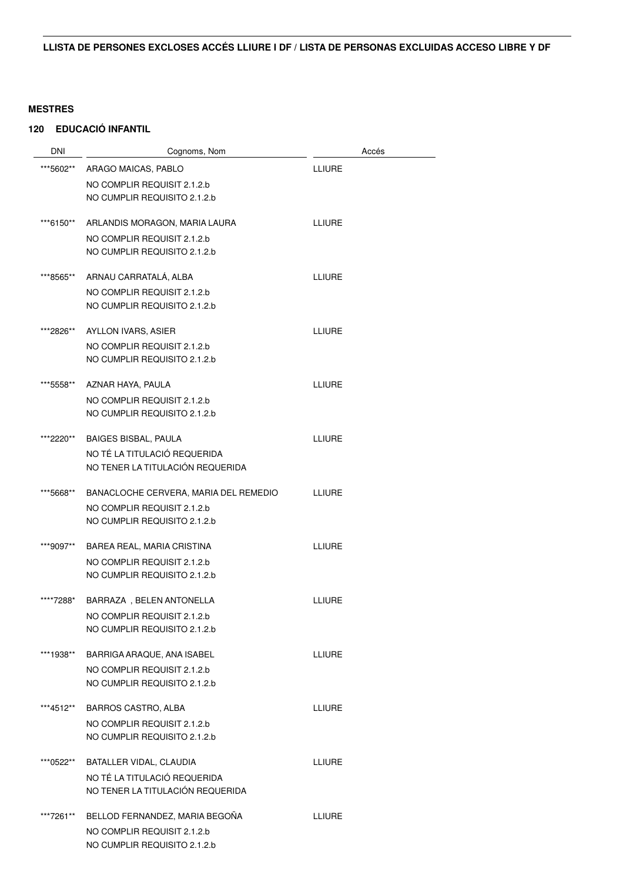**LLISTA DE PERSONES EXCLOSES ACCÉS LLIURE I DF / LISTA DE PERSONAS EXCLUIDAS ACCESO LIBRE Y DF**

**MESTRES**

**120 EDUCACIÓ INFANTIL**

| DNI | Cognoms, Nom | Accés |
|---|---|---|
| ***5602** | ARAGO MAICAS, PABLO<br>NO COMPLIR REQUISIT 2.1.2.b<br>NO CUMPLIR REQUISITO 2.1.2.b | LLIURE |
| ***6150** | ARLANDIS MORAGON, MARIA LAURA<br>NO COMPLIR REQUISIT 2.1.2.b<br>NO CUMPLIR REQUISITO 2.1.2.b | LLIURE |
| ***8565** | ARNAU CARRATALÁ, ALBA<br>NO COMPLIR REQUISIT 2.1.2.b<br>NO CUMPLIR REQUISITO 2.1.2.b | LLIURE |
| ***2826** | AYLLON IVARS, ASIER<br>NO COMPLIR REQUISIT 2.1.2.b<br>NO CUMPLIR REQUISITO 2.1.2.b | LLIURE |
| ***5558** | AZNAR HAYA, PAULA<br>NO COMPLIR REQUISIT 2.1.2.b<br>NO CUMPLIR REQUISITO 2.1.2.b | LLIURE |
| ***2220** | BAIGES BISBAL, PAULA<br>NO TÉ LA TITULACIÓ REQUERIDA<br>NO TENER LA TITULACIÓN REQUERIDA | LLIURE |
| ***5668** | BANACLOCHE CERVERA, MARIA DEL REMEDIO<br>NO COMPLIR REQUISIT 2.1.2.b<br>NO CUMPLIR REQUISITO 2.1.2.b | LLIURE |
| ***9097** | BAREA REAL, MARIA CRISTINA<br>NO COMPLIR REQUISIT 2.1.2.b<br>NO CUMPLIR REQUISITO 2.1.2.b | LLIURE |
| ****7288* | BARRAZA , BELEN ANTONELLA<br>NO COMPLIR REQUISIT 2.1.2.b<br>NO CUMPLIR REQUISITO 2.1.2.b | LLIURE |
| ***1938** | BARRIGA ARAQUE, ANA ISABEL<br>NO COMPLIR REQUISIT 2.1.2.b<br>NO CUMPLIR REQUISITO 2.1.2.b | LLIURE |
| ***4512** | BARROS CASTRO, ALBA<br>NO COMPLIR REQUISIT 2.1.2.b<br>NO CUMPLIR REQUISITO 2.1.2.b | LLIURE |
| ***0522** | BATALLER VIDAL, CLAUDIA<br>NO TÉ LA TITULACIÓ REQUERIDA<br>NO TENER LA TITULACIÓN REQUERIDA | LLIURE |
| ***7261** | BELLOD FERNANDEZ, MARIA BEGOÑA<br>NO COMPLIR REQUISIT 2.1.2.b<br>NO CUMPLIR REQUISITO 2.1.2.b | LLIURE |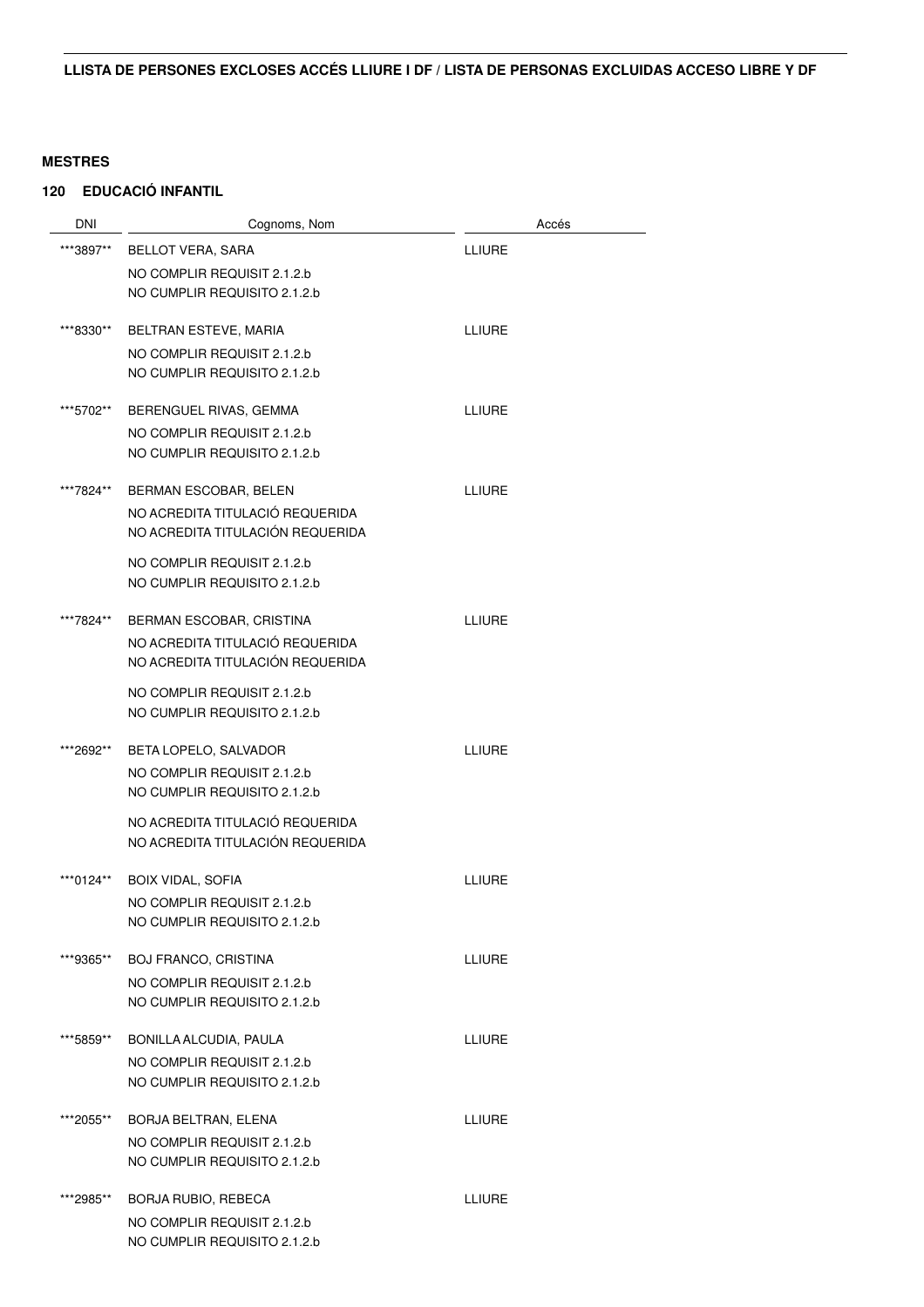**LLISTA DE PERSONES EXCLOSES ACCÉS LLIURE I DF / LISTA DE PERSONAS EXCLUIDAS ACCESO LIBRE Y DF**

**MESTRES**

**120 EDUCACIÓ INFANTIL**

| DNI | Cognoms, Nom | Accés |
|---|---|---|
| ***3897** | BELLOT VERA, SARA<br>NO COMPLIR REQUISIT 2.1.2.b<br>NO CUMPLIR REQUISITO 2.1.2.b | LLIURE |
| ***8330** | BELTRAN ESTEVE, MARIA<br>NO COMPLIR REQUISIT 2.1.2.b<br>NO CUMPLIR REQUISITO 2.1.2.b | LLIURE |
| ***5702** | BERENGUEL RIVAS, GEMMA<br>NO COMPLIR REQUISIT 2.1.2.b<br>NO CUMPLIR REQUISITO 2.1.2.b | LLIURE |
| ***7824** | BERMAN ESCOBAR, BELEN<br>NO ACREDITA TITULACIÓ REQUERIDA<br>NO ACREDITA TITULACIÓN REQUERIDA<br>NO COMPLIR REQUISIT 2.1.2.b<br>NO CUMPLIR REQUISITO 2.1.2.b | LLIURE |
| ***7824** | BERMAN ESCOBAR, CRISTINA<br>NO ACREDITA TITULACIÓ REQUERIDA<br>NO ACREDITA TITULACIÓN REQUERIDA<br>NO COMPLIR REQUISIT 2.1.2.b<br>NO CUMPLIR REQUISITO 2.1.2.b | LLIURE |
| ***2692** | BETA LOPELO, SALVADOR<br>NO COMPLIR REQUISIT 2.1.2.b<br>NO CUMPLIR REQUISITO 2.1.2.b<br>NO ACREDITA TITULACIÓ REQUERIDA<br>NO ACREDITA TITULACIÓN REQUERIDA | LLIURE |
| ***0124** | BOIX VIDAL, SOFIA<br>NO COMPLIR REQUISIT 2.1.2.b<br>NO CUMPLIR REQUISITO 2.1.2.b | LLIURE |
| ***9365** | BOJ FRANCO, CRISTINA<br>NO COMPLIR REQUISIT 2.1.2.b<br>NO CUMPLIR REQUISITO 2.1.2.b | LLIURE |
| ***5859** | BONILLA ALCUDIA, PAULA<br>NO COMPLIR REQUISIT 2.1.2.b<br>NO CUMPLIR REQUISITO 2.1.2.b | LLIURE |
| ***2055** | BORJA BELTRAN, ELENA<br>NO COMPLIR REQUISIT 2.1.2.b<br>NO CUMPLIR REQUISITO 2.1.2.b | LLIURE |
| ***2985** | BORJA RUBIO, REBECA<br>NO COMPLIR REQUISIT 2.1.2.b<br>NO CUMPLIR REQUISITO 2.1.2.b | LLIURE |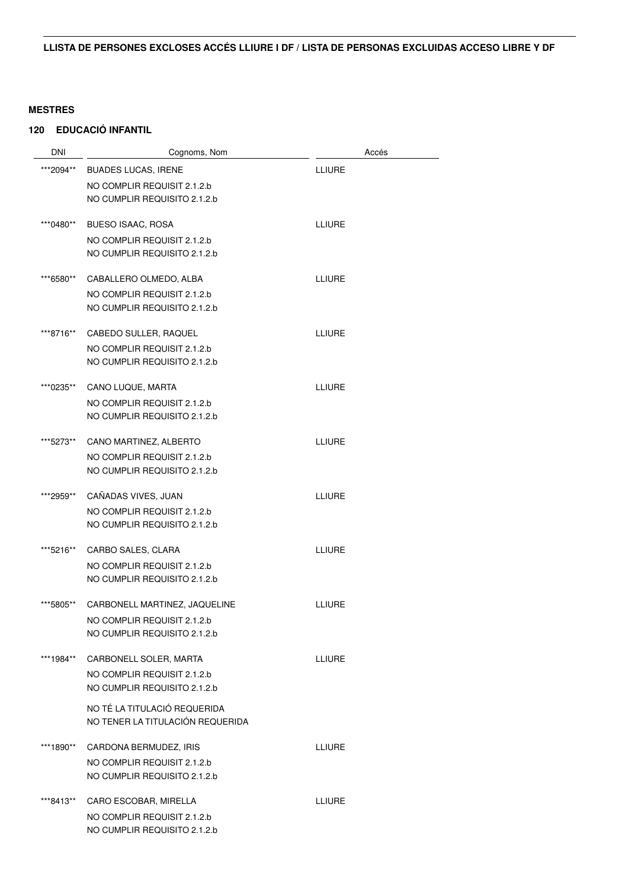**LLISTA DE PERSONES EXCLOSES ACCÉS LLIURE I DF / LISTA DE PERSONAS EXCLUIDAS ACCESO LIBRE Y DF**

**MESTRES**

**120 EDUCACIÓ INFANTIL**

| DNI | Cognoms, Nom | Accés |
|---|---|---|
| ***2094** | BUADES LUCAS, IRENE<br>NO COMPLIR REQUISIT 2.1.2.b<br>NO CUMPLIR REQUISITO 2.1.2.b | LLIURE |
| ***0480** | BUESO ISAAC, ROSA<br>NO COMPLIR REQUISIT 2.1.2.b<br>NO CUMPLIR REQUISITO 2.1.2.b | LLIURE |
| ***6580** | CABALLERO OLMEDO, ALBA<br>NO COMPLIR REQUISIT 2.1.2.b<br>NO CUMPLIR REQUISITO 2.1.2.b | LLIURE |
| ***8716** | CABEDO SULLER, RAQUEL<br>NO COMPLIR REQUISIT 2.1.2.b<br>NO CUMPLIR REQUISITO 2.1.2.b | LLIURE |
| ***0235** | CANO LUQUE, MARTA<br>NO COMPLIR REQUISIT 2.1.2.b<br>NO CUMPLIR REQUISITO 2.1.2.b | LLIURE |
| ***5273** | CANO MARTINEZ, ALBERTO<br>NO COMPLIR REQUISIT 2.1.2.b<br>NO CUMPLIR REQUISITO 2.1.2.b | LLIURE |
| ***2959** | CAÑADAS VIVES, JUAN<br>NO COMPLIR REQUISIT 2.1.2.b<br>NO CUMPLIR REQUISITO 2.1.2.b | LLIURE |
| ***5216** | CARBO SALES, CLARA<br>NO COMPLIR REQUISIT 2.1.2.b<br>NO CUMPLIR REQUISITO 2.1.2.b | LLIURE |
| ***5805** | CARBONELL MARTINEZ, JAQUELINE<br>NO COMPLIR REQUISIT 2.1.2.b<br>NO CUMPLIR REQUISITO 2.1.2.b | LLIURE |
| ***1984** | CARBONELL SOLER, MARTA<br>NO COMPLIR REQUISIT 2.1.2.b<br>NO CUMPLIR REQUISITO 2.1.2.b<br>NO TÉ LA TITULACIÓ REQUERIDA<br>NO TENER LA TITULACIÓN REQUERIDA | LLIURE |
| ***1890** | CARDONA BERMUDEZ, IRIS<br>NO COMPLIR REQUISIT 2.1.2.b<br>NO CUMPLIR REQUISITO 2.1.2.b | LLIURE |
| ***8413** | CARO ESCOBAR, MIRELLA<br>NO COMPLIR REQUISIT 2.1.2.b<br>NO CUMPLIR REQUISITO 2.1.2.b | LLIURE |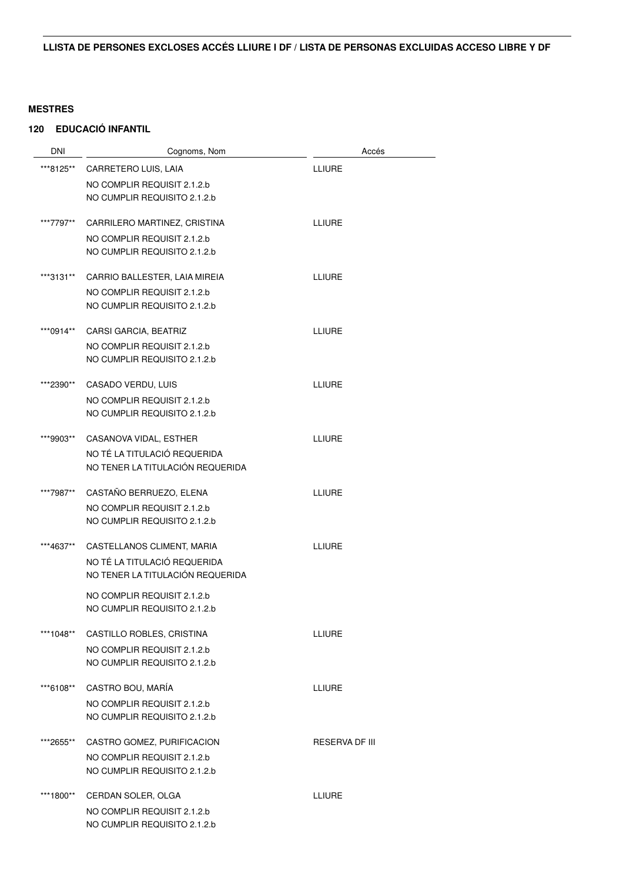## LLISTA DE PERSONES EXCLOSES ACCÉS LLIURE I DF / LISTA DE PERSONAS EXCLUIDAS ACCESO LIBRE Y DF

### MESTRES

### 120 EDUCACIÓ INFANTIL

| DNI | Cognoms, Nom | Accés |
|---|---|---|
| ***8125** | CARRETERO LUIS, LAIA<br>NO COMPLIR REQUISIT 2.1.2.b<br>NO CUMPLIR REQUISITO 2.1.2.b | LLIURE |
| ***7797** | CARRILERO MARTINEZ, CRISTINA<br>NO COMPLIR REQUISIT 2.1.2.b<br>NO CUMPLIR REQUISITO 2.1.2.b | LLIURE |
| ***3131** | CARRIO BALLESTER, LAIA MIREIA<br>NO COMPLIR REQUISIT 2.1.2.b<br>NO CUMPLIR REQUISITO 2.1.2.b | LLIURE |
| ***0914** | CARSI GARCIA, BEATRIZ<br>NO COMPLIR REQUISIT 2.1.2.b<br>NO CUMPLIR REQUISITO 2.1.2.b | LLIURE |
| ***2390** | CASADO VERDU, LUIS<br>NO COMPLIR REQUISIT 2.1.2.b<br>NO CUMPLIR REQUISITO 2.1.2.b | LLIURE |
| ***9903** | CASANOVA VIDAL, ESTHER<br>NO TÉ LA TITULACIÓ REQUERIDA<br>NO TENER LA TITULACIÓN REQUERIDA | LLIURE |
| ***7987** | CASTAÑO BERRUEZO, ELENA<br>NO COMPLIR REQUISIT 2.1.2.b<br>NO CUMPLIR REQUISITO 2.1.2.b | LLIURE |
| ***4637** | CASTELLANOS CLIMENT, MARIA<br>NO TÉ LA TITULACIÓ REQUERIDA<br>NO TENER LA TITULACIÓN REQUERIDA<br>NO COMPLIR REQUISIT 2.1.2.b<br>NO CUMPLIR REQUISITO 2.1.2.b | LLIURE |
| ***1048** | CASTILLO ROBLES, CRISTINA<br>NO COMPLIR REQUISIT 2.1.2.b<br>NO CUMPLIR REQUISITO 2.1.2.b | LLIURE |
| ***6108** | CASTRO BOU, MARÍA<br>NO COMPLIR REQUISIT 2.1.2.b<br>NO CUMPLIR REQUISITO 2.1.2.b | LLIURE |
| ***2655** | CASTRO GOMEZ, PURIFICACION<br>NO COMPLIR REQUISIT 2.1.2.b<br>NO CUMPLIR REQUISITO 2.1.2.b | RESERVA DF III |
| ***1800** | CERDAN SOLER, OLGA<br>NO COMPLIR REQUISIT 2.1.2.b<br>NO CUMPLIR REQUISITO 2.1.2.b | LLIURE |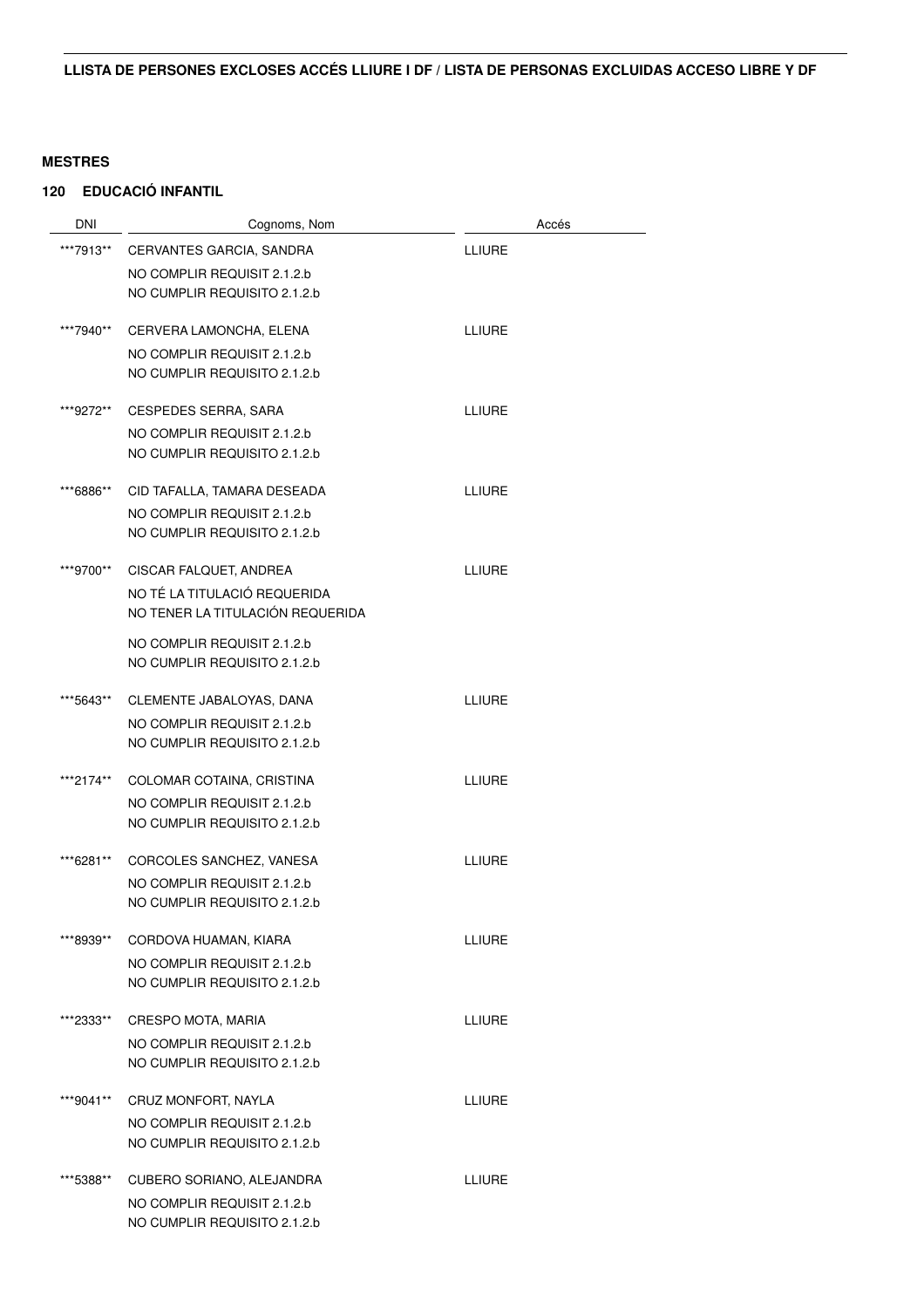**LLISTA DE PERSONES EXCLOSES ACCÉS LLIURE I DF / LISTA DE PERSONAS EXCLUIDAS ACCESO LIBRE Y DF**

**MESTRES**

**120 EDUCACIÓ INFANTIL**

| DNI | Cognoms, Nom | Accés |
|---|---|---|
| ***7913** | CERVANTES GARCIA, SANDRA<br>NO COMPLIR REQUISIT 2.1.2.b<br>NO CUMPLIR REQUISITO 2.1.2.b | LLIURE |
| ***7940** | CERVERA LAMONCHA, ELENA<br>NO COMPLIR REQUISIT 2.1.2.b<br>NO CUMPLIR REQUISITO 2.1.2.b | LLIURE |
| ***9272** | CESPEDES SERRA, SARA<br>NO COMPLIR REQUISIT 2.1.2.b<br>NO CUMPLIR REQUISITO 2.1.2.b | LLIURE |
| ***6886** | CID TAFALLA, TAMARA DESEADA<br>NO COMPLIR REQUISIT 2.1.2.b<br>NO CUMPLIR REQUISITO 2.1.2.b | LLIURE |
| ***9700** | CISCAR FALQUET, ANDREA<br>NO TÉ LA TITULACIÓ REQUERIDA<br>NO TENER LA TITULACIÓN REQUERIDA<br>NO COMPLIR REQUISIT 2.1.2.b<br>NO CUMPLIR REQUISITO 2.1.2.b | LLIURE |
| ***5643** | CLEMENTE JABALOYAS, DANA<br>NO COMPLIR REQUISIT 2.1.2.b<br>NO CUMPLIR REQUISITO 2.1.2.b | LLIURE |
| ***2174** | COLOMAR COTAINA, CRISTINA<br>NO COMPLIR REQUISIT 2.1.2.b<br>NO CUMPLIR REQUISITO 2.1.2.b | LLIURE |
| ***6281** | CORCOLES SANCHEZ, VANESA<br>NO COMPLIR REQUISIT 2.1.2.b<br>NO CUMPLIR REQUISITO 2.1.2.b | LLIURE |
| ***8939** | CORDOVA HUAMAN, KIARA<br>NO COMPLIR REQUISIT 2.1.2.b<br>NO CUMPLIR REQUISITO 2.1.2.b | LLIURE |
| ***2333** | CRESPO MOTA, MARIA<br>NO COMPLIR REQUISIT 2.1.2.b<br>NO CUMPLIR REQUISITO 2.1.2.b | LLIURE |
| ***9041** | CRUZ MONFORT, NAYLA<br>NO COMPLIR REQUISIT 2.1.2.b<br>NO CUMPLIR REQUISITO 2.1.2.b | LLIURE |
| ***5388** | CUBERO SORIANO, ALEJANDRA<br>NO COMPLIR REQUISIT 2.1.2.b<br>NO CUMPLIR REQUISITO 2.1.2.b | LLIURE |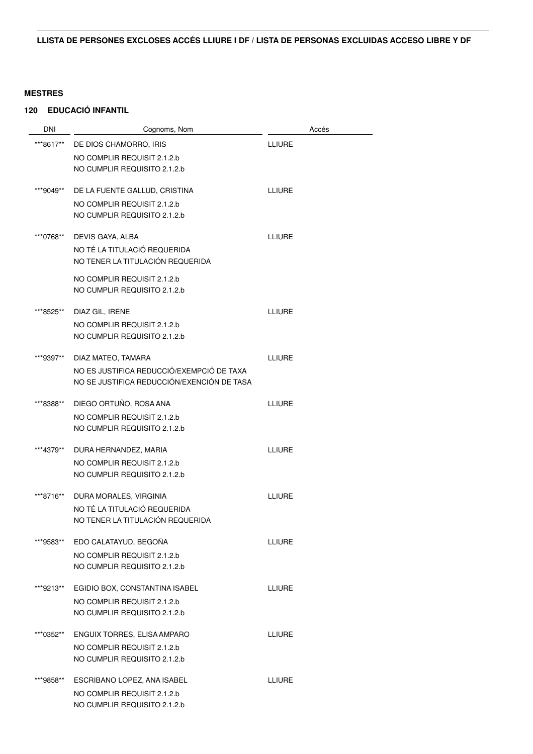**LLISTA DE PERSONES EXCLOSES ACCÉS LLIURE I DF / LISTA DE PERSONAS EXCLUIDAS ACCESO LIBRE Y DF**

**MESTRES**

**120 EDUCACIÓ INFANTIL**

| DNI | Cognoms, Nom | Accés |
|---|---|---|
| ***8617** | DE DIOS CHAMORRO, IRIS<br>NO COMPLIR REQUISIT 2.1.2.b<br>NO CUMPLIR REQUISITO 2.1.2.b | LLIURE |
| ***9049** | DE LA FUENTE GALLUD, CRISTINA<br>NO COMPLIR REQUISIT 2.1.2.b<br>NO CUMPLIR REQUISITO 2.1.2.b | LLIURE |
| ***0768** | DEVIS GAYA, ALBA<br>NO TÉ LA TITULACIÓ REQUERIDA<br>NO TENER LA TITULACIÓN REQUERIDA<br>NO COMPLIR REQUISIT 2.1.2.b<br>NO CUMPLIR REQUISITO 2.1.2.b | LLIURE |
| ***8525** | DIAZ GIL, IRENE<br>NO COMPLIR REQUISIT 2.1.2.b<br>NO CUMPLIR REQUISITO 2.1.2.b | LLIURE |
| ***9397** | DIAZ MATEO, TAMARA<br>NO ES JUSTIFICA REDUCCIÓ/EXEMPCIÓ DE TAXA<br>NO SE JUSTIFICA REDUCCIÓN/EXENCIÓN DE TASA | LLIURE |
| ***8388** | DIEGO ORTUÑO, ROSA ANA<br>NO COMPLIR REQUISIT 2.1.2.b<br>NO CUMPLIR REQUISITO 2.1.2.b | LLIURE |
| ***4379** | DURA HERNANDEZ, MARIA<br>NO COMPLIR REQUISIT 2.1.2.b<br>NO CUMPLIR REQUISITO 2.1.2.b | LLIURE |
| ***8716** | DURA MORALES, VIRGINIA<br>NO TÉ LA TITULACIÓ REQUERIDA<br>NO TENER LA TITULACIÓN REQUERIDA | LLIURE |
| ***9583** | EDO CALATAYUD, BEGOÑA<br>NO COMPLIR REQUISIT 2.1.2.b<br>NO CUMPLIR REQUISITO 2.1.2.b | LLIURE |
| ***9213** | EGIDIO BOX, CONSTANTINA ISABEL<br>NO COMPLIR REQUISIT 2.1.2.b<br>NO CUMPLIR REQUISITO 2.1.2.b | LLIURE |
| ***0352** | ENGUIX TORRES, ELISA AMPARO<br>NO COMPLIR REQUISIT 2.1.2.b<br>NO CUMPLIR REQUISITO 2.1.2.b | LLIURE |
| ***9858** | ESCRIBANO LOPEZ, ANA ISABEL<br>NO COMPLIR REQUISIT 2.1.2.b<br>NO CUMPLIR REQUISITO 2.1.2.b | LLIURE |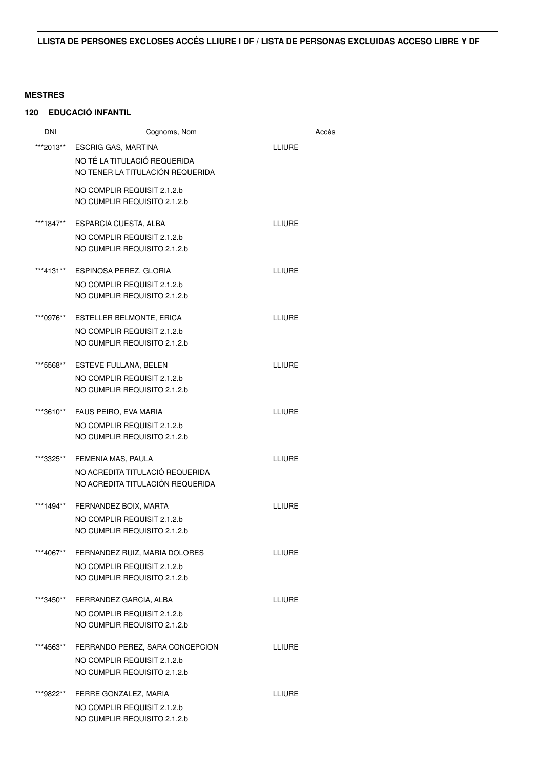**LLISTA DE PERSONES EXCLOSES ACCÉS LLIURE I DF / LISTA DE PERSONAS EXCLUIDAS ACCESO LIBRE Y DF**

**MESTRES**

**120 EDUCACIÓ INFANTIL**

| DNI | Cognoms, Nom | Accés |
|---|---|---|
| ***2013** | ESCRIG GAS, MARTINA<br>NO TÉ LA TITULACIÓ REQUERIDA<br>NO TENER LA TITULACIÓN REQUERIDA<br>NO COMPLIR REQUISIT 2.1.2.b<br>NO CUMPLIR REQUISITO 2.1.2.b | LLIURE |
| ***1847** | ESPARCIA CUESTA, ALBA<br>NO COMPLIR REQUISIT 2.1.2.b<br>NO CUMPLIR REQUISITO 2.1.2.b | LLIURE |
| ***4131** | ESPINOSA PEREZ, GLORIA<br>NO COMPLIR REQUISIT 2.1.2.b<br>NO CUMPLIR REQUISITO 2.1.2.b | LLIURE |
| ***0976** | ESTELLER BELMONTE, ERICA<br>NO COMPLIR REQUISIT 2.1.2.b<br>NO CUMPLIR REQUISITO 2.1.2.b | LLIURE |
| ***5568** | ESTEVE FULLANA, BELEN<br>NO COMPLIR REQUISIT 2.1.2.b<br>NO CUMPLIR REQUISITO 2.1.2.b | LLIURE |
| ***3610** | FAUS PEIRO, EVA MARIA<br>NO COMPLIR REQUISIT 2.1.2.b<br>NO CUMPLIR REQUISITO 2.1.2.b | LLIURE |
| ***3325** | FEMENIA MAS, PAULA<br>NO ACREDITA TITULACIÓ REQUERIDA<br>NO ACREDITA TITULACIÓN REQUERIDA | LLIURE |
| ***1494** | FERNANDEZ BOIX, MARTA<br>NO COMPLIR REQUISIT 2.1.2.b<br>NO CUMPLIR REQUISITO 2.1.2.b | LLIURE |
| ***4067** | FERNANDEZ RUIZ, MARIA DOLORES<br>NO COMPLIR REQUISIT 2.1.2.b<br>NO CUMPLIR REQUISITO 2.1.2.b | LLIURE |
| ***3450** | FERRANDEZ GARCIA, ALBA<br>NO COMPLIR REQUISIT 2.1.2.b<br>NO CUMPLIR REQUISITO 2.1.2.b | LLIURE |
| ***4563** | FERRANDO PEREZ, SARA CONCEPCION<br>NO COMPLIR REQUISIT 2.1.2.b<br>NO CUMPLIR REQUISITO 2.1.2.b | LLIURE |
| ***9822** | FERRE GONZALEZ, MARIA<br>NO COMPLIR REQUISIT 2.1.2.b<br>NO CUMPLIR REQUISITO 2.1.2.b | LLIURE |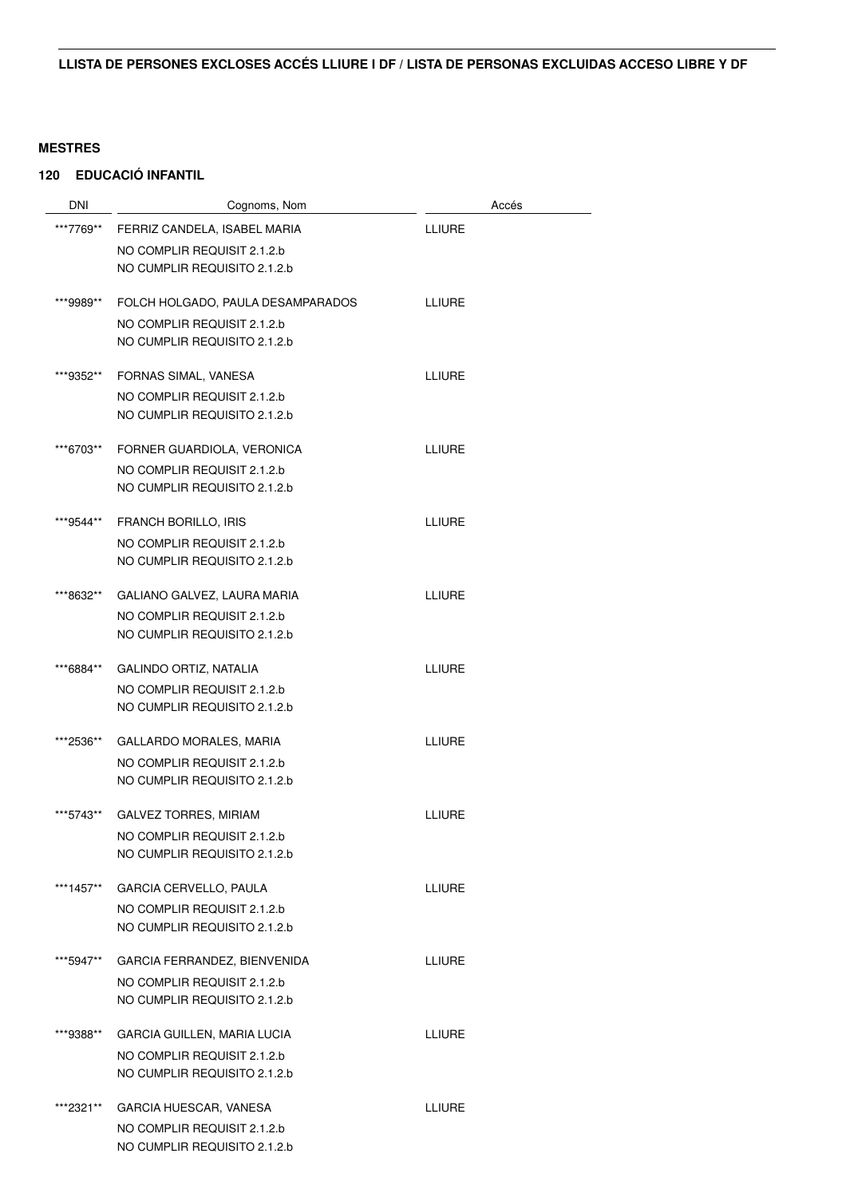**LLISTA DE PERSONES EXCLOSES ACCÉS LLIURE I DF / LISTA DE PERSONAS EXCLUIDAS ACCESO LIBRE Y DF**

**MESTRES**

**120 EDUCACIÓ INFANTIL**

| DNI | Cognoms, Nom | Accés |
|---|---|---|
| ***7769** | FERRIZ CANDELA, ISABEL MARIA<br>NO COMPLIR REQUISIT 2.1.2.b<br>NO CUMPLIR REQUISITO 2.1.2.b | LLIURE |
| ***9989** | FOLCH HOLGADO, PAULA DESAMPARADOS<br>NO COMPLIR REQUISIT 2.1.2.b<br>NO CUMPLIR REQUISITO 2.1.2.b | LLIURE |
| ***9352** | FORNAS SIMAL, VANESA<br>NO COMPLIR REQUISIT 2.1.2.b<br>NO CUMPLIR REQUISITO 2.1.2.b | LLIURE |
| ***6703** | FORNER GUARDIOLA, VERONICA<br>NO COMPLIR REQUISIT 2.1.2.b<br>NO CUMPLIR REQUISITO 2.1.2.b | LLIURE |
| ***9544** | FRANCH BORILLO, IRIS<br>NO COMPLIR REQUISIT 2.1.2.b<br>NO CUMPLIR REQUISITO 2.1.2.b | LLIURE |
| ***8632** | GALIANO GALVEZ, LAURA MARIA<br>NO COMPLIR REQUISIT 2.1.2.b<br>NO CUMPLIR REQUISITO 2.1.2.b | LLIURE |
| ***6884** | GALINDO ORTIZ, NATALIA<br>NO COMPLIR REQUISIT 2.1.2.b<br>NO CUMPLIR REQUISITO 2.1.2.b | LLIURE |
| ***2536** | GALLARDO MORALES, MARIA<br>NO COMPLIR REQUISIT 2.1.2.b<br>NO CUMPLIR REQUISITO 2.1.2.b | LLIURE |
| ***5743** | GALVEZ TORRES, MIRIAM<br>NO COMPLIR REQUISIT 2.1.2.b<br>NO CUMPLIR REQUISITO 2.1.2.b | LLIURE |
| ***1457** | GARCIA CERVELLO, PAULA<br>NO COMPLIR REQUISIT 2.1.2.b<br>NO CUMPLIR REQUISITO 2.1.2.b | LLIURE |
| ***5947** | GARCIA FERRANDEZ, BIENVENIDA<br>NO COMPLIR REQUISIT 2.1.2.b<br>NO CUMPLIR REQUISITO 2.1.2.b | LLIURE |
| ***9388** | GARCIA GUILLEN, MARIA LUCIA<br>NO COMPLIR REQUISIT 2.1.2.b<br>NO CUMPLIR REQUISITO 2.1.2.b | LLIURE |
| ***2321** | GARCIA HUESCAR, VANESA<br>NO COMPLIR REQUISIT 2.1.2.b<br>NO CUMPLIR REQUISITO 2.1.2.b | LLIURE |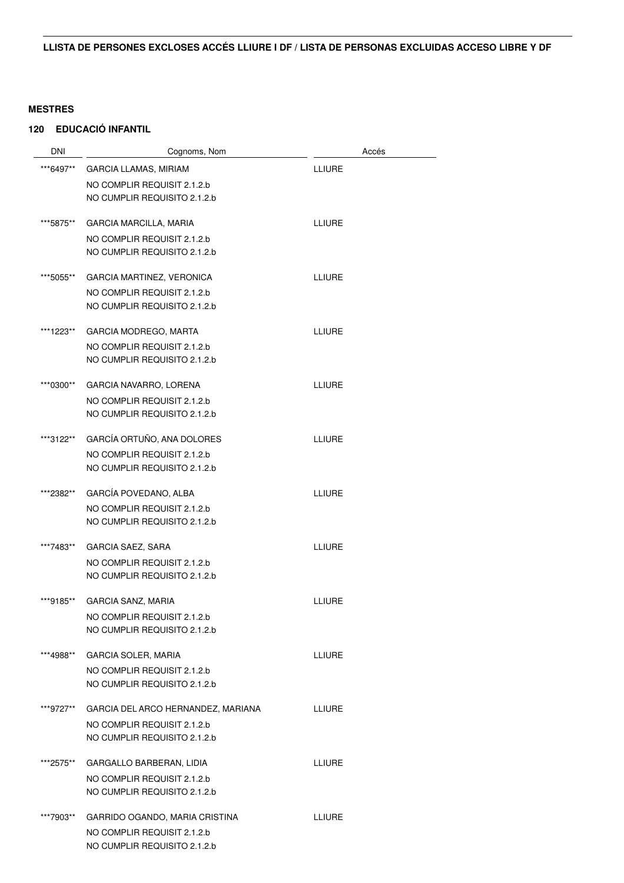**LLISTA DE PERSONES EXCLOSES ACCÉS LLIURE I DF / LISTA DE PERSONAS EXCLUIDAS ACCESO LIBRE Y DF**

**MESTRES**

**120 EDUCACIÓ INFANTIL**

| DNI | Cognoms, Nom | Accés |
|---|---|---|
| ***6497** | GARCIA LLAMAS, MIRIAM<br>NO COMPLIR REQUISIT 2.1.2.b<br>NO CUMPLIR REQUISITO 2.1.2.b | LLIURE |
| ***5875** | GARCIA MARCILLA, MARIA<br>NO COMPLIR REQUISIT 2.1.2.b<br>NO CUMPLIR REQUISITO 2.1.2.b | LLIURE |
| ***5055** | GARCIA MARTINEZ, VERONICA<br>NO COMPLIR REQUISIT 2.1.2.b<br>NO CUMPLIR REQUISITO 2.1.2.b | LLIURE |
| ***1223** | GARCIA MODREGO, MARTA<br>NO COMPLIR REQUISIT 2.1.2.b<br>NO CUMPLIR REQUISITO 2.1.2.b | LLIURE |
| ***0300** | GARCIA NAVARRO, LORENA<br>NO COMPLIR REQUISIT 2.1.2.b<br>NO CUMPLIR REQUISITO 2.1.2.b | LLIURE |
| ***3122** | GARCÍA ORTUÑO, ANA DOLORES<br>NO COMPLIR REQUISIT 2.1.2.b<br>NO CUMPLIR REQUISITO 2.1.2.b | LLIURE |
| ***2382** | GARCÍA POVEDANO, ALBA<br>NO COMPLIR REQUISIT 2.1.2.b<br>NO CUMPLIR REQUISITO 2.1.2.b | LLIURE |
| ***7483** | GARCIA SAEZ, SARA<br>NO COMPLIR REQUISIT 2.1.2.b<br>NO CUMPLIR REQUISITO 2.1.2.b | LLIURE |
| ***9185** | GARCIA SANZ, MARIA<br>NO COMPLIR REQUISIT 2.1.2.b<br>NO CUMPLIR REQUISITO 2.1.2.b | LLIURE |
| ***4988** | GARCIA SOLER, MARIA<br>NO COMPLIR REQUISIT 2.1.2.b<br>NO CUMPLIR REQUISITO 2.1.2.b | LLIURE |
| ***9727** | GARCIA DEL ARCO HERNANDEZ, MARIANA<br>NO COMPLIR REQUISIT 2.1.2.b<br>NO CUMPLIR REQUISITO 2.1.2.b | LLIURE |
| ***2575** | GARGALLO BARBERAN, LIDIA<br>NO COMPLIR REQUISIT 2.1.2.b<br>NO CUMPLIR REQUISITO 2.1.2.b | LLIURE |
| ***7903** | GARRIDO OGANDO, MARIA CRISTINA<br>NO COMPLIR REQUISIT 2.1.2.b<br>NO CUMPLIR REQUISITO 2.1.2.b | LLIURE |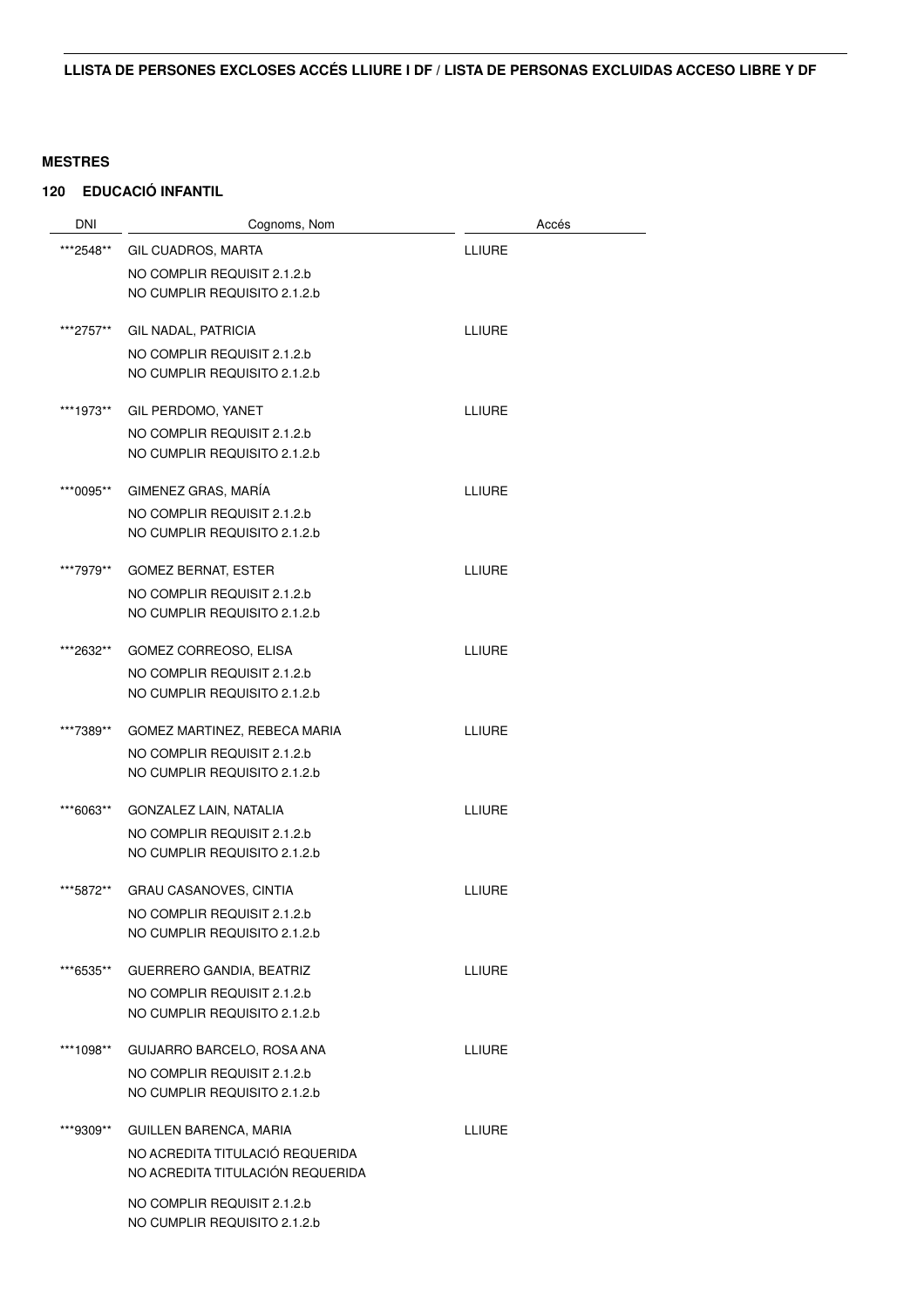**LLISTA DE PERSONES EXCLOSES ACCÉS LLIURE I DF / LISTA DE PERSONAS EXCLUIDAS ACCESO LIBRE Y DF**

**MESTRES**

**120 EDUCACIÓ INFANTIL**

| DNI | Cognoms, Nom | Accés |
|---|---|---|
| ***2548** | GIL CUADROS, MARTA<br>NO COMPLIR REQUISIT 2.1.2.b<br>NO CUMPLIR REQUISITO 2.1.2.b | LLIURE |
| ***2757** | GIL NADAL, PATRICIA<br>NO COMPLIR REQUISIT 2.1.2.b<br>NO CUMPLIR REQUISITO 2.1.2.b | LLIURE |
| ***1973** | GIL PERDOMO, YANET<br>NO COMPLIR REQUISIT 2.1.2.b<br>NO CUMPLIR REQUISITO 2.1.2.b | LLIURE |
| ***0095** | GIMENEZ GRAS, MARÍA<br>NO COMPLIR REQUISIT 2.1.2.b<br>NO CUMPLIR REQUISITO 2.1.2.b | LLIURE |
| ***7979** | GOMEZ BERNAT, ESTER<br>NO COMPLIR REQUISIT 2.1.2.b<br>NO CUMPLIR REQUISITO 2.1.2.b | LLIURE |
| ***2632** | GOMEZ CORREOSO, ELISA<br>NO COMPLIR REQUISIT 2.1.2.b<br>NO CUMPLIR REQUISITO 2.1.2.b | LLIURE |
| ***7389** | GOMEZ MARTINEZ, REBECA MARIA<br>NO COMPLIR REQUISIT 2.1.2.b<br>NO CUMPLIR REQUISITO 2.1.2.b | LLIURE |
| ***6063** | GONZALEZ LAIN, NATALIA<br>NO COMPLIR REQUISIT 2.1.2.b<br>NO CUMPLIR REQUISITO 2.1.2.b | LLIURE |
| ***5872** | GRAU CASANOVES, CINTIA<br>NO COMPLIR REQUISIT 2.1.2.b<br>NO CUMPLIR REQUISITO 2.1.2.b | LLIURE |
| ***6535** | GUERRERO GANDIA, BEATRIZ<br>NO COMPLIR REQUISIT 2.1.2.b<br>NO CUMPLIR REQUISITO 2.1.2.b | LLIURE |
| ***1098** | GUIJARRO BARCELO, ROSA ANA<br>NO COMPLIR REQUISIT 2.1.2.b<br>NO CUMPLIR REQUISITO 2.1.2.b | LLIURE |
| ***9309** | GUILLEN BARENCA, MARIA<br>NO ACREDITA TITULACIÓ REQUERIDA<br>NO ACREDITA TITULACIÓN REQUERIDA<br>NO COMPLIR REQUISIT 2.1.2.b<br>NO CUMPLIR REQUISITO 2.1.2.b | LLIURE |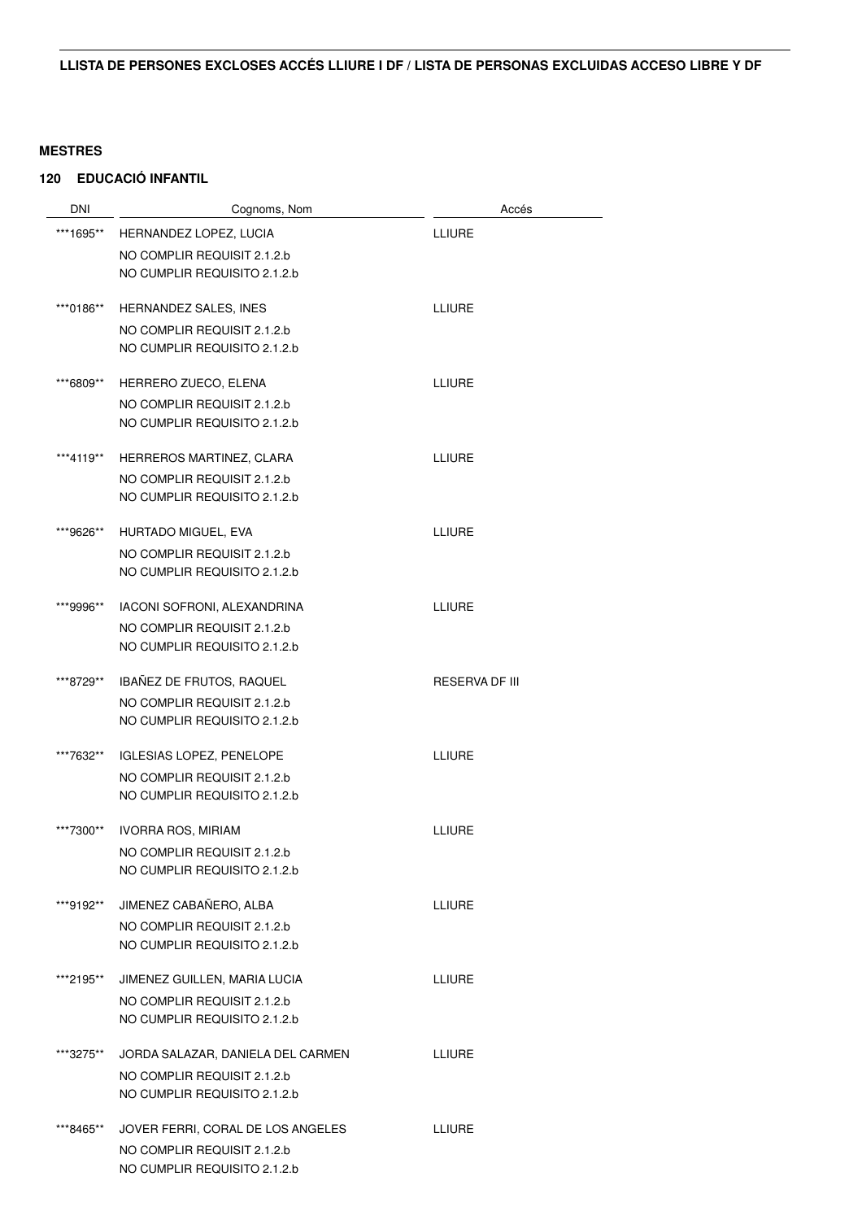**LLISTA DE PERSONES EXCLOSES ACCÉS LLIURE I DF / LISTA DE PERSONAS EXCLUIDAS ACCESO LIBRE Y DF**

**MESTRES**

**120 EDUCACIÓ INFANTIL**

| DNI | Cognoms, Nom | Accés |
|---|---|---|
| ***1695** | HERNANDEZ LOPEZ, LUCIA<br>NO COMPLIR REQUISIT 2.1.2.b<br>NO CUMPLIR REQUISITO 2.1.2.b | LLIURE |
| ***0186** | HERNANDEZ SALES, INES<br>NO COMPLIR REQUISIT 2.1.2.b<br>NO CUMPLIR REQUISITO 2.1.2.b | LLIURE |
| ***6809** | HERRERO ZUECO, ELENA<br>NO COMPLIR REQUISIT 2.1.2.b<br>NO CUMPLIR REQUISITO 2.1.2.b | LLIURE |
| ***4119** | HERREROS MARTINEZ, CLARA<br>NO COMPLIR REQUISIT 2.1.2.b<br>NO CUMPLIR REQUISITO 2.1.2.b | LLIURE |
| ***9626** | HURTADO MIGUEL, EVA<br>NO COMPLIR REQUISIT 2.1.2.b<br>NO CUMPLIR REQUISITO 2.1.2.b | LLIURE |
| ***9996** | IACONI SOFRONI, ALEXANDRINA<br>NO COMPLIR REQUISIT 2.1.2.b<br>NO CUMPLIR REQUISITO 2.1.2.b | LLIURE |
| ***8729** | IBAÑEZ DE FRUTOS, RAQUEL<br>NO COMPLIR REQUISIT 2.1.2.b<br>NO CUMPLIR REQUISITO 2.1.2.b | RESERVA DF III |
| ***7632** | IGLESIAS LOPEZ, PENELOPE<br>NO COMPLIR REQUISIT 2.1.2.b<br>NO CUMPLIR REQUISITO 2.1.2.b | LLIURE |
| ***7300** | IVORRA ROS, MIRIAM<br>NO COMPLIR REQUISIT 2.1.2.b<br>NO CUMPLIR REQUISITO 2.1.2.b | LLIURE |
| ***9192** | JIMENEZ CABAÑERO, ALBA<br>NO COMPLIR REQUISIT 2.1.2.b<br>NO CUMPLIR REQUISITO 2.1.2.b | LLIURE |
| ***2195** | JIMENEZ GUILLEN, MARIA LUCIA<br>NO COMPLIR REQUISIT 2.1.2.b<br>NO CUMPLIR REQUISITO 2.1.2.b | LLIURE |
| ***3275** | JORDA SALAZAR, DANIELA DEL CARMEN<br>NO COMPLIR REQUISIT 2.1.2.b<br>NO CUMPLIR REQUISITO 2.1.2.b | LLIURE |
| ***8465** | JOVER FERRI, CORAL DE LOS ANGELES<br>NO COMPLIR REQUISIT 2.1.2.b<br>NO CUMPLIR REQUISITO 2.1.2.b | LLIURE |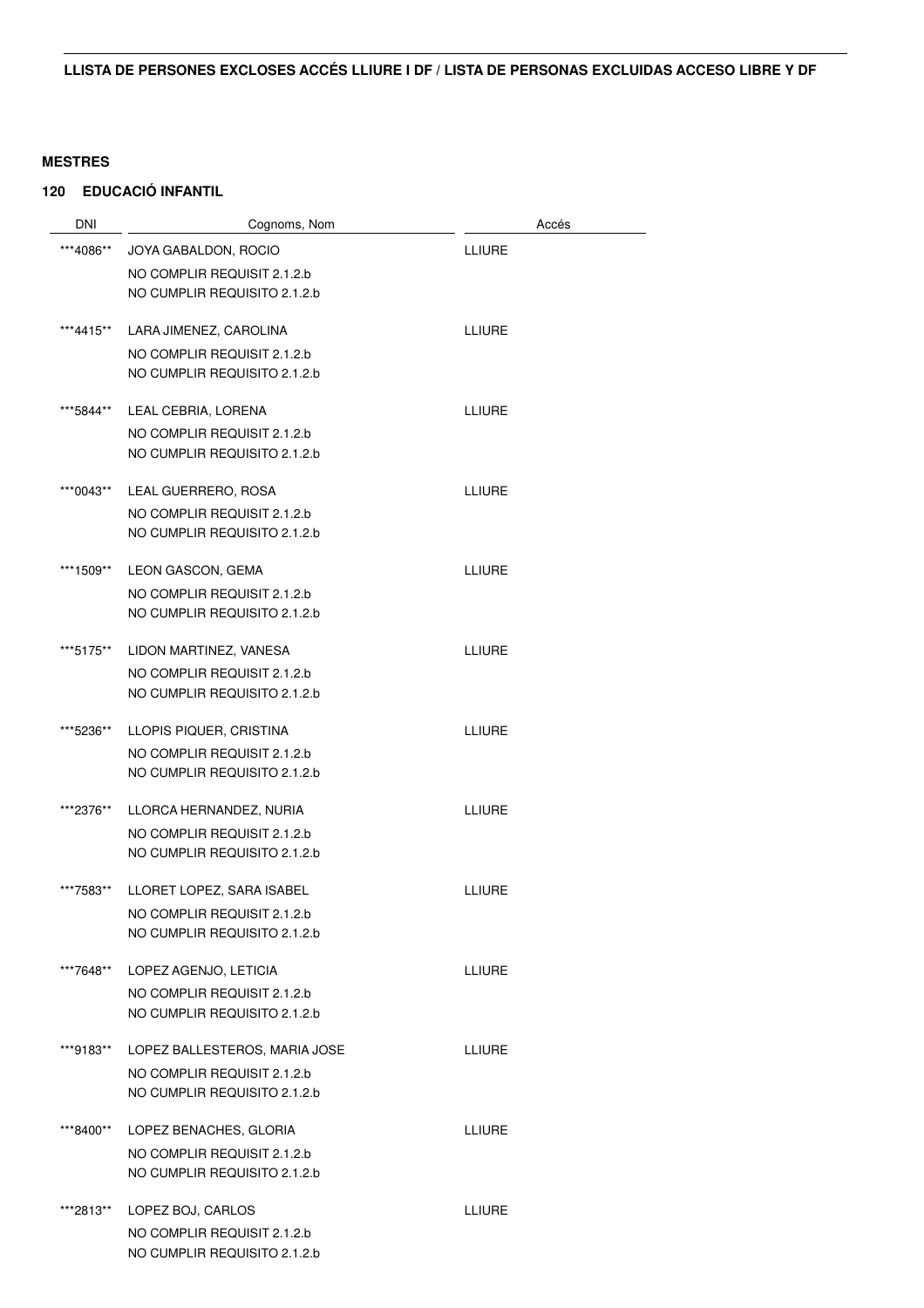**LLISTA DE PERSONES EXCLOSES ACCÉS LLIURE I DF / LISTA DE PERSONAS EXCLUIDAS ACCESO LIBRE Y DF**

**MESTRES**

**120 EDUCACIÓ INFANTIL**

| DNI | Cognoms, Nom | Accés |
|---|---|---|
| ***4086** | JOYA GABALDON, ROCIO<br>NO COMPLIR REQUISIT 2.1.2.b<br>NO CUMPLIR REQUISITO 2.1.2.b | LLIURE |
| ***4415** | LARA JIMENEZ, CAROLINA<br>NO COMPLIR REQUISIT 2.1.2.b<br>NO CUMPLIR REQUISITO 2.1.2.b | LLIURE |
| ***5844** | LEAL CEBRIA, LORENA<br>NO COMPLIR REQUISIT 2.1.2.b<br>NO CUMPLIR REQUISITO 2.1.2.b | LLIURE |
| ***0043** | LEAL GUERRERO, ROSA<br>NO COMPLIR REQUISIT 2.1.2.b<br>NO CUMPLIR REQUISITO 2.1.2.b | LLIURE |
| ***1509** | LEON GASCON, GEMA<br>NO COMPLIR REQUISIT 2.1.2.b<br>NO CUMPLIR REQUISITO 2.1.2.b | LLIURE |
| ***5175** | LIDON MARTINEZ, VANESA<br>NO COMPLIR REQUISIT 2.1.2.b<br>NO CUMPLIR REQUISITO 2.1.2.b | LLIURE |
| ***5236** | LLOPIS PIQUER, CRISTINA<br>NO COMPLIR REQUISIT 2.1.2.b<br>NO CUMPLIR REQUISITO 2.1.2.b | LLIURE |
| ***2376** | LLORCA HERNANDEZ, NURIA<br>NO COMPLIR REQUISIT 2.1.2.b<br>NO CUMPLIR REQUISITO 2.1.2.b | LLIURE |
| ***7583** | LLORET LOPEZ, SARA ISABEL<br>NO COMPLIR REQUISIT 2.1.2.b<br>NO CUMPLIR REQUISITO 2.1.2.b | LLIURE |
| ***7648** | LOPEZ AGENJO, LETICIA<br>NO COMPLIR REQUISIT 2.1.2.b<br>NO CUMPLIR REQUISITO 2.1.2.b | LLIURE |
| ***9183** | LOPEZ BALLESTEROS, MARIA JOSE<br>NO COMPLIR REQUISIT 2.1.2.b<br>NO CUMPLIR REQUISITO 2.1.2.b | LLIURE |
| ***8400** | LOPEZ BENACHES, GLORIA<br>NO COMPLIR REQUISIT 2.1.2.b<br>NO CUMPLIR REQUISITO 2.1.2.b | LLIURE |
| ***2813** | LOPEZ BOJ, CARLOS<br>NO COMPLIR REQUISIT 2.1.2.b<br>NO CUMPLIR REQUISITO 2.1.2.b | LLIURE |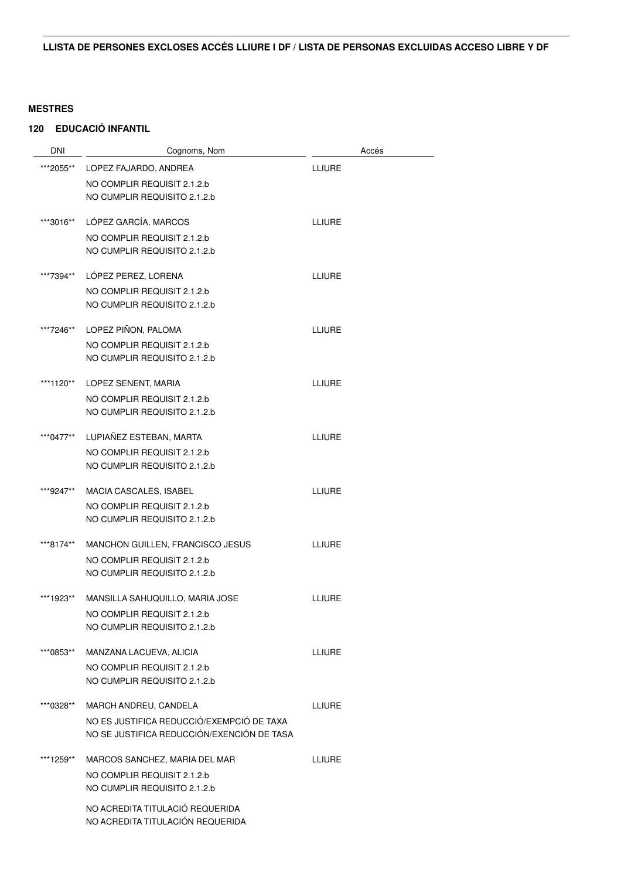**LLISTA DE PERSONES EXCLOSES ACCÉS LLIURE I DF / LISTA DE PERSONAS EXCLUIDAS ACCESO LIBRE Y DF**

**MESTRES**

**120 EDUCACIÓ INFANTIL**

| DNI | Cognoms, Nom | Accés |
|---|---|---|
| ***2055** | LOPEZ FAJARDO, ANDREA<br>NO COMPLIR REQUISIT 2.1.2.b<br>NO CUMPLIR REQUISITO 2.1.2.b | LLIURE |
| ***3016** | LÓPEZ GARCÍA, MARCOS<br>NO COMPLIR REQUISIT 2.1.2.b<br>NO CUMPLIR REQUISITO 2.1.2.b | LLIURE |
| ***7394** | LÓPEZ PEREZ, LORENA<br>NO COMPLIR REQUISIT 2.1.2.b<br>NO CUMPLIR REQUISITO 2.1.2.b | LLIURE |
| ***7246** | LOPEZ PIÑON, PALOMA<br>NO COMPLIR REQUISIT 2.1.2.b<br>NO CUMPLIR REQUISITO 2.1.2.b | LLIURE |
| ***1120** | LOPEZ SENENT, MARIA<br>NO COMPLIR REQUISIT 2.1.2.b<br>NO CUMPLIR REQUISITO 2.1.2.b | LLIURE |
| ***0477** | LUPIAÑEZ ESTEBAN, MARTA<br>NO COMPLIR REQUISIT 2.1.2.b<br>NO CUMPLIR REQUISITO 2.1.2.b | LLIURE |
| ***9247** | MACIA CASCALES, ISABEL<br>NO COMPLIR REQUISIT 2.1.2.b<br>NO CUMPLIR REQUISITO 2.1.2.b | LLIURE |
| ***8174** | MANCHON GUILLEN, FRANCISCO JESUS<br>NO COMPLIR REQUISIT 2.1.2.b<br>NO CUMPLIR REQUISITO 2.1.2.b | LLIURE |
| ***1923** | MANSILLA SAHUQUILLO, MARIA JOSE<br>NO COMPLIR REQUISIT 2.1.2.b<br>NO CUMPLIR REQUISITO 2.1.2.b | LLIURE |
| ***0853** | MANZANA LACUEVA, ALICIA<br>NO COMPLIR REQUISIT 2.1.2.b<br>NO CUMPLIR REQUISITO 2.1.2.b | LLIURE |
| ***0328** | MARCH ANDREU, CANDELA<br>NO ES JUSTIFICA REDUCCIÓ/EXEMPCIÓ DE TAXA<br>NO SE JUSTIFICA REDUCCIÓN/EXENCIÓN DE TASA | LLIURE |
| ***1259** | MARCOS SANCHEZ, MARIA DEL MAR<br>NO COMPLIR REQUISIT 2.1.2.b<br>NO CUMPLIR REQUISITO 2.1.2.b<br>NO ACREDITA TITULACIÓ REQUERIDA<br>NO ACREDITA TITULACIÓN REQUERIDA | LLIURE |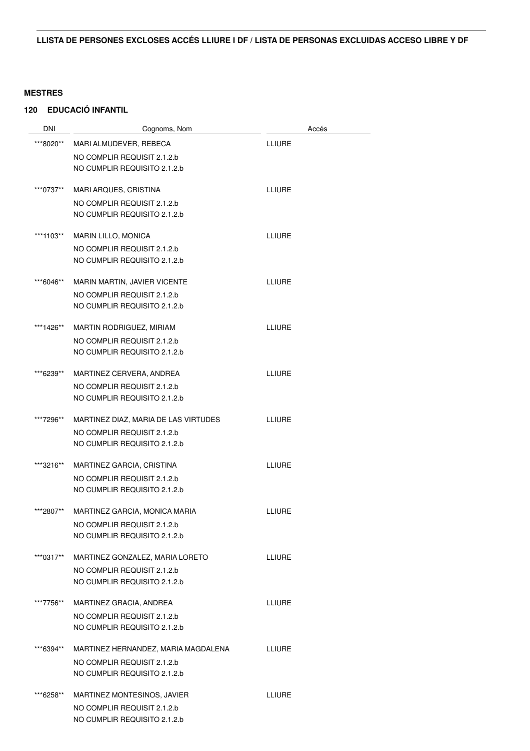**LLISTA DE PERSONES EXCLOSES ACCÉS LLIURE I DF / LISTA DE PERSONAS EXCLUIDAS ACCESO LIBRE Y DF**

**MESTRES**

**120 EDUCACIÓ INFANTIL**

| DNI | Cognoms, Nom | Accés |
|---|---|---|
| ***8020** | MARI ALMUDEVER, REBECA<br>NO COMPLIR REQUISIT 2.1.2.b<br>NO CUMPLIR REQUISITO 2.1.2.b | LLIURE |
| ***0737** | MARI ARQUES, CRISTINA<br>NO COMPLIR REQUISIT 2.1.2.b<br>NO CUMPLIR REQUISITO 2.1.2.b | LLIURE |
| ***1103** | MARIN LILLO, MONICA<br>NO COMPLIR REQUISIT 2.1.2.b<br>NO CUMPLIR REQUISITO 2.1.2.b | LLIURE |
| ***6046** | MARIN MARTIN, JAVIER VICENTE<br>NO COMPLIR REQUISIT 2.1.2.b<br>NO CUMPLIR REQUISITO 2.1.2.b | LLIURE |
| ***1426** | MARTIN RODRIGUEZ, MIRIAM<br>NO COMPLIR REQUISIT 2.1.2.b<br>NO CUMPLIR REQUISITO 2.1.2.b | LLIURE |
| ***6239** | MARTINEZ CERVERA, ANDREA<br>NO COMPLIR REQUISIT 2.1.2.b<br>NO CUMPLIR REQUISITO 2.1.2.b | LLIURE |
| ***7296** | MARTINEZ DIAZ, MARIA DE LAS VIRTUDES<br>NO COMPLIR REQUISIT 2.1.2.b<br>NO CUMPLIR REQUISITO 2.1.2.b | LLIURE |
| ***3216** | MARTINEZ GARCIA, CRISTINA<br>NO COMPLIR REQUISIT 2.1.2.b<br>NO CUMPLIR REQUISITO 2.1.2.b | LLIURE |
| ***2807** | MARTINEZ GARCIA, MONICA MARIA<br>NO COMPLIR REQUISIT 2.1.2.b<br>NO CUMPLIR REQUISITO 2.1.2.b | LLIURE |
| ***0317** | MARTINEZ GONZALEZ, MARIA LORETO<br>NO COMPLIR REQUISIT 2.1.2.b<br>NO CUMPLIR REQUISITO 2.1.2.b | LLIURE |
| ***7756** | MARTINEZ GRACIA, ANDREA<br>NO COMPLIR REQUISIT 2.1.2.b<br>NO CUMPLIR REQUISITO 2.1.2.b | LLIURE |
| ***6394** | MARTINEZ HERNANDEZ, MARIA MAGDALENA<br>NO COMPLIR REQUISIT 2.1.2.b<br>NO CUMPLIR REQUISITO 2.1.2.b | LLIURE |
| ***6258** | MARTINEZ MONTESINOS, JAVIER<br>NO COMPLIR REQUISIT 2.1.2.b<br>NO CUMPLIR REQUISITO 2.1.2.b | LLIURE |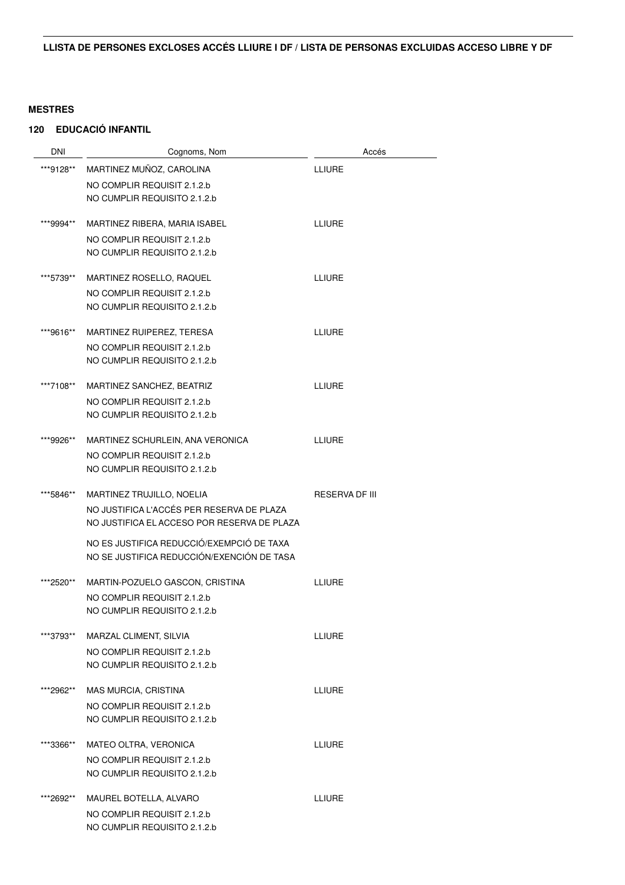**LLISTA DE PERSONES EXCLOSES ACCÉS LLIURE I DF / LISTA DE PERSONAS EXCLUIDAS ACCESO LIBRE Y DF**

**MESTRES**

**120 EDUCACIÓ INFANTIL**

| DNI | Cognoms, Nom | Accés |
|---|---|---|
| ***9128** | MARTINEZ MUÑOZ, CAROLINA<br>NO COMPLIR REQUISIT 2.1.2.b<br>NO CUMPLIR REQUISITO 2.1.2.b | LLIURE |
| ***9994** | MARTINEZ RIBERA, MARIA ISABEL<br>NO COMPLIR REQUISIT 2.1.2.b<br>NO CUMPLIR REQUISITO 2.1.2.b | LLIURE |
| ***5739** | MARTINEZ ROSELLO, RAQUEL<br>NO COMPLIR REQUISIT 2.1.2.b<br>NO CUMPLIR REQUISITO 2.1.2.b | LLIURE |
| ***9616** | MARTINEZ RUIPEREZ, TERESA<br>NO COMPLIR REQUISIT 2.1.2.b<br>NO CUMPLIR REQUISITO 2.1.2.b | LLIURE |
| ***7108** | MARTINEZ SANCHEZ, BEATRIZ<br>NO COMPLIR REQUISIT 2.1.2.b<br>NO CUMPLIR REQUISITO 2.1.2.b | LLIURE |
| ***9926** | MARTINEZ SCHURLEIN, ANA VERONICA<br>NO COMPLIR REQUISIT 2.1.2.b<br>NO CUMPLIR REQUISITO 2.1.2.b | LLIURE |
| ***5846** | MARTINEZ TRUJILLO, NOELIA<br>NO JUSTIFICA L'ACCÉS PER RESERVA DE PLAZA<br>NO JUSTIFICA EL ACCESO POR RESERVA DE PLAZA<br>NO ES JUSTIFICA REDUCCIÓ/EXEMPCIÓ DE TAXA<br>NO SE JUSTIFICA REDUCCIÓN/EXENCIÓN DE TASA | RESERVA DF III |
| ***2520** | MARTIN-POZUELO GASCON, CRISTINA<br>NO COMPLIR REQUISIT 2.1.2.b<br>NO CUMPLIR REQUISITO 2.1.2.b | LLIURE |
| ***3793** | MARZAL CLIMENT, SILVIA<br>NO COMPLIR REQUISIT 2.1.2.b<br>NO CUMPLIR REQUISITO 2.1.2.b | LLIURE |
| ***2962** | MAS MURCIA, CRISTINA<br>NO COMPLIR REQUISIT 2.1.2.b<br>NO CUMPLIR REQUISITO 2.1.2.b | LLIURE |
| ***3366** | MATEO OLTRA, VERONICA<br>NO COMPLIR REQUISIT 2.1.2.b<br>NO CUMPLIR REQUISITO 2.1.2.b | LLIURE |
| ***2692** | MAUREL BOTELLA, ALVARO<br>NO COMPLIR REQUISIT 2.1.2.b<br>NO CUMPLIR REQUISITO 2.1.2.b | LLIURE |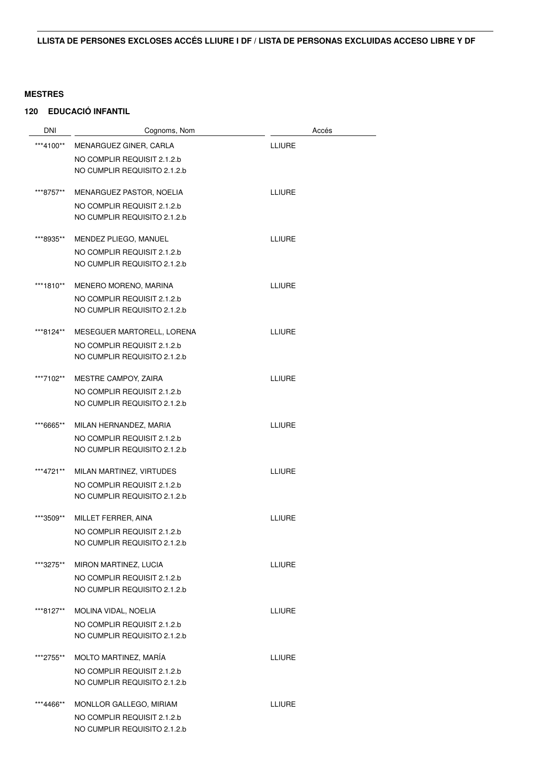**LLISTA DE PERSONES EXCLOSES ACCÉS LLIURE I DF / LISTA DE PERSONAS EXCLUIDAS ACCESO LIBRE Y DF**

**MESTRES**

**120 EDUCACIÓ INFANTIL**

| DNI | Cognoms, Nom | Accés |
|---|---|---|
| ***4100** | MENARGUEZ GINER, CARLA<br>NO COMPLIR REQUISIT 2.1.2.b<br>NO CUMPLIR REQUISITO 2.1.2.b | LLIURE |
| ***8757** | MENARGUEZ PASTOR, NOELIA<br>NO COMPLIR REQUISIT 2.1.2.b<br>NO CUMPLIR REQUISITO 2.1.2.b | LLIURE |
| ***8935** | MENDEZ PLIEGO, MANUEL<br>NO COMPLIR REQUISIT 2.1.2.b<br>NO CUMPLIR REQUISITO 2.1.2.b | LLIURE |
| ***1810** | MENERO MORENO, MARINA<br>NO COMPLIR REQUISIT 2.1.2.b<br>NO CUMPLIR REQUISITO 2.1.2.b | LLIURE |
| ***8124** | MESEGUER MARTORELL, LORENA<br>NO COMPLIR REQUISIT 2.1.2.b<br>NO CUMPLIR REQUISITO 2.1.2.b | LLIURE |
| ***7102** | MESTRE CAMPOY, ZAIRA<br>NO COMPLIR REQUISIT 2.1.2.b<br>NO CUMPLIR REQUISITO 2.1.2.b | LLIURE |
| ***6665** | MILAN HERNANDEZ, MARIA<br>NO COMPLIR REQUISIT 2.1.2.b<br>NO CUMPLIR REQUISITO 2.1.2.b | LLIURE |
| ***4721** | MILAN MARTINEZ, VIRTUDES<br>NO COMPLIR REQUISIT 2.1.2.b<br>NO CUMPLIR REQUISITO 2.1.2.b | LLIURE |
| ***3509** | MILLET FERRER, AINA<br>NO COMPLIR REQUISIT 2.1.2.b<br>NO CUMPLIR REQUISITO 2.1.2.b | LLIURE |
| ***3275** | MIRON MARTINEZ, LUCIA<br>NO COMPLIR REQUISIT 2.1.2.b<br>NO CUMPLIR REQUISITO 2.1.2.b | LLIURE |
| ***8127** | MOLINA VIDAL, NOELIA<br>NO COMPLIR REQUISIT 2.1.2.b<br>NO CUMPLIR REQUISITO 2.1.2.b | LLIURE |
| ***2755** | MOLTO MARTINEZ, MARÍA<br>NO COMPLIR REQUISIT 2.1.2.b<br>NO CUMPLIR REQUISITO 2.1.2.b | LLIURE |
| ***4466** | MONLLOR GALLEGO, MIRIAM<br>NO COMPLIR REQUISIT 2.1.2.b<br>NO CUMPLIR REQUISITO 2.1.2.b | LLIURE |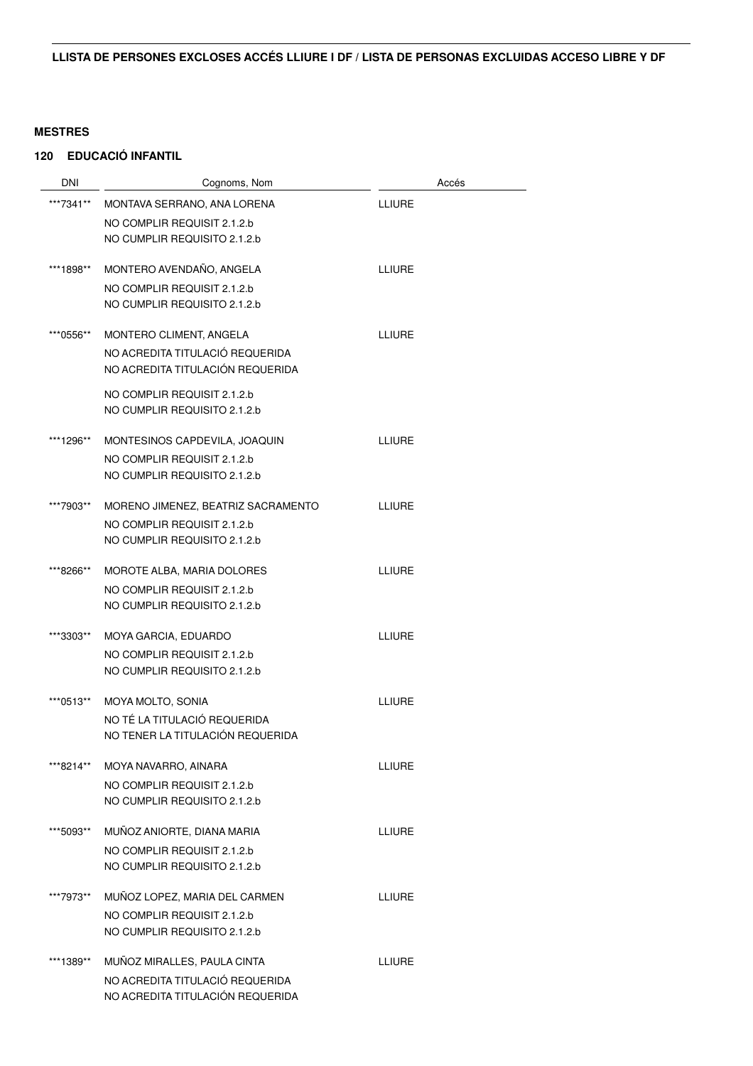**LLISTA DE PERSONES EXCLOSES ACCÉS LLIURE I DF / LISTA DE PERSONAS EXCLUIDAS ACCESO LIBRE Y DF**

**MESTRES**

**120 EDUCACIÓ INFANTIL**

| DNI | Cognoms, Nom | Accés |
|---|---|---|
| ***7341** | MONTAVA SERRANO, ANA LORENA<br>NO COMPLIR REQUISIT 2.1.2.b<br>NO CUMPLIR REQUISITO 2.1.2.b | LLIURE |
| ***1898** | MONTERO AVENDAÑO, ANGELA<br>NO COMPLIR REQUISIT 2.1.2.b<br>NO CUMPLIR REQUISITO 2.1.2.b | LLIURE |
| ***0556** | MONTERO CLIMENT, ANGELA<br>NO ACREDITA TITULACIÓ REQUERIDA<br>NO ACREDITA TITULACIÓN REQUERIDA<br>NO COMPLIR REQUISIT 2.1.2.b<br>NO CUMPLIR REQUISITO 2.1.2.b | LLIURE |
| ***1296** | MONTESINOS CAPDEVILA, JOAQUIN<br>NO COMPLIR REQUISIT 2.1.2.b<br>NO CUMPLIR REQUISITO 2.1.2.b | LLIURE |
| ***7903** | MORENO JIMENEZ, BEATRIZ SACRAMENTO<br>NO COMPLIR REQUISIT 2.1.2.b<br>NO CUMPLIR REQUISITO 2.1.2.b | LLIURE |
| ***8266** | MOROTE ALBA, MARIA DOLORES<br>NO COMPLIR REQUISIT 2.1.2.b<br>NO CUMPLIR REQUISITO 2.1.2.b | LLIURE |
| ***3303** | MOYA GARCIA, EDUARDO<br>NO COMPLIR REQUISIT 2.1.2.b<br>NO CUMPLIR REQUISITO 2.1.2.b | LLIURE |
| ***0513** | MOYA MOLTO, SONIA<br>NO TÉ LA TITULACIÓ REQUERIDA<br>NO TENER LA TITULACIÓN REQUERIDA | LLIURE |
| ***8214** | MOYA NAVARRO, AINARA<br>NO COMPLIR REQUISIT 2.1.2.b<br>NO CUMPLIR REQUISITO 2.1.2.b | LLIURE |
| ***5093** | MUÑOZ ANIORTE, DIANA MARIA<br>NO COMPLIR REQUISIT 2.1.2.b<br>NO CUMPLIR REQUISITO 2.1.2.b | LLIURE |
| ***7973** | MUÑOZ LOPEZ, MARIA DEL CARMEN<br>NO COMPLIR REQUISIT 2.1.2.b<br>NO CUMPLIR REQUISITO 2.1.2.b | LLIURE |
| ***1389** | MUÑOZ MIRALLES, PAULA CINTA<br>NO ACREDITA TITULACIÓ REQUERIDA<br>NO ACREDITA TITULACIÓN REQUERIDA | LLIURE |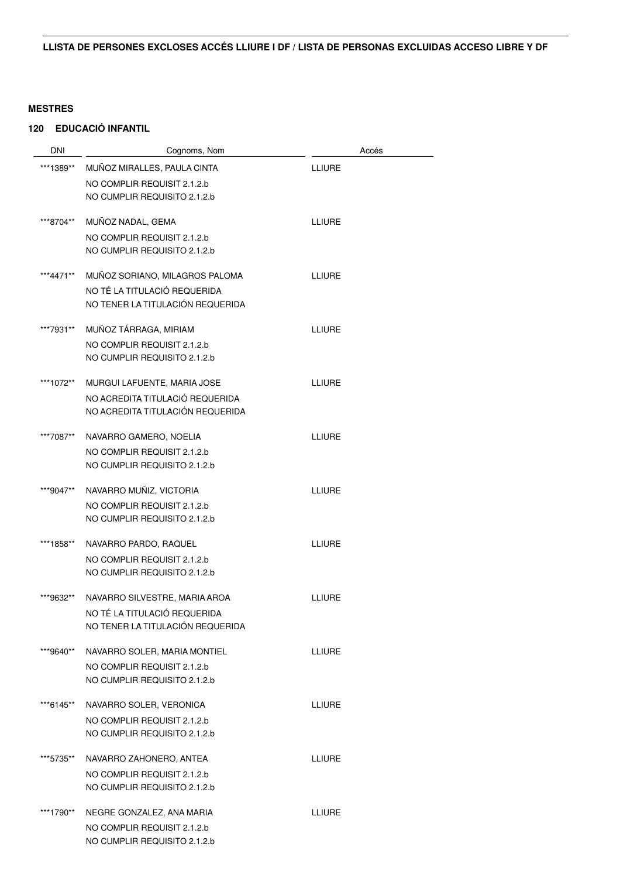**LLISTA DE PERSONES EXCLOSES ACCÉS LLIURE I DF / LISTA DE PERSONAS EXCLUIDAS ACCESO LIBRE Y DF**

**MESTRES**

**120 EDUCACIÓ INFANTIL**

| DNI | Cognoms, Nom | Accés |
|---|---|---|
| ***1389** | MUÑOZ MIRALLES, PAULA CINTA<br>NO COMPLIR REQUISIT 2.1.2.b<br>NO CUMPLIR REQUISITO 2.1.2.b | LLIURE |
| ***8704** | MUÑOZ NADAL, GEMA<br>NO COMPLIR REQUISIT 2.1.2.b<br>NO CUMPLIR REQUISITO 2.1.2.b | LLIURE |
| ***4471** | MUÑOZ SORIANO, MILAGROS PALOMA<br>NO TÉ LA TITULACIÓ REQUERIDA<br>NO TENER LA TITULACIÓN REQUERIDA | LLIURE |
| ***7931** | MUÑOZ TÁRRAGA, MIRIAM<br>NO COMPLIR REQUISIT 2.1.2.b<br>NO CUMPLIR REQUISITO 2.1.2.b | LLIURE |
| ***1072** | MURGUI LAFUENTE, MARIA JOSE<br>NO ACREDITA TITULACIÓ REQUERIDA<br>NO ACREDITA TITULACIÓN REQUERIDA | LLIURE |
| ***7087** | NAVARRO GAMERO, NOELIA<br>NO COMPLIR REQUISIT 2.1.2.b<br>NO CUMPLIR REQUISITO 2.1.2.b | LLIURE |
| ***9047** | NAVARRO MUÑIZ, VICTORIA<br>NO COMPLIR REQUISIT 2.1.2.b<br>NO CUMPLIR REQUISITO 2.1.2.b | LLIURE |
| ***1858** | NAVARRO PARDO, RAQUEL<br>NO COMPLIR REQUISIT 2.1.2.b<br>NO CUMPLIR REQUISITO 2.1.2.b | LLIURE |
| ***9632** | NAVARRO SILVESTRE, MARIA AROA<br>NO TÉ LA TITULACIÓ REQUERIDA<br>NO TENER LA TITULACIÓN REQUERIDA | LLIURE |
| ***9640** | NAVARRO SOLER, MARIA MONTIEL<br>NO COMPLIR REQUISIT 2.1.2.b<br>NO CUMPLIR REQUISITO 2.1.2.b | LLIURE |
| ***6145** | NAVARRO SOLER, VERONICA<br>NO COMPLIR REQUISIT 2.1.2.b<br>NO CUMPLIR REQUISITO 2.1.2.b | LLIURE |
| ***5735** | NAVARRO ZAHONERO, ANTEA<br>NO COMPLIR REQUISIT 2.1.2.b<br>NO CUMPLIR REQUISITO 2.1.2.b | LLIURE |
| ***1790** | NEGRE GONZALEZ, ANA MARIA<br>NO COMPLIR REQUISIT 2.1.2.b<br>NO CUMPLIR REQUISITO 2.1.2.b | LLIURE |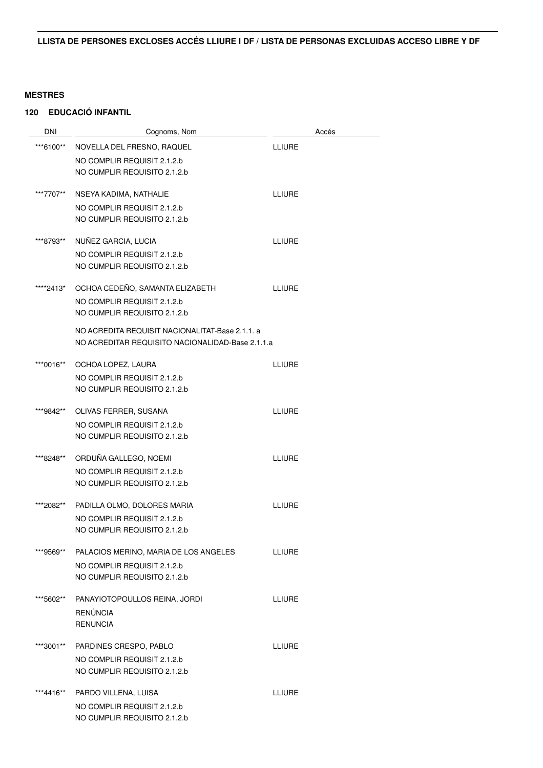**LLISTA DE PERSONES EXCLOSES ACCÉS LLIURE I DF / LISTA DE PERSONAS EXCLUIDAS ACCESO LIBRE Y DF**

**MESTRES**

**120 EDUCACIÓ INFANTIL**

| DNI | Cognoms, Nom | Accés |
| --- | --- | --- |
| ***6100** | NOVELLA DEL FRESNO, RAQUEL<br>NO COMPLIR REQUISIT 2.1.2.b<br>NO CUMPLIR REQUISITO 2.1.2.b | LLIURE |
| ***7707** | NSEYA KADIMA, NATHALIE<br>NO COMPLIR REQUISIT 2.1.2.b<br>NO CUMPLIR REQUISITO 2.1.2.b | LLIURE |
| ***8793** | NUÑEZ GARCIA, LUCIA<br>NO COMPLIR REQUISIT 2.1.2.b<br>NO CUMPLIR REQUISITO 2.1.2.b | LLIURE |
| ****2413* | OCHOA CEDEÑO, SAMANTA ELIZABETH<br>NO COMPLIR REQUISIT 2.1.2.b<br>NO CUMPLIR REQUISITO 2.1.2.b<br>NO ACREDITA REQUISIT NACIONALITAT-Base 2.1.1. a<br>NO ACREDITAR REQUISITO NACIONALIDAD-Base 2.1.1.a | LLIURE |
| ***0016** | OCHOA LOPEZ, LAURA<br>NO COMPLIR REQUISIT 2.1.2.b<br>NO CUMPLIR REQUISITO 2.1.2.b | LLIURE |
| ***9842** | OLIVAS FERRER, SUSANA<br>NO COMPLIR REQUISIT 2.1.2.b<br>NO CUMPLIR REQUISITO 2.1.2.b | LLIURE |
| ***8248** | ORDUÑA GALLEGO, NOEMI<br>NO COMPLIR REQUISIT 2.1.2.b<br>NO CUMPLIR REQUISITO 2.1.2.b | LLIURE |
| ***2082** | PADILLA OLMO, DOLORES MARIA<br>NO COMPLIR REQUISIT 2.1.2.b<br>NO CUMPLIR REQUISITO 2.1.2.b | LLIURE |
| ***9569** | PALACIOS MERINO, MARIA DE LOS ANGELES<br>NO COMPLIR REQUISIT 2.1.2.b<br>NO CUMPLIR REQUISITO 2.1.2.b | LLIURE |
| ***5602** | PANAYIOTOPOULLOS REINA, JORDI<br>RENÚNCIA<br>RENUNCIA | LLIURE |
| ***3001** | PARDINES CRESPO, PABLO<br>NO COMPLIR REQUISIT 2.1.2.b<br>NO CUMPLIR REQUISITO 2.1.2.b | LLIURE |
| ***4416** | PARDO VILLENA, LUISA<br>NO COMPLIR REQUISIT 2.1.2.b<br>NO CUMPLIR REQUISITO 2.1.2.b | LLIURE |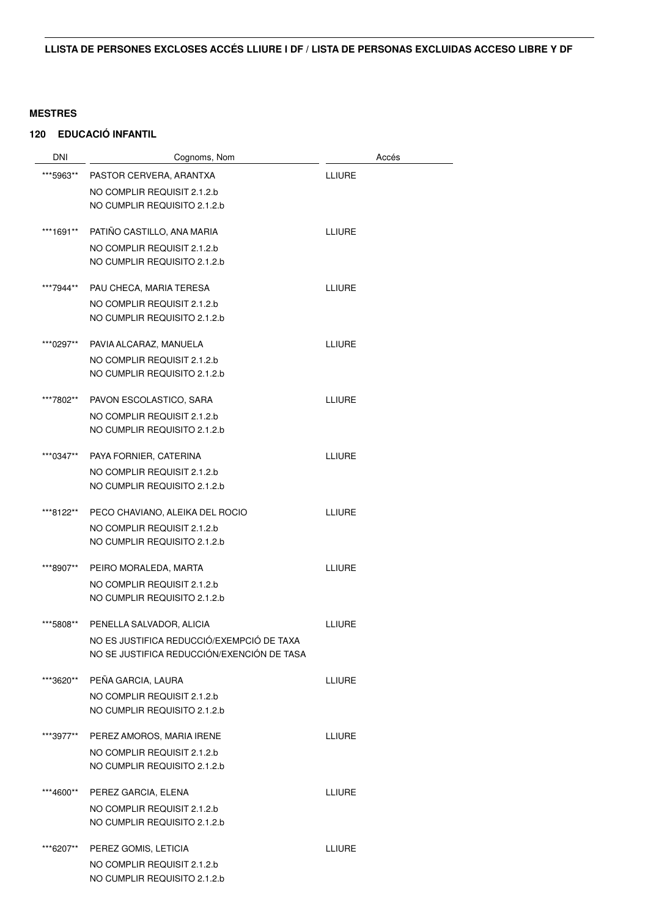**LLISTA DE PERSONES EXCLOSES ACCÉS LLIURE I DF / LISTA DE PERSONAS EXCLUIDAS ACCESO LIBRE Y DF**

**MESTRES**

**120 EDUCACIÓ INFANTIL**

| DNI | Cognoms, Nom | Accés |
|---|---|---|
| ***5963** | PASTOR CERVERA, ARANTXA<br>NO COMPLIR REQUISIT 2.1.2.b<br>NO CUMPLIR REQUISITO 2.1.2.b | LLIURE |
| ***1691** | PATIÑO CASTILLO, ANA MARIA<br>NO COMPLIR REQUISIT 2.1.2.b<br>NO CUMPLIR REQUISITO 2.1.2.b | LLIURE |
| ***7944** | PAU CHECA, MARIA TERESA<br>NO COMPLIR REQUISIT 2.1.2.b<br>NO CUMPLIR REQUISITO 2.1.2.b | LLIURE |
| ***0297** | PAVIA ALCARAZ, MANUELA<br>NO COMPLIR REQUISIT 2.1.2.b<br>NO CUMPLIR REQUISITO 2.1.2.b | LLIURE |
| ***7802** | PAVON ESCOLASTICO, SARA<br>NO COMPLIR REQUISIT 2.1.2.b<br>NO CUMPLIR REQUISITO 2.1.2.b | LLIURE |
| ***0347** | PAYA FORNIER, CATERINA<br>NO COMPLIR REQUISIT 2.1.2.b<br>NO CUMPLIR REQUISITO 2.1.2.b | LLIURE |
| ***8122** | PECO CHAVIANO, ALEIKA DEL ROCIO<br>NO COMPLIR REQUISIT 2.1.2.b<br>NO CUMPLIR REQUISITO 2.1.2.b | LLIURE |
| ***8907** | PEIRO MORALEDA, MARTA<br>NO COMPLIR REQUISIT 2.1.2.b<br>NO CUMPLIR REQUISITO 2.1.2.b | LLIURE |
| ***5808** | PENELLA SALVADOR, ALICIA<br>NO ES JUSTIFICA REDUCCIÓ/EXEMPCIÓ DE TAXA<br>NO SE JUSTIFICA REDUCCIÓN/EXENCIÓN DE TASA | LLIURE |
| ***3620** | PEÑA GARCIA, LAURA<br>NO COMPLIR REQUISIT 2.1.2.b<br>NO CUMPLIR REQUISITO 2.1.2.b | LLIURE |
| ***3977** | PEREZ AMOROS, MARIA IRENE<br>NO COMPLIR REQUISIT 2.1.2.b<br>NO CUMPLIR REQUISITO 2.1.2.b | LLIURE |
| ***4600** | PEREZ GARCIA, ELENA<br>NO COMPLIR REQUISIT 2.1.2.b<br>NO CUMPLIR REQUISITO 2.1.2.b | LLIURE |
| ***6207** | PEREZ GOMIS, LETICIA<br>NO COMPLIR REQUISIT 2.1.2.b<br>NO CUMPLIR REQUISITO 2.1.2.b | LLIURE |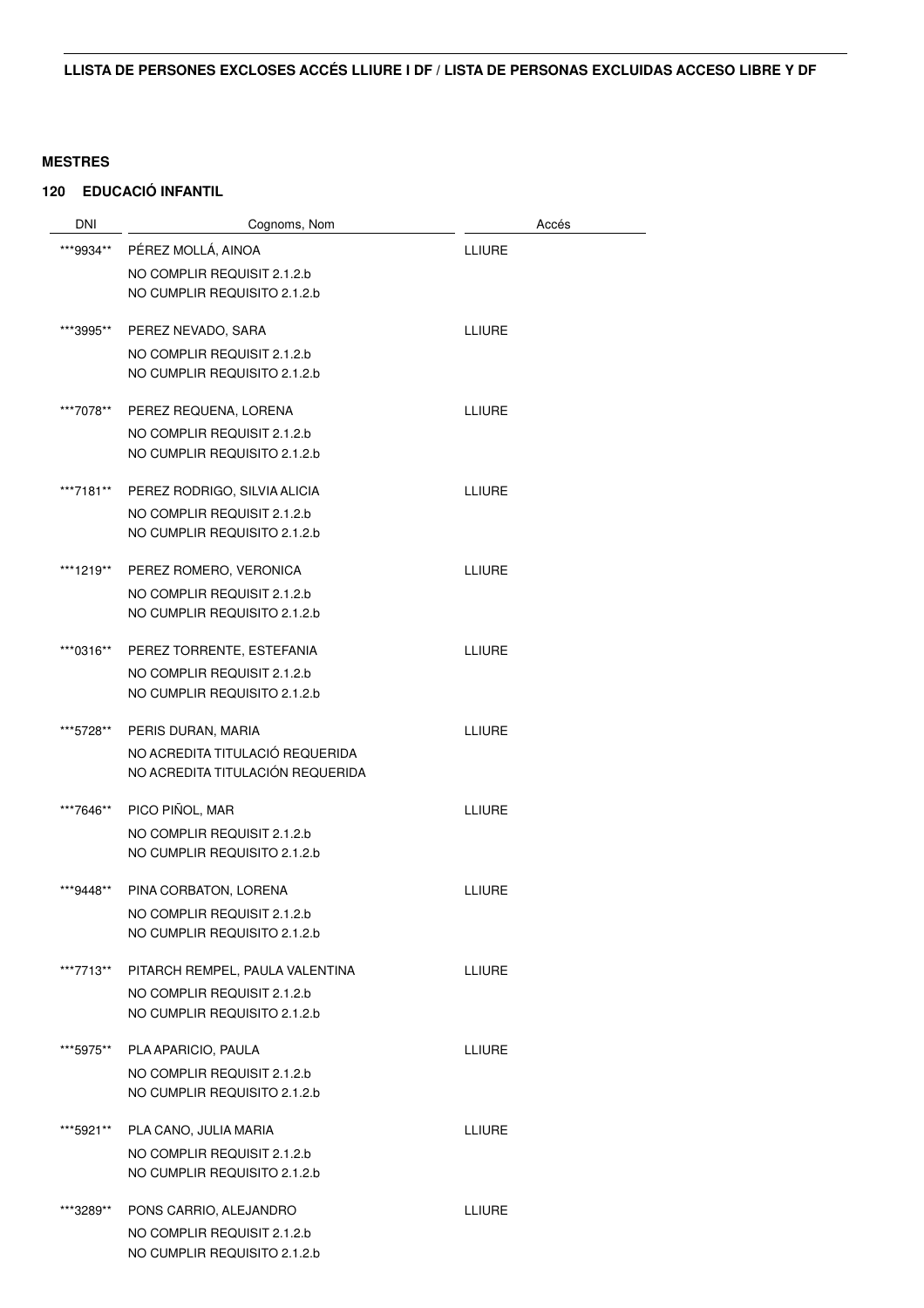**LLISTA DE PERSONES EXCLOSES ACCÉS LLIURE I DF / LISTA DE PERSONAS EXCLUIDAS ACCESO LIBRE Y DF**

**MESTRES**

**120 EDUCACIÓ INFANTIL**

| DNI | Cognoms, Nom | Accés |
|---|---|---|
| ***9934** | PÉREZ MOLLÁ, AINOA<br>NO COMPLIR REQUISIT 2.1.2.b<br>NO CUMPLIR REQUISITO 2.1.2.b | LLIURE |
| ***3995** | PEREZ NEVADO, SARA<br>NO COMPLIR REQUISIT 2.1.2.b<br>NO CUMPLIR REQUISITO 2.1.2.b | LLIURE |
| ***7078** | PEREZ REQUENA, LORENA<br>NO COMPLIR REQUISIT 2.1.2.b<br>NO CUMPLIR REQUISITO 2.1.2.b | LLIURE |
| ***7181** | PEREZ RODRIGO, SILVIA ALICIA<br>NO COMPLIR REQUISIT 2.1.2.b<br>NO CUMPLIR REQUISITO 2.1.2.b | LLIURE |
| ***1219** | PEREZ ROMERO, VERONICA<br>NO COMPLIR REQUISIT 2.1.2.b<br>NO CUMPLIR REQUISITO 2.1.2.b | LLIURE |
| ***0316** | PEREZ TORRENTE, ESTEFANIA<br>NO COMPLIR REQUISIT 2.1.2.b<br>NO CUMPLIR REQUISITO 2.1.2.b | LLIURE |
| ***5728** | PERIS DURAN, MARIA<br>NO ACREDITA TITULACIÓ REQUERIDA<br>NO ACREDITA TITULACIÓN REQUERIDA | LLIURE |
| ***7646** | PICO PIÑOL, MAR<br>NO COMPLIR REQUISIT 2.1.2.b<br>NO CUMPLIR REQUISITO 2.1.2.b | LLIURE |
| ***9448** | PINA CORBATON, LORENA<br>NO COMPLIR REQUISIT 2.1.2.b<br>NO CUMPLIR REQUISITO 2.1.2.b | LLIURE |
| ***7713** | PITARCH REMPEL, PAULA VALENTINA<br>NO COMPLIR REQUISIT 2.1.2.b<br>NO CUMPLIR REQUISITO 2.1.2.b | LLIURE |
| ***5975** | PLA APARICIO, PAULA<br>NO COMPLIR REQUISIT 2.1.2.b<br>NO CUMPLIR REQUISITO 2.1.2.b | LLIURE |
| ***5921** | PLA CANO, JULIA MARIA<br>NO COMPLIR REQUISIT 2.1.2.b<br>NO CUMPLIR REQUISITO 2.1.2.b | LLIURE |
| ***3289** | PONS CARRIO, ALEJANDRO<br>NO COMPLIR REQUISIT 2.1.2.b<br>NO CUMPLIR REQUISITO 2.1.2.b | LLIURE |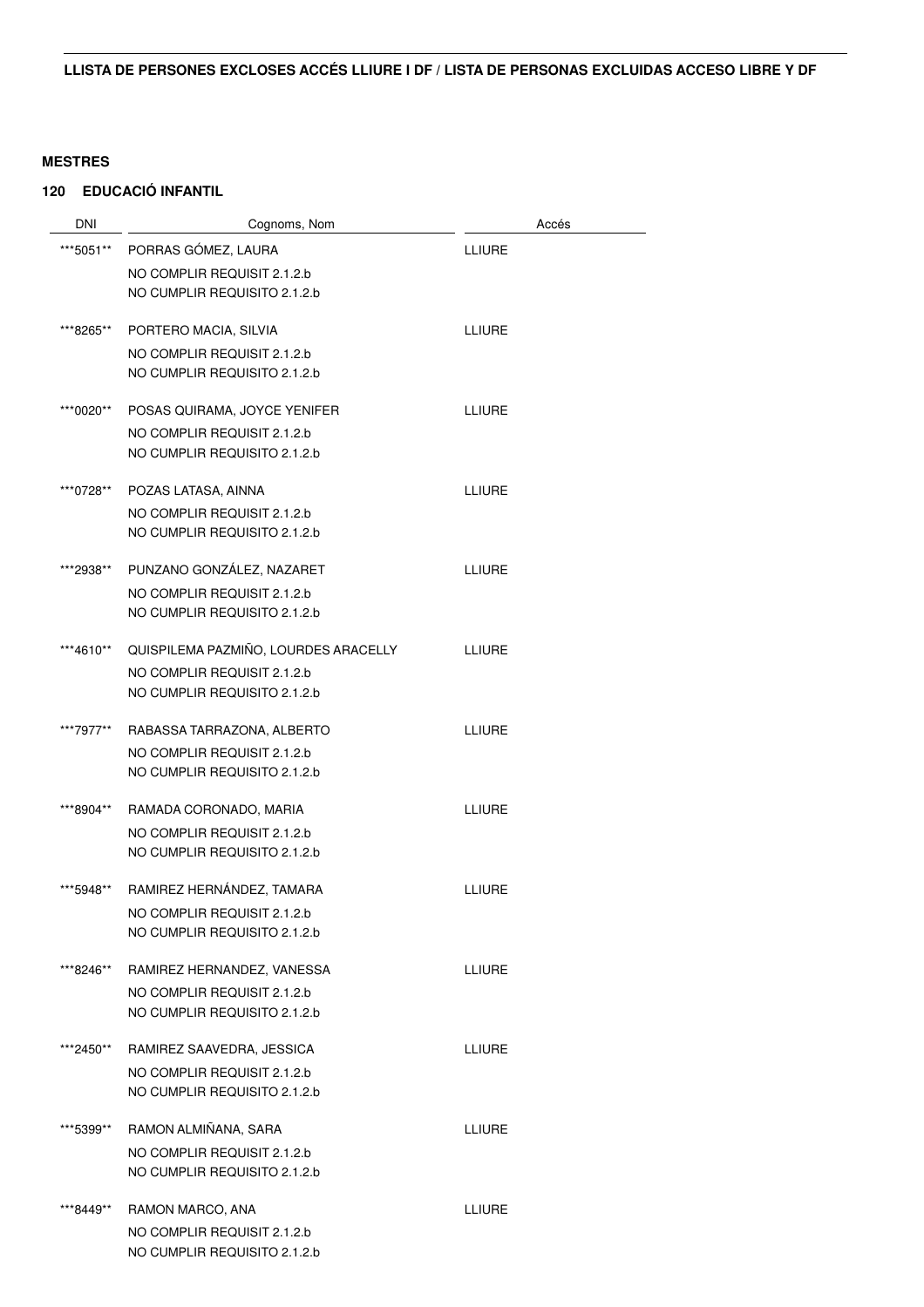**LLISTA DE PERSONES EXCLOSES ACCÉS LLIURE I DF / LISTA DE PERSONAS EXCLUIDAS ACCESO LIBRE Y DF**

**MESTRES**

**120 EDUCACIÓ INFANTIL**

| DNI | Cognoms, Nom | Accés |
|---|---|---|
| ***5051** | PORRAS GÓMEZ, LAURA<br>NO COMPLIR REQUISIT 2.1.2.b<br>NO CUMPLIR REQUISITO 2.1.2.b | LLIURE |
| ***8265** | PORTERO MACIA, SILVIA<br>NO COMPLIR REQUISIT 2.1.2.b<br>NO CUMPLIR REQUISITO 2.1.2.b | LLIURE |
| ***0020** | POSAS QUIRAMA, JOYCE YENIFER<br>NO COMPLIR REQUISIT 2.1.2.b<br>NO CUMPLIR REQUISITO 2.1.2.b | LLIURE |
| ***0728** | POZAS LATASA, AINNA<br>NO COMPLIR REQUISIT 2.1.2.b<br>NO CUMPLIR REQUISITO 2.1.2.b | LLIURE |
| ***2938** | PUNZANO GONZÁLEZ, NAZARET<br>NO COMPLIR REQUISIT 2.1.2.b<br>NO CUMPLIR REQUISITO 2.1.2.b | LLIURE |
| ***4610** | QUISPILEMA PAZMIÑO, LOURDES ARACELLY<br>NO COMPLIR REQUISIT 2.1.2.b<br>NO CUMPLIR REQUISITO 2.1.2.b | LLIURE |
| ***7977** | RABASSA TARRAZONA, ALBERTO<br>NO COMPLIR REQUISIT 2.1.2.b<br>NO CUMPLIR REQUISITO 2.1.2.b | LLIURE |
| ***8904** | RAMADA CORONADO, MARIA<br>NO COMPLIR REQUISIT 2.1.2.b<br>NO CUMPLIR REQUISITO 2.1.2.b | LLIURE |
| ***5948** | RAMIREZ HERNÁNDEZ, TAMARA<br>NO COMPLIR REQUISIT 2.1.2.b<br>NO CUMPLIR REQUISITO 2.1.2.b | LLIURE |
| ***8246** | RAMIREZ HERNANDEZ, VANESSA<br>NO COMPLIR REQUISIT 2.1.2.b<br>NO CUMPLIR REQUISITO 2.1.2.b | LLIURE |
| ***2450** | RAMIREZ SAAVEDRA, JESSICA<br>NO COMPLIR REQUISIT 2.1.2.b<br>NO CUMPLIR REQUISITO 2.1.2.b | LLIURE |
| ***5399** | RAMON ALMIÑANA, SARA<br>NO COMPLIR REQUISIT 2.1.2.b<br>NO CUMPLIR REQUISITO 2.1.2.b | LLIURE |
| ***8449** | RAMON MARCO, ANA<br>NO COMPLIR REQUISIT 2.1.2.b<br>NO CUMPLIR REQUISITO 2.1.2.b | LLIURE |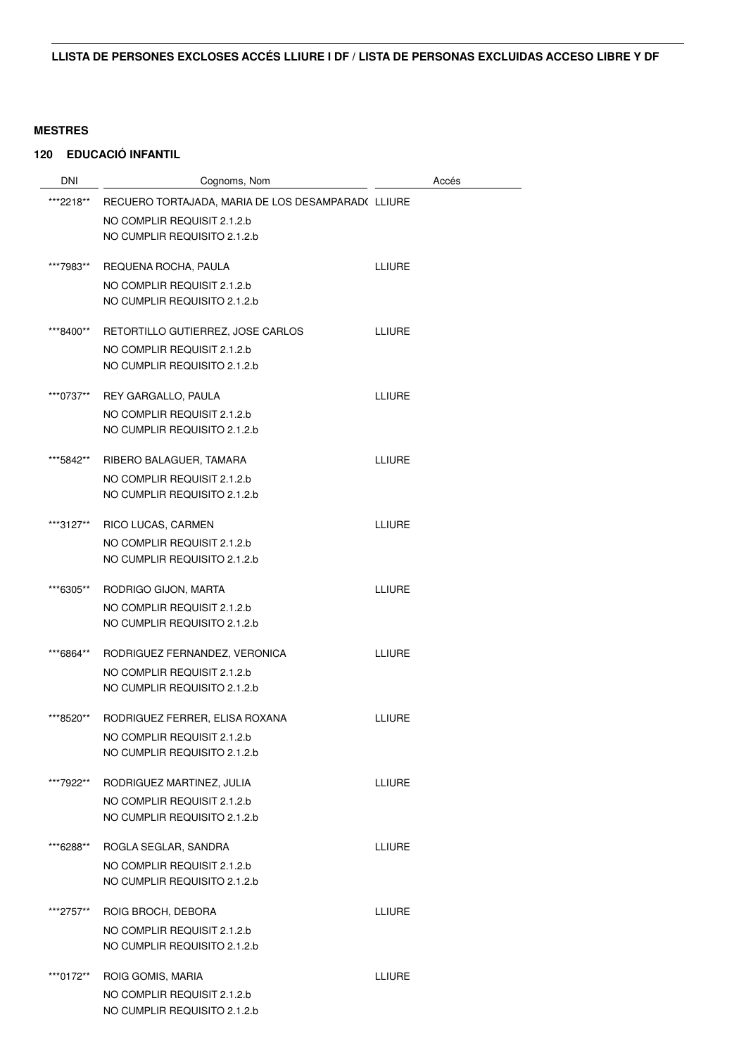**LLISTA DE PERSONES EXCLOSES ACCÉS LLIURE I DF / LISTA DE PERSONAS EXCLUIDAS ACCESO LIBRE Y DF**

**MESTRES**

**120 EDUCACIÓ INFANTIL**

| DNI | Cognoms, Nom | Accés |
|---|---|---|
| ***2218** | RECUERO TORTAJADA, MARIA DE LOS DESAMPARAD( | LLIURE |
| | NO COMPLIR REQUISIT 2.1.2.b<br>NO CUMPLIR REQUISITO 2.1.2.b | |
| ***7983** | REQUENA ROCHA, PAULA | LLIURE |
| | NO COMPLIR REQUISIT 2.1.2.b<br>NO CUMPLIR REQUISITO 2.1.2.b | |
| ***8400** | RETORTILLO GUTIERREZ, JOSE CARLOS | LLIURE |
| | NO COMPLIR REQUISIT 2.1.2.b<br>NO CUMPLIR REQUISITO 2.1.2.b | |
| ***0737** | REY GARGALLO, PAULA | LLIURE |
| | NO COMPLIR REQUISIT 2.1.2.b<br>NO CUMPLIR REQUISITO 2.1.2.b | |
| ***5842** | RIBERO BALAGUER, TAMARA | LLIURE |
| | NO COMPLIR REQUISIT 2.1.2.b<br>NO CUMPLIR REQUISITO 2.1.2.b | |
| ***3127** | RICO LUCAS, CARMEN | LLIURE |
| | NO COMPLIR REQUISIT 2.1.2.b<br>NO CUMPLIR REQUISITO 2.1.2.b | |
| ***6305** | RODRIGO GIJON, MARTA | LLIURE |
| | NO COMPLIR REQUISIT 2.1.2.b<br>NO CUMPLIR REQUISITO 2.1.2.b | |
| ***6864** | RODRIGUEZ FERNANDEZ, VERONICA | LLIURE |
| | NO COMPLIR REQUISIT 2.1.2.b<br>NO CUMPLIR REQUISITO 2.1.2.b | |
| ***8520** | RODRIGUEZ FERRER, ELISA ROXANA | LLIURE |
| | NO COMPLIR REQUISIT 2.1.2.b<br>NO CUMPLIR REQUISITO 2.1.2.b | |
| ***7922** | RODRIGUEZ MARTINEZ, JULIA | LLIURE |
| | NO COMPLIR REQUISIT 2.1.2.b<br>NO CUMPLIR REQUISITO 2.1.2.b | |
| ***6288** | ROGLA SEGLAR, SANDRA | LLIURE |
| | NO COMPLIR REQUISIT 2.1.2.b<br>NO CUMPLIR REQUISITO 2.1.2.b | |
| ***2757** | ROIG BROCH, DEBORA | LLIURE |
| | NO COMPLIR REQUISIT 2.1.2.b<br>NO CUMPLIR REQUISITO 2.1.2.b | |
| ***0172** | ROIG GOMIS, MARIA | LLIURE |
| | NO COMPLIR REQUISIT 2.1.2.b<br>NO CUMPLIR REQUISITO 2.1.2.b | |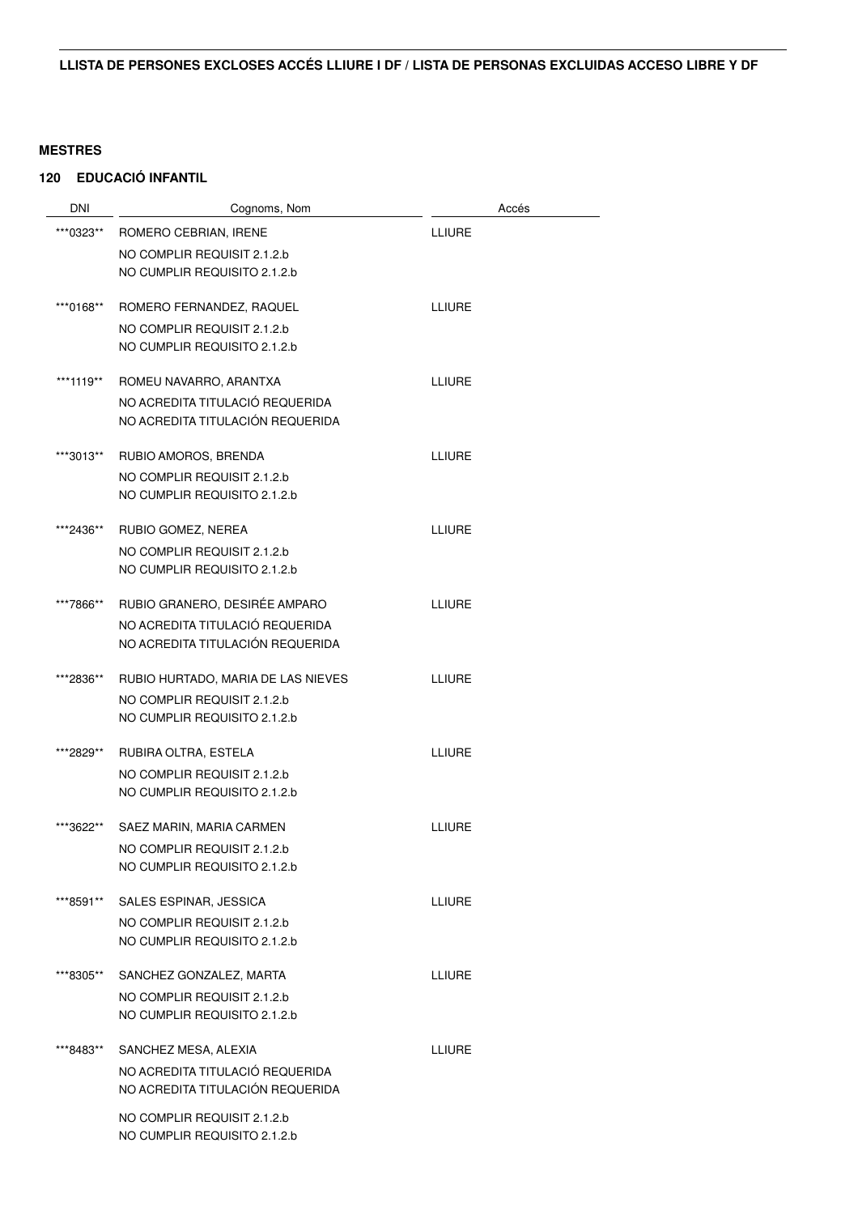## LLISTA DE PERSONES EXCLOSES ACCÉS LLIURE I DF / LISTA DE PERSONAS EXCLUIDAS ACCESO LIBRE Y DF

**MESTRES**

**120 EDUCACIÓ INFANTIL**

| DNI | Cognoms, Nom | Accés |
| --- | --- | --- |
| ***0323** | ROMERO CEBRIAN, IRENE<br>NO COMPLIR REQUISIT 2.1.2.b<br>NO CUMPLIR REQUISITO 2.1.2.b | LLIURE |
| ***0168** | ROMERO FERNANDEZ, RAQUEL<br>NO COMPLIR REQUISIT 2.1.2.b<br>NO CUMPLIR REQUISITO 2.1.2.b | LLIURE |
| ***1119** | ROMEU NAVARRO, ARANTXA<br>NO ACREDITA TITULACIÓ REQUERIDA<br>NO ACREDITA TITULACIÓN REQUERIDA | LLIURE |
| ***3013** | RUBIO AMOROS, BRENDA<br>NO COMPLIR REQUISIT 2.1.2.b<br>NO CUMPLIR REQUISITO 2.1.2.b | LLIURE |
| ***2436** | RUBIO GOMEZ, NEREA<br>NO COMPLIR REQUISIT 2.1.2.b<br>NO CUMPLIR REQUISITO 2.1.2.b | LLIURE |
| ***7866** | RUBIO GRANERO, DESIRÉE AMPARO<br>NO ACREDITA TITULACIÓ REQUERIDA<br>NO ACREDITA TITULACIÓN REQUERIDA | LLIURE |
| ***2836** | RUBIO HURTADO, MARIA DE LAS NIEVES<br>NO COMPLIR REQUISIT 2.1.2.b<br>NO CUMPLIR REQUISITO 2.1.2.b | LLIURE |
| ***2829** | RUBIRA OLTRA, ESTELA<br>NO COMPLIR REQUISIT 2.1.2.b<br>NO CUMPLIR REQUISITO 2.1.2.b | LLIURE |
| ***3622** | SAEZ MARIN, MARIA CARMEN<br>NO COMPLIR REQUISIT 2.1.2.b<br>NO CUMPLIR REQUISITO 2.1.2.b | LLIURE |
| ***8591** | SALES ESPINAR, JESSICA<br>NO COMPLIR REQUISIT 2.1.2.b<br>NO CUMPLIR REQUISITO 2.1.2.b | LLIURE |
| ***8305** | SANCHEZ GONZALEZ, MARTA<br>NO COMPLIR REQUISIT 2.1.2.b<br>NO CUMPLIR REQUISITO 2.1.2.b | LLIURE |
| ***8483** | SANCHEZ MESA, ALEXIA<br>NO ACREDITA TITULACIÓ REQUERIDA<br>NO ACREDITA TITULACIÓN REQUERIDA<br>NO COMPLIR REQUISIT 2.1.2.b<br>NO CUMPLIR REQUISITO 2.1.2.b | LLIURE |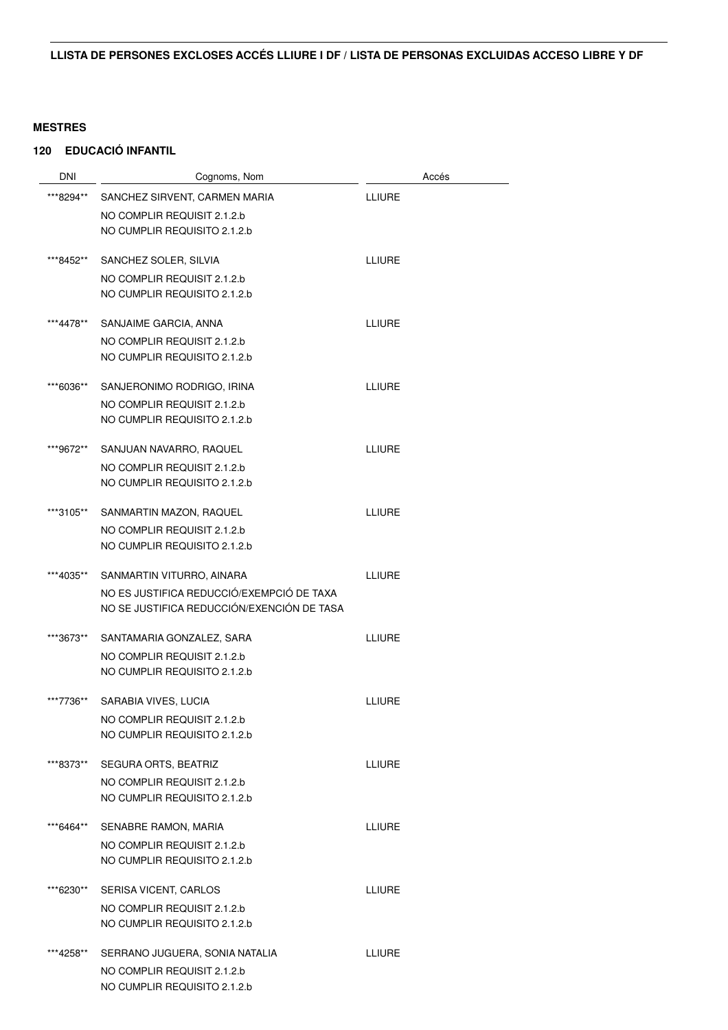**LLISTA DE PERSONES EXCLOSES ACCÉS LLIURE I DF / LISTA DE PERSONAS EXCLUIDAS ACCESO LIBRE Y DF**

**MESTRES**

**120 EDUCACIÓ INFANTIL**

| DNI | Cognoms, Nom | Accés |
|---|---|---|
| ***8294** | SANCHEZ SIRVENT, CARMEN MARIA<br>NO COMPLIR REQUISIT 2.1.2.b<br>NO CUMPLIR REQUISITO 2.1.2.b | LLIURE |
| ***8452** | SANCHEZ SOLER, SILVIA<br>NO COMPLIR REQUISIT 2.1.2.b<br>NO CUMPLIR REQUISITO 2.1.2.b | LLIURE |
| ***4478** | SANJAIME GARCIA, ANNA<br>NO COMPLIR REQUISIT 2.1.2.b<br>NO CUMPLIR REQUISITO 2.1.2.b | LLIURE |
| ***6036** | SANJERONIMO RODRIGO, IRINA<br>NO COMPLIR REQUISIT 2.1.2.b<br>NO CUMPLIR REQUISITO 2.1.2.b | LLIURE |
| ***9672** | SANJUAN NAVARRO, RAQUEL<br>NO COMPLIR REQUISIT 2.1.2.b<br>NO CUMPLIR REQUISITO 2.1.2.b | LLIURE |
| ***3105** | SANMARTIN MAZON, RAQUEL<br>NO COMPLIR REQUISIT 2.1.2.b<br>NO CUMPLIR REQUISITO 2.1.2.b | LLIURE |
| ***4035** | SANMARTIN VITURRO, AINARA<br>NO ES JUSTIFICA REDUCCIÓ/EXEMPCIÓ DE TAXA<br>NO SE JUSTIFICA REDUCCIÓN/EXENCIÓN DE TASA | LLIURE |
| ***3673** | SANTAMARIA GONZALEZ, SARA<br>NO COMPLIR REQUISIT 2.1.2.b<br>NO CUMPLIR REQUISITO 2.1.2.b | LLIURE |
| ***7736** | SARABIA VIVES, LUCIA<br>NO COMPLIR REQUISIT 2.1.2.b<br>NO CUMPLIR REQUISITO 2.1.2.b | LLIURE |
| ***8373** | SEGURA ORTS, BEATRIZ<br>NO COMPLIR REQUISIT 2.1.2.b<br>NO CUMPLIR REQUISITO 2.1.2.b | LLIURE |
| ***6464** | SENABRE RAMON, MARIA<br>NO COMPLIR REQUISIT 2.1.2.b<br>NO CUMPLIR REQUISITO 2.1.2.b | LLIURE |
| ***6230** | SERISA VICENT, CARLOS<br>NO COMPLIR REQUISIT 2.1.2.b<br>NO CUMPLIR REQUISITO 2.1.2.b | LLIURE |
| ***4258** | SERRANO JUGUERA, SONIA NATALIA<br>NO COMPLIR REQUISIT 2.1.2.b<br>NO CUMPLIR REQUISITO 2.1.2.b | LLIURE |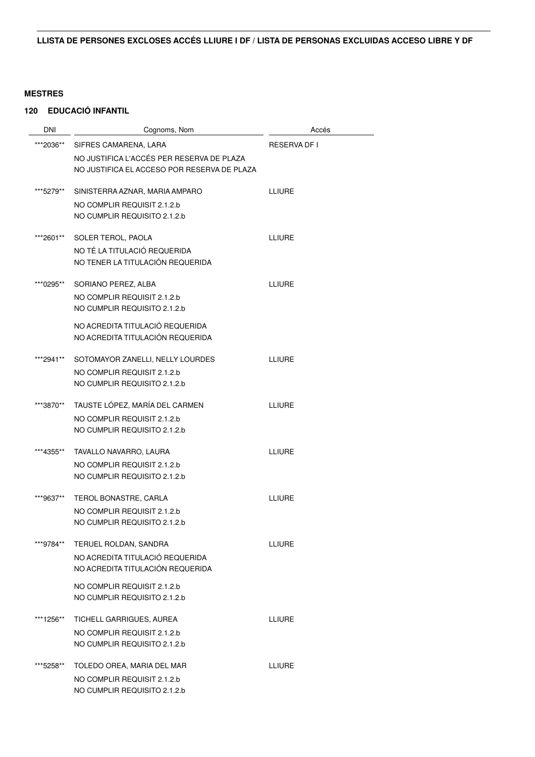## LLISTA DE PERSONES EXCLOSES ACCÉS LLIURE I DF / LISTA DE PERSONAS EXCLUIDAS ACCESO LIBRE Y DF

### MESTRES

### 120 EDUCACIÓ INFANTIL

| DNI | Cognoms, Nom | Accés |
|---|---|---|
| ***2036** | SIFRES CAMARENA, LARA<br>NO JUSTIFICA L'ACCÉS PER RESERVA DE PLAZA<br>NO JUSTIFICA EL ACCESO POR RESERVA DE PLAZA | RESERVA DF I |
| ***5279** | SINISTERRA AZNAR, MARIA AMPARO<br>NO COMPLIR REQUISIT 2.1.2.b<br>NO CUMPLIR REQUISITO 2.1.2.b | LLIURE |
| ***2601** | SOLER TEROL, PAOLA<br>NO TÉ LA TITULACIÓ REQUERIDA<br>NO TENER LA TITULACIÓN REQUERIDA | LLIURE |
| ***0295** | SORIANO PEREZ, ALBA<br>NO COMPLIR REQUISIT 2.1.2.b<br>NO CUMPLIR REQUISITO 2.1.2.b<br>NO ACREDITA TITULACIÓ REQUERIDA<br>NO ACREDITA TITULACIÓN REQUERIDA | LLIURE |
| ***2941** | SOTOMAYOR ZANELLI, NELLY LOURDES<br>NO COMPLIR REQUISIT 2.1.2.b<br>NO CUMPLIR REQUISITO 2.1.2.b | LLIURE |
| ***3870** | TAUSTE LÓPEZ, MARÍA DEL CARMEN<br>NO COMPLIR REQUISIT 2.1.2.b<br>NO CUMPLIR REQUISITO 2.1.2.b | LLIURE |
| ***4355** | TAVALLO NAVARRO, LAURA<br>NO COMPLIR REQUISIT 2.1.2.b<br>NO CUMPLIR REQUISITO 2.1.2.b | LLIURE |
| ***9637** | TEROL BONASTRE, CARLA<br>NO COMPLIR REQUISIT 2.1.2.b<br>NO CUMPLIR REQUISITO 2.1.2.b | LLIURE |
| ***9784** | TERUEL ROLDAN, SANDRA<br>NO ACREDITA TITULACIÓ REQUERIDA<br>NO ACREDITA TITULACIÓN REQUERIDA<br>NO COMPLIR REQUISIT 2.1.2.b<br>NO CUMPLIR REQUISITO 2.1.2.b | LLIURE |
| ***1256** | TICHELL GARRIGUES, AUREA<br>NO COMPLIR REQUISIT 2.1.2.b<br>NO CUMPLIR REQUISITO 2.1.2.b | LLIURE |
| ***5258** | TOLEDO OREA, MARIA DEL MAR<br>NO COMPLIR REQUISIT 2.1.2.b<br>NO CUMPLIR REQUISITO 2.1.2.b | LLIURE |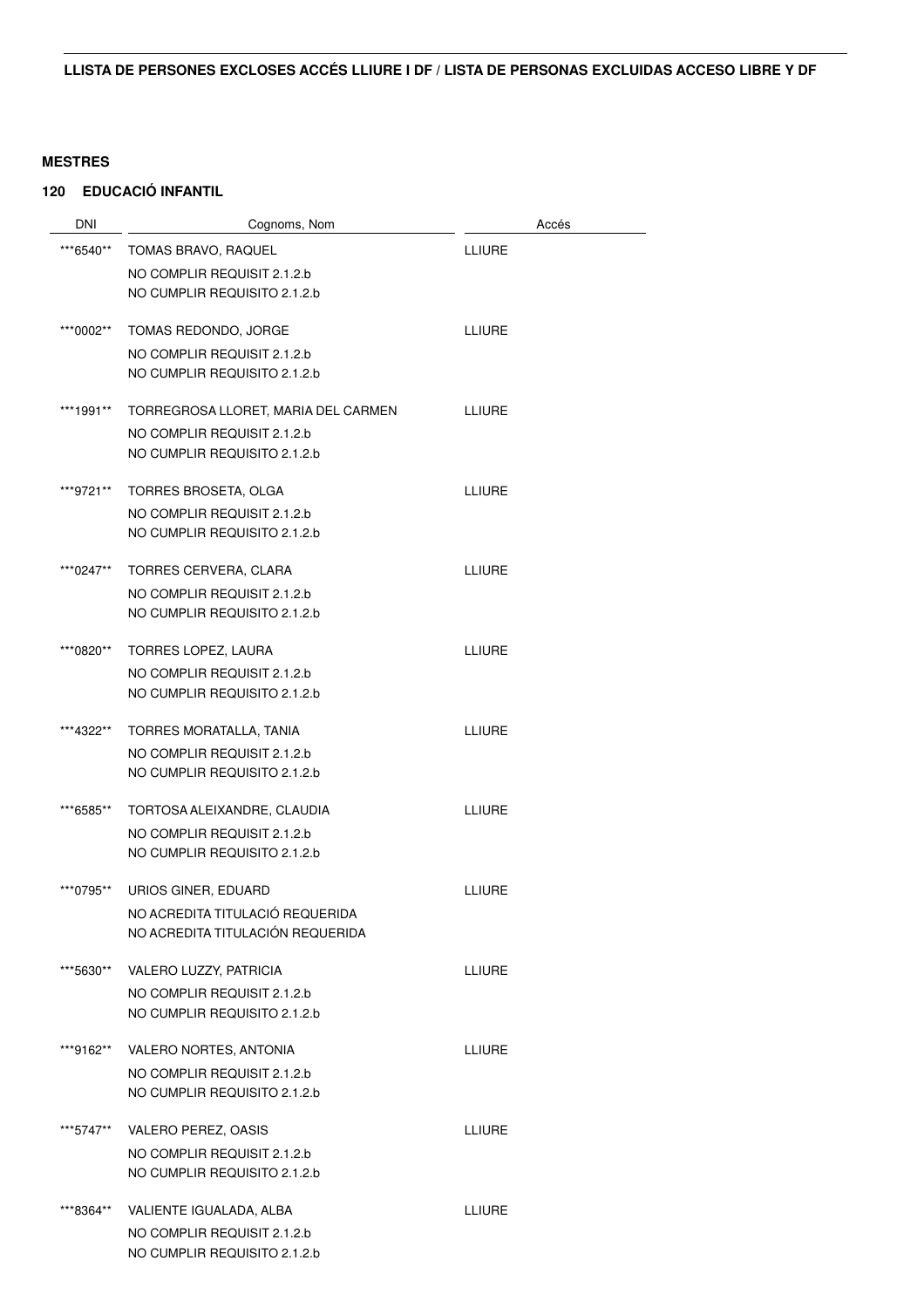**LLISTA DE PERSONES EXCLOSES ACCÉS LLIURE I DF / LISTA DE PERSONAS EXCLUIDAS ACCESO LIBRE Y DF**

**MESTRES**

**120 EDUCACIÓ INFANTIL**

| DNI | Cognoms, Nom | Accés |
|---|---|---|
| ***6540** | TOMAS BRAVO, RAQUEL<br>NO COMPLIR REQUISIT 2.1.2.b<br>NO CUMPLIR REQUISITO 2.1.2.b | LLIURE |
| ***0002** | TOMAS REDONDO, JORGE<br>NO COMPLIR REQUISIT 2.1.2.b<br>NO CUMPLIR REQUISITO 2.1.2.b | LLIURE |
| ***1991** | TORREGROSA LLORET, MARIA DEL CARMEN<br>NO COMPLIR REQUISIT 2.1.2.b<br>NO CUMPLIR REQUISITO 2.1.2.b | LLIURE |
| ***9721** | TORRES BROSETA, OLGA<br>NO COMPLIR REQUISIT 2.1.2.b<br>NO CUMPLIR REQUISITO 2.1.2.b | LLIURE |
| ***0247** | TORRES CERVERA, CLARA<br>NO COMPLIR REQUISIT 2.1.2.b<br>NO CUMPLIR REQUISITO 2.1.2.b | LLIURE |
| ***0820** | TORRES LOPEZ, LAURA<br>NO COMPLIR REQUISIT 2.1.2.b<br>NO CUMPLIR REQUISITO 2.1.2.b | LLIURE |
| ***4322** | TORRES MORATALLA, TANIA<br>NO COMPLIR REQUISIT 2.1.2.b<br>NO CUMPLIR REQUISITO 2.1.2.b | LLIURE |
| ***6585** | TORTOSA ALEIXANDRE, CLAUDIA<br>NO COMPLIR REQUISIT 2.1.2.b<br>NO CUMPLIR REQUISITO 2.1.2.b | LLIURE |
| ***0795** | URIOS GINER, EDUARD<br>NO ACREDITA TITULACIÓ REQUERIDA<br>NO ACREDITA TITULACIÓN REQUERIDA | LLIURE |
| ***5630** | VALERO LUZZY, PATRICIA<br>NO COMPLIR REQUISIT 2.1.2.b<br>NO CUMPLIR REQUISITO 2.1.2.b | LLIURE |
| ***9162** | VALERO NORTES, ANTONIA<br>NO COMPLIR REQUISIT 2.1.2.b<br>NO CUMPLIR REQUISITO 2.1.2.b | LLIURE |
| ***5747** | VALERO PEREZ, OASIS<br>NO COMPLIR REQUISIT 2.1.2.b<br>NO CUMPLIR REQUISITO 2.1.2.b | LLIURE |
| ***8364** | VALIENTE IGUALADA, ALBA<br>NO COMPLIR REQUISIT 2.1.2.b<br>NO CUMPLIR REQUISITO 2.1.2.b | LLIURE |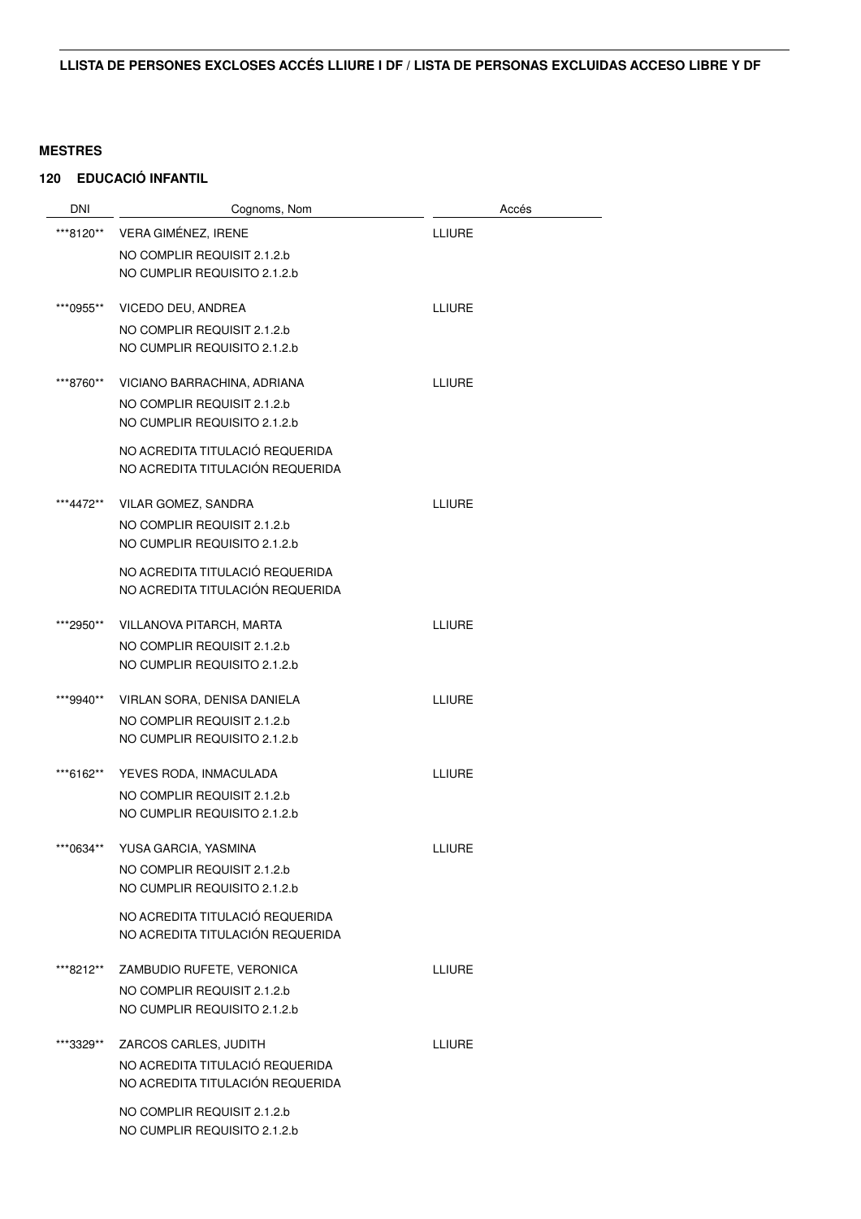**LLISTA DE PERSONES EXCLOSES ACCÉS LLIURE I DF / LISTA DE PERSONAS EXCLUIDAS ACCESO LIBRE Y DF**

**MESTRES**

**120 EDUCACIÓ INFANTIL**

| DNI | Cognoms, Nom | Accés |
|---|---|---|
| ***8120** | VERA GIMÉNEZ, IRENE<br>NO COMPLIR REQUISIT 2.1.2.b<br>NO CUMPLIR REQUISITO 2.1.2.b | LLIURE |
| ***0955** | VICEDO DEU, ANDREA<br>NO COMPLIR REQUISIT 2.1.2.b<br>NO CUMPLIR REQUISITO 2.1.2.b | LLIURE |
| ***8760** | VICIANO BARRACHINA, ADRIANA<br>NO COMPLIR REQUISIT 2.1.2.b<br>NO CUMPLIR REQUISITO 2.1.2.b<br>NO ACREDITA TITULACIÓ REQUERIDA<br>NO ACREDITA TITULACIÓN REQUERIDA | LLIURE |
| ***4472** | VILAR GOMEZ, SANDRA<br>NO COMPLIR REQUISIT 2.1.2.b<br>NO CUMPLIR REQUISITO 2.1.2.b<br>NO ACREDITA TITULACIÓ REQUERIDA<br>NO ACREDITA TITULACIÓN REQUERIDA | LLIURE |
| ***2950** | VILLANOVA PITARCH, MARTA<br>NO COMPLIR REQUISIT 2.1.2.b<br>NO CUMPLIR REQUISITO 2.1.2.b | LLIURE |
| ***9940** | VIRLAN SORA, DENISA DANIELA<br>NO COMPLIR REQUISIT 2.1.2.b<br>NO CUMPLIR REQUISITO 2.1.2.b | LLIURE |
| ***6162** | YEVES RODA, INMACULADA<br>NO COMPLIR REQUISIT 2.1.2.b<br>NO CUMPLIR REQUISITO 2.1.2.b | LLIURE |
| ***0634** | YUSA GARCIA, YASMINA<br>NO COMPLIR REQUISIT 2.1.2.b<br>NO CUMPLIR REQUISITO 2.1.2.b<br>NO ACREDITA TITULACIÓ REQUERIDA<br>NO ACREDITA TITULACIÓN REQUERIDA | LLIURE |
| ***8212** | ZAMBUDIO RUFETE, VERONICA<br>NO COMPLIR REQUISIT 2.1.2.b<br>NO CUMPLIR REQUISITO 2.1.2.b | LLIURE |
| ***3329** | ZARCOS CARLES, JUDITH<br>NO ACREDITA TITULACIÓ REQUERIDA<br>NO ACREDITA TITULACIÓN REQUERIDA<br>NO COMPLIR REQUISIT 2.1.2.b<br>NO CUMPLIR REQUISITO 2.1.2.b | LLIURE |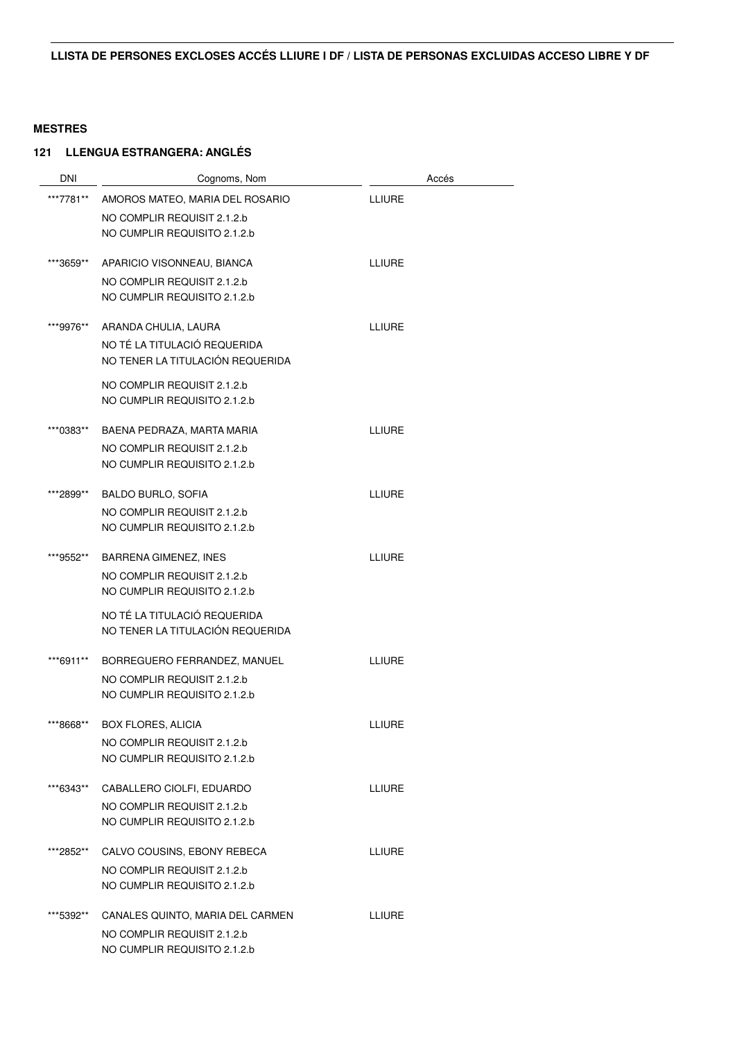**LLISTA DE PERSONES EXCLOSES ACCÉS LLIURE I DF / LISTA DE PERSONAS EXCLUIDAS ACCESO LIBRE Y DF**

**MESTRES**

**121 LLENGUA ESTRANGERA: ANGLÉS**

| DNI | Cognoms, Nom | Accés |
|---|---|---|
| ***7781** | AMOROS MATEO, MARIA DEL ROSARIO | LLIURE |
| | NO COMPLIR REQUISIT 2.1.2.b<br>NO CUMPLIR REQUISITO 2.1.2.b | |
| ***3659** | APARICIO VISONNEAU, BIANCA | LLIURE |
| | NO COMPLIR REQUISIT 2.1.2.b<br>NO CUMPLIR REQUISITO 2.1.2.b | |
| ***9976** | ARANDA CHULIA, LAURA | LLIURE |
| | NO TÉ LA TITULACIÓ REQUERIDA<br>NO TENER LA TITULACIÓN REQUERIDA | |
| | NO COMPLIR REQUISIT 2.1.2.b<br>NO CUMPLIR REQUISITO 2.1.2.b | |
| ***0383** | BAENA PEDRAZA, MARTA MARIA | LLIURE |
| | NO COMPLIR REQUISIT 2.1.2.b<br>NO CUMPLIR REQUISITO 2.1.2.b | |
| ***2899** | BALDO BURLO, SOFIA | LLIURE |
| | NO COMPLIR REQUISIT 2.1.2.b<br>NO CUMPLIR REQUISITO 2.1.2.b | |
| ***9552** | BARRENA GIMENEZ, INES | LLIURE |
| | NO COMPLIR REQUISIT 2.1.2.b<br>NO CUMPLIR REQUISITO 2.1.2.b | |
| | NO TÉ LA TITULACIÓ REQUERIDA<br>NO TENER LA TITULACIÓN REQUERIDA | |
| ***6911** | BORREGUERO FERRANDEZ, MANUEL | LLIURE |
| | NO COMPLIR REQUISIT 2.1.2.b<br>NO CUMPLIR REQUISITO 2.1.2.b | |
| ***8668** | BOX FLORES, ALICIA | LLIURE |
| | NO COMPLIR REQUISIT 2.1.2.b<br>NO CUMPLIR REQUISITO 2.1.2.b | |
| ***6343** | CABALLERO CIOLFI, EDUARDO | LLIURE |
| | NO COMPLIR REQUISIT 2.1.2.b<br>NO CUMPLIR REQUISITO 2.1.2.b | |
| ***2852** | CALVO COUSINS, EBONY REBECA | LLIURE |
| | NO COMPLIR REQUISIT 2.1.2.b<br>NO CUMPLIR REQUISITO 2.1.2.b | |
| ***5392** | CANALES QUINTO, MARIA DEL CARMEN | LLIURE |
| | NO COMPLIR REQUISIT 2.1.2.b<br>NO CUMPLIR REQUISITO 2.1.2.b | |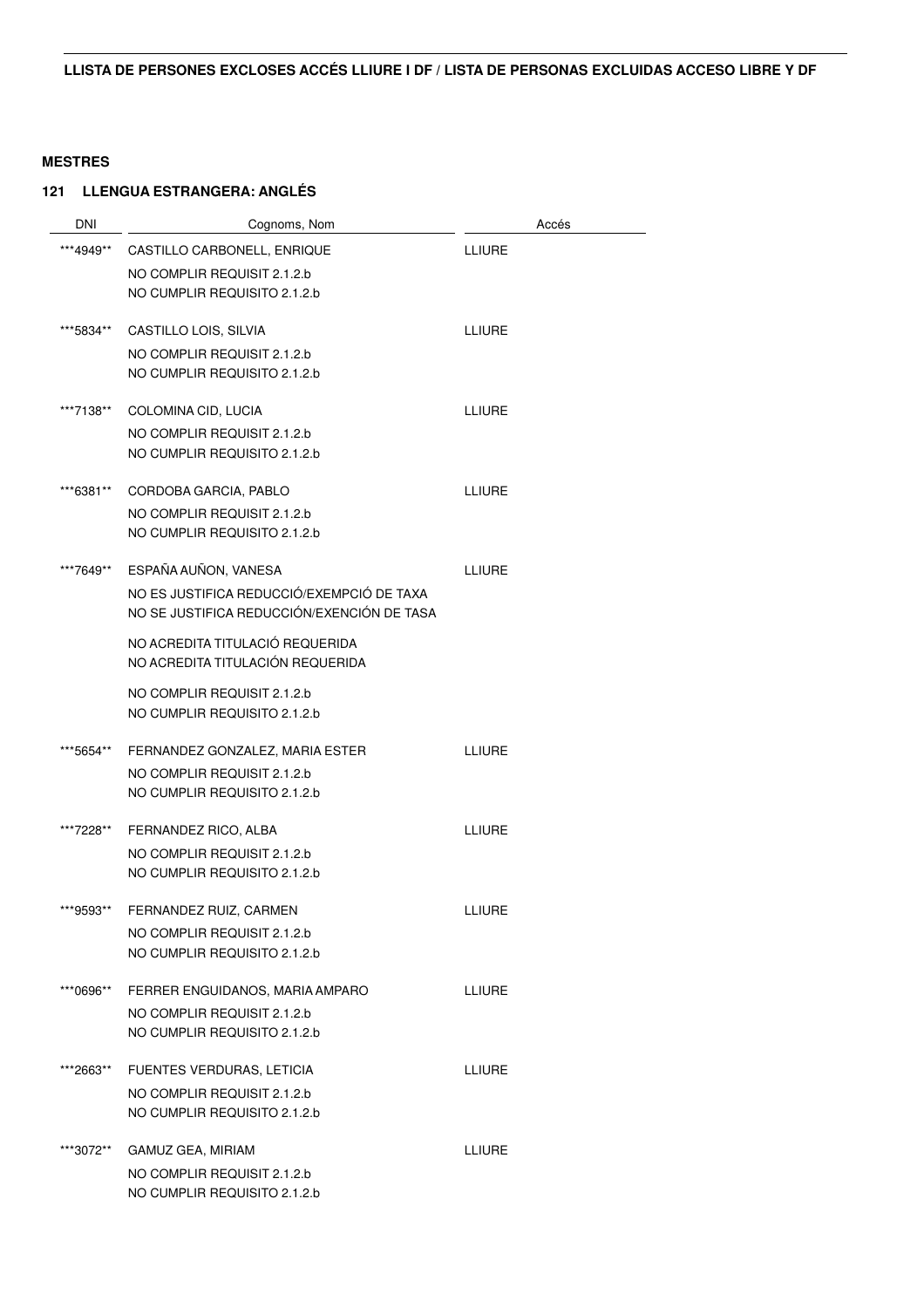## LLISTA DE PERSONES EXCLOSES ACCÉS LLIURE I DF / LISTA DE PERSONAS EXCLUIDAS ACCESO LIBRE Y DF

**MESTRES**

### 121 LLENGUA ESTRANGERA: ANGLÉS

| DNI | Cognoms, Nom | Accés |
|---|---|---|
| \*\*\*4949\*\* | CASTILLO CARBONELL, ENRIQUE<br>NO COMPLIR REQUISIT 2.1.2.b<br>NO CUMPLIR REQUISITO 2.1.2.b | LLIURE |
| \*\*\*5834\*\* | CASTILLO LOIS, SILVIA<br>NO COMPLIR REQUISIT 2.1.2.b<br>NO CUMPLIR REQUISITO 2.1.2.b | LLIURE |
| \*\*\*7138\*\* | COLOMINA CID, LUCIA<br>NO COMPLIR REQUISIT 2.1.2.b<br>NO CUMPLIR REQUISITO 2.1.2.b | LLIURE |
| \*\*\*6381\*\* | CORDOBA GARCIA, PABLO<br>NO COMPLIR REQUISIT 2.1.2.b<br>NO CUMPLIR REQUISITO 2.1.2.b | LLIURE |
| \*\*\*7649\*\* | ESPAÑA AUÑON, VANESA<br>NO ES JUSTIFICA REDUCCIÓ/EXEMPCIÓ DE TAXA<br>NO SE JUSTIFICA REDUCCIÓN/EXENCIÓN DE TASA<br>NO ACREDITA TITULACIÓ REQUERIDA<br>NO ACREDITA TITULACIÓN REQUERIDA<br>NO COMPLIR REQUISIT 2.1.2.b<br>NO CUMPLIR REQUISITO 2.1.2.b | LLIURE |
| \*\*\*5654\*\* | FERNANDEZ GONZALEZ, MARIA ESTER<br>NO COMPLIR REQUISIT 2.1.2.b<br>NO CUMPLIR REQUISITO 2.1.2.b | LLIURE |
| \*\*\*7228\*\* | FERNANDEZ RICO, ALBA<br>NO COMPLIR REQUISIT 2.1.2.b<br>NO CUMPLIR REQUISITO 2.1.2.b | LLIURE |
| \*\*\*9593\*\* | FERNANDEZ RUIZ, CARMEN<br>NO COMPLIR REQUISIT 2.1.2.b<br>NO CUMPLIR REQUISITO 2.1.2.b | LLIURE |
| \*\*\*0696\*\* | FERRER ENGUIDANOS, MARIA AMPARO<br>NO COMPLIR REQUISIT 2.1.2.b<br>NO CUMPLIR REQUISITO 2.1.2.b | LLIURE |
| \*\*\*2663\*\* | FUENTES VERDURAS, LETICIA<br>NO COMPLIR REQUISIT 2.1.2.b<br>NO CUMPLIR REQUISITO 2.1.2.b | LLIURE |
| \*\*\*3072\*\* | GAMUZ GEA, MIRIAM<br>NO COMPLIR REQUISIT 2.1.2.b<br>NO CUMPLIR REQUISITO 2.1.2.b | LLIURE |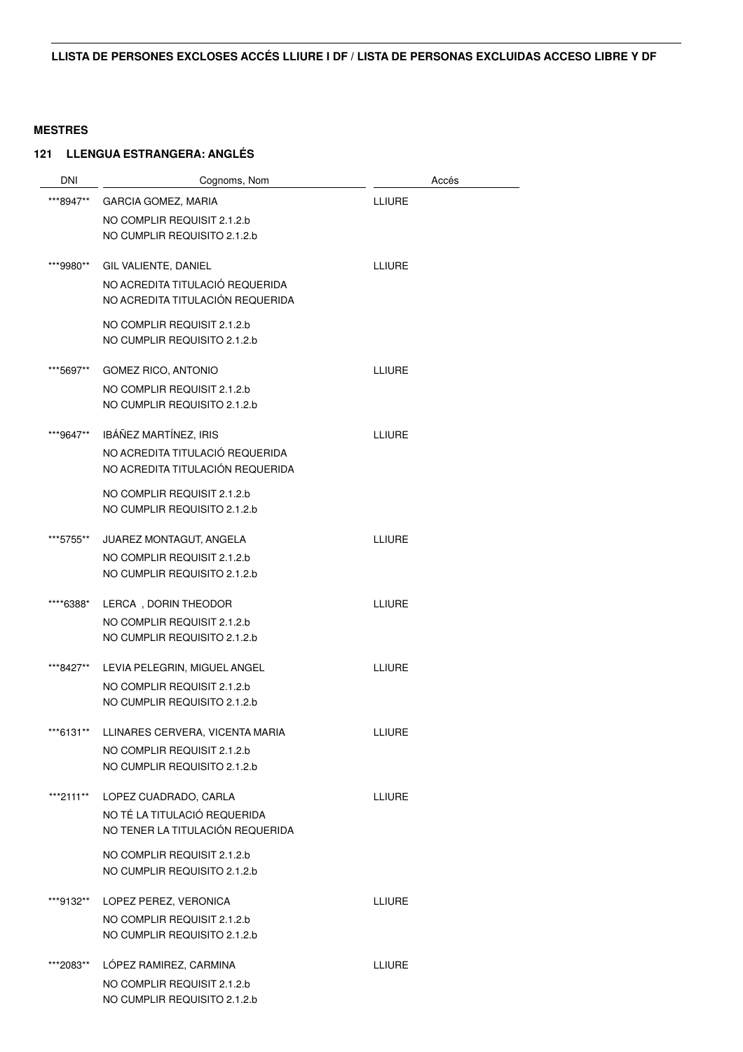**LLISTA DE PERSONES EXCLOSES ACCÉS LLIURE I DF / LISTA DE PERSONAS EXCLUIDAS ACCESO LIBRE Y DF**

**MESTRES**

**121 LLENGUA ESTRANGERA: ANGLÉS**

| DNI | Cognoms, Nom | Accés |
|---|---|---|
| ***8947** | GARCIA GOMEZ, MARIA<br>NO COMPLIR REQUISIT 2.1.2.b<br>NO CUMPLIR REQUISITO 2.1.2.b | LLIURE |
| ***9980** | GIL VALIENTE, DANIEL<br>NO ACREDITA TITULACIÓ REQUERIDA<br>NO ACREDITA TITULACIÓN REQUERIDA<br>NO COMPLIR REQUISIT 2.1.2.b<br>NO CUMPLIR REQUISITO 2.1.2.b | LLIURE |
| ***5697** | GOMEZ RICO, ANTONIO<br>NO COMPLIR REQUISIT 2.1.2.b<br>NO CUMPLIR REQUISITO 2.1.2.b | LLIURE |
| ***9647** | IBÁÑEZ MARTÍNEZ, IRIS<br>NO ACREDITA TITULACIÓ REQUERIDA<br>NO ACREDITA TITULACIÓN REQUERIDA<br>NO COMPLIR REQUISIT 2.1.2.b<br>NO CUMPLIR REQUISITO 2.1.2.b | LLIURE |
| ***5755** | JUAREZ MONTAGUT, ANGELA<br>NO COMPLIR REQUISIT 2.1.2.b<br>NO CUMPLIR REQUISITO 2.1.2.b | LLIURE |
| ****6388* | LERCA , DORIN THEODOR<br>NO COMPLIR REQUISIT 2.1.2.b<br>NO CUMPLIR REQUISITO 2.1.2.b | LLIURE |
| ***8427** | LEVIA PELEGRIN, MIGUEL ANGEL<br>NO COMPLIR REQUISIT 2.1.2.b<br>NO CUMPLIR REQUISITO 2.1.2.b | LLIURE |
| ***6131** | LLINARES CERVERA, VICENTA MARIA<br>NO COMPLIR REQUISIT 2.1.2.b<br>NO CUMPLIR REQUISITO 2.1.2.b | LLIURE |
| ***2111** | LOPEZ CUADRADO, CARLA<br>NO TÉ LA TITULACIÓ REQUERIDA<br>NO TENER LA TITULACIÓN REQUERIDA<br>NO COMPLIR REQUISIT 2.1.2.b<br>NO CUMPLIR REQUISITO 2.1.2.b | LLIURE |
| ***9132** | LOPEZ PEREZ, VERONICA<br>NO COMPLIR REQUISIT 2.1.2.b<br>NO CUMPLIR REQUISITO 2.1.2.b | LLIURE |
| ***2083** | LÓPEZ RAMIREZ, CARMINA<br>NO COMPLIR REQUISIT 2.1.2.b<br>NO CUMPLIR REQUISITO 2.1.2.b | LLIURE |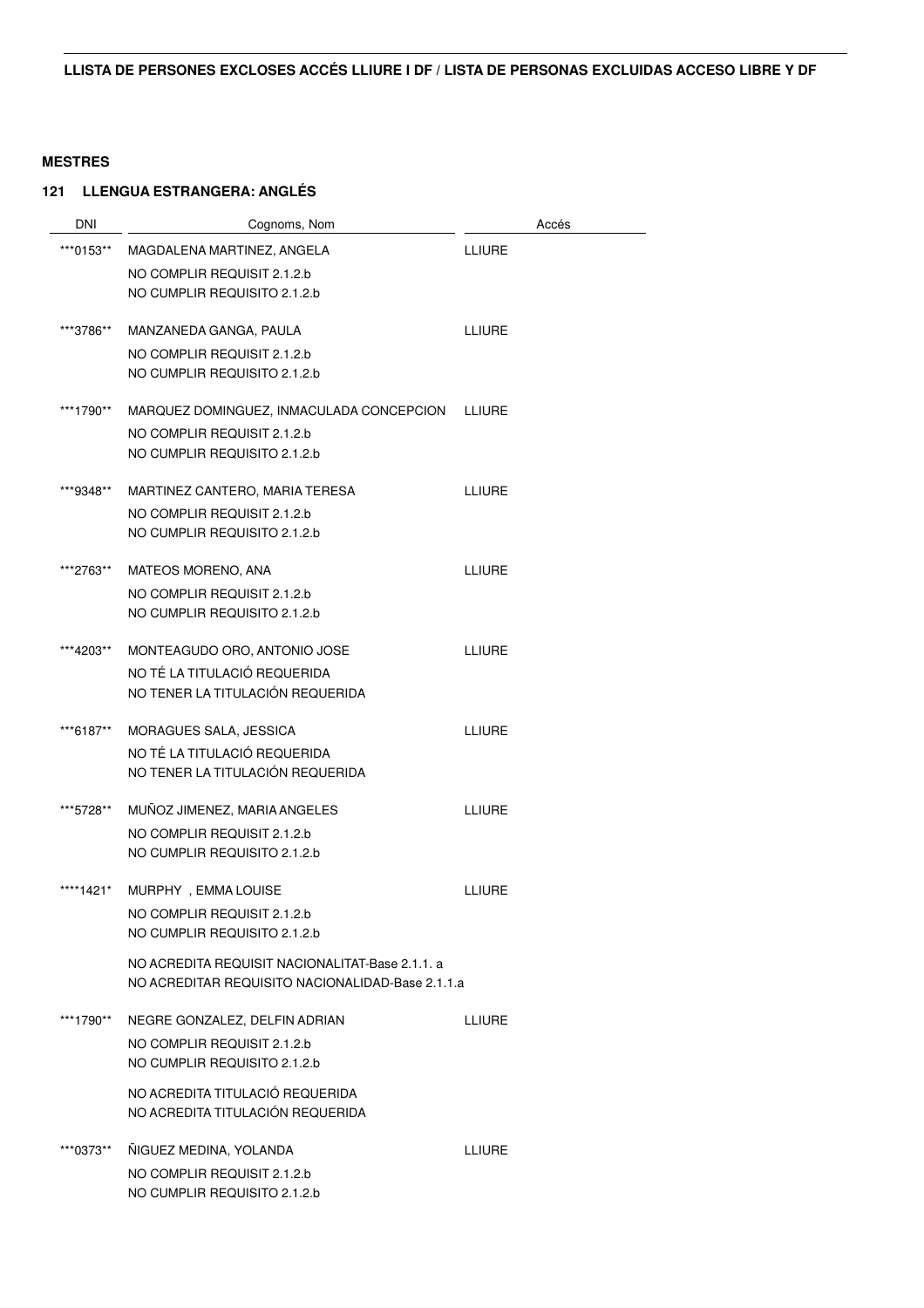**LLISTA DE PERSONES EXCLOSES ACCÉS LLIURE I DF / LISTA DE PERSONAS EXCLUIDAS ACCESO LIBRE Y DF**

**MESTRES**

**121 LLENGUA ESTRANGERA: ANGLÉS**

| DNI | Cognoms, Nom | Accés |
|---|---|---|
| ***0153** | MAGDALENA MARTINEZ, ANGELA<br>NO COMPLIR REQUISIT 2.1.2.b<br>NO CUMPLIR REQUISITO 2.1.2.b | LLIURE |
| ***3786** | MANZANEDA GANGA, PAULA<br>NO COMPLIR REQUISIT 2.1.2.b<br>NO CUMPLIR REQUISITO 2.1.2.b | LLIURE |
| ***1790** | MARQUEZ DOMINGUEZ, INMACULADA CONCEPCION<br>NO COMPLIR REQUISIT 2.1.2.b<br>NO CUMPLIR REQUISITO 2.1.2.b | LLIURE |
| ***9348** | MARTINEZ CANTERO, MARIA TERESA<br>NO COMPLIR REQUISIT 2.1.2.b<br>NO CUMPLIR REQUISITO 2.1.2.b | LLIURE |
| ***2763** | MATEOS MORENO, ANA<br>NO COMPLIR REQUISIT 2.1.2.b<br>NO CUMPLIR REQUISITO 2.1.2.b | LLIURE |
| ***4203** | MONTEAGUDO ORO, ANTONIO JOSE<br>NO TÉ LA TITULACIÓ REQUERIDA<br>NO TENER LA TITULACIÓN REQUERIDA | LLIURE |
| ***6187** | MORAGUES SALA, JESSICA<br>NO TÉ LA TITULACIÓ REQUERIDA<br>NO TENER LA TITULACIÓN REQUERIDA | LLIURE |
| ***5728** | MUÑOZ JIMENEZ, MARIA ANGELES<br>NO COMPLIR REQUISIT 2.1.2.b<br>NO CUMPLIR REQUISITO 2.1.2.b | LLIURE |
| ****1421* | MURPHY , EMMA LOUISE<br>NO COMPLIR REQUISIT 2.1.2.b<br>NO CUMPLIR REQUISITO 2.1.2.b<br>NO ACREDITA REQUISIT NACIONALITAT-Base 2.1.1. a<br>NO ACREDITAR REQUISITO NACIONALIDAD-Base 2.1.1.a | LLIURE |
| ***1790** | NEGRE GONZALEZ, DELFIN ADRIAN<br>NO COMPLIR REQUISIT 2.1.2.b<br>NO CUMPLIR REQUISITO 2.1.2.b<br>NO ACREDITA TITULACIÓ REQUERIDA<br>NO ACREDITA TITULACIÓN REQUERIDA | LLIURE |
| ***0373** | ÑIGUEZ MEDINA, YOLANDA<br>NO COMPLIR REQUISIT 2.1.2.b<br>NO CUMPLIR REQUISITO 2.1.2.b | LLIURE |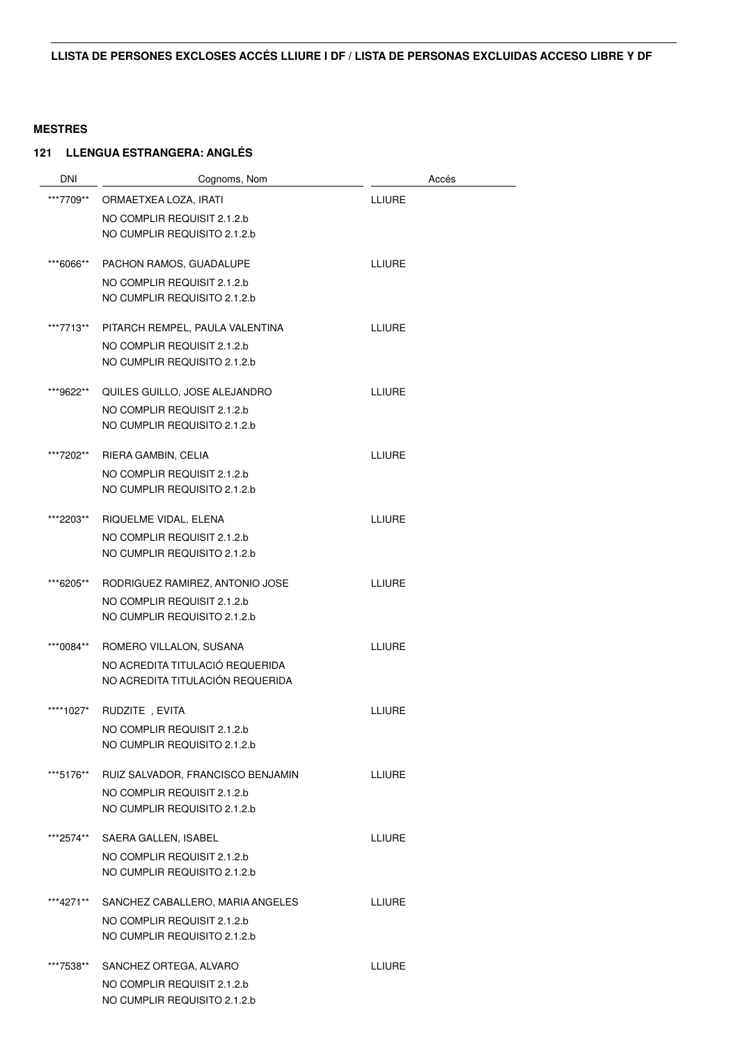**LLISTA DE PERSONES EXCLOSES ACCÉS LLIURE I DF / LISTA DE PERSONAS EXCLUIDAS ACCESO LIBRE Y DF**

**MESTRES**

**121 LLENGUA ESTRANGERA: ANGLÉS**

| DNI | Cognoms, Nom | Accés |
|---|---|---|
| ***7709** | ORMAETXEA LOZA, IRATI<br>NO COMPLIR REQUISIT 2.1.2.b<br>NO CUMPLIR REQUISITO 2.1.2.b | LLIURE |
| ***6066** | PACHON RAMOS, GUADALUPE<br>NO COMPLIR REQUISIT 2.1.2.b<br>NO CUMPLIR REQUISITO 2.1.2.b | LLIURE |
| ***7713** | PITARCH REMPEL, PAULA VALENTINA<br>NO COMPLIR REQUISIT 2.1.2.b<br>NO CUMPLIR REQUISITO 2.1.2.b | LLIURE |
| ***9622** | QUILES GUILLO, JOSE ALEJANDRO<br>NO COMPLIR REQUISIT 2.1.2.b<br>NO CUMPLIR REQUISITO 2.1.2.b | LLIURE |
| ***7202** | RIERA GAMBIN, CELIA<br>NO COMPLIR REQUISIT 2.1.2.b<br>NO CUMPLIR REQUISITO 2.1.2.b | LLIURE |
| ***2203** | RIQUELME VIDAL, ELENA<br>NO COMPLIR REQUISIT 2.1.2.b<br>NO CUMPLIR REQUISITO 2.1.2.b | LLIURE |
| ***6205** | RODRIGUEZ RAMIREZ, ANTONIO JOSE<br>NO COMPLIR REQUISIT 2.1.2.b<br>NO CUMPLIR REQUISITO 2.1.2.b | LLIURE |
| ***0084** | ROMERO VILLALON, SUSANA<br>NO ACREDITA TITULACIÓ REQUERIDA<br>NO ACREDITA TITULACIÓN REQUERIDA | LLIURE |
| ****1027* | RUDZITE , EVITA<br>NO COMPLIR REQUISIT 2.1.2.b<br>NO CUMPLIR REQUISITO 2.1.2.b | LLIURE |
| ***5176** | RUIZ SALVADOR, FRANCISCO BENJAMIN<br>NO COMPLIR REQUISIT 2.1.2.b<br>NO CUMPLIR REQUISITO 2.1.2.b | LLIURE |
| ***2574** | SAERA GALLEN, ISABEL<br>NO COMPLIR REQUISIT 2.1.2.b<br>NO CUMPLIR REQUISITO 2.1.2.b | LLIURE |
| ***4271** | SANCHEZ CABALLERO, MARIA ANGELES<br>NO COMPLIR REQUISIT 2.1.2.b<br>NO CUMPLIR REQUISITO 2.1.2.b | LLIURE |
| ***7538** | SANCHEZ ORTEGA, ALVARO<br>NO COMPLIR REQUISIT 2.1.2.b<br>NO CUMPLIR REQUISITO 2.1.2.b | LLIURE |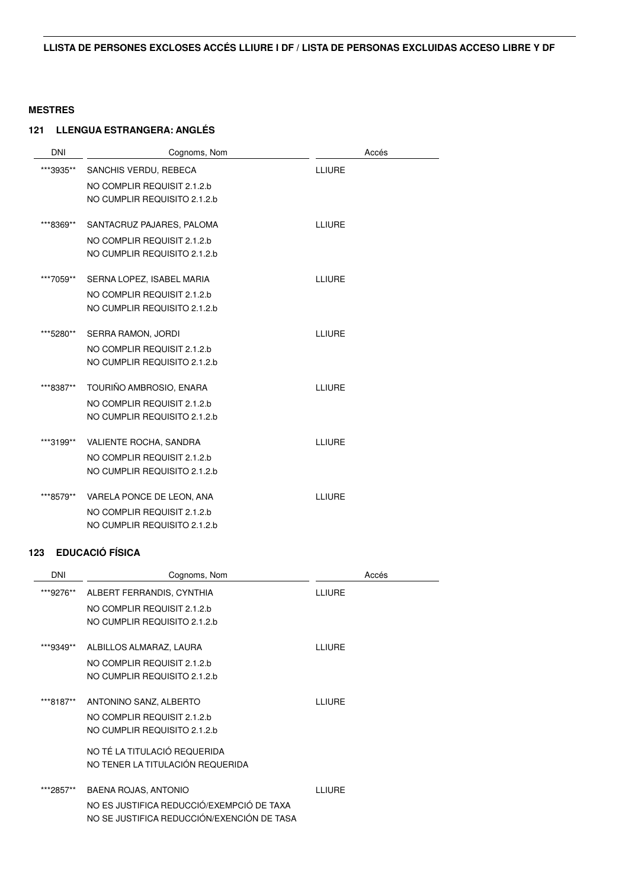## LLISTA DE PERSONES EXCLOSES ACCÉS LLIURE I DF / LISTA DE PERSONAS EXCLUIDAS ACCESO LIBRE Y DF

### MESTRES

#### 121 LLENGUA ESTRANGERA: ANGLÉS

| DNI | Cognoms, Nom | Accés |
|---|---|---|
| ***3935** | SANCHIS VERDU, REBECA<br>NO COMPLIR REQUISIT 2.1.2.b<br>NO CUMPLIR REQUISITO 2.1.2.b | LLIURE |
| ***8369** | SANTACRUZ PAJARES, PALOMA<br>NO COMPLIR REQUISIT 2.1.2.b<br>NO CUMPLIR REQUISITO 2.1.2.b | LLIURE |
| ***7059** | SERNA LOPEZ, ISABEL MARIA<br>NO COMPLIR REQUISIT 2.1.2.b<br>NO CUMPLIR REQUISITO 2.1.2.b | LLIURE |
| ***5280** | SERRA RAMON, JORDI<br>NO COMPLIR REQUISIT 2.1.2.b<br>NO CUMPLIR REQUISITO 2.1.2.b | LLIURE |
| ***8387** | TOURIÑO AMBROSIO, ENARA<br>NO COMPLIR REQUISIT 2.1.2.b<br>NO CUMPLIR REQUISITO 2.1.2.b | LLIURE |
| ***3199** | VALIENTE ROCHA, SANDRA<br>NO COMPLIR REQUISIT 2.1.2.b<br>NO CUMPLIR REQUISITO 2.1.2.b | LLIURE |
| ***8579** | VARELA PONCE DE LEON, ANA<br>NO COMPLIR REQUISIT 2.1.2.b<br>NO CUMPLIR REQUISITO 2.1.2.b | LLIURE |

#### 123 EDUCACIÓ FÍSICA

| DNI | Cognoms, Nom | Accés |
|---|---|---|
| ***9276** | ALBERT FERRANDIS, CYNTHIA<br>NO COMPLIR REQUISIT 2.1.2.b<br>NO CUMPLIR REQUISITO 2.1.2.b | LLIURE |
| ***9349** | ALBILLOS ALMARAZ, LAURA<br>NO COMPLIR REQUISIT 2.1.2.b<br>NO CUMPLIR REQUISITO 2.1.2.b | LLIURE |
| ***8187** | ANTONINO SANZ, ALBERTO<br>NO COMPLIR REQUISIT 2.1.2.b<br>NO CUMPLIR REQUISITO 2.1.2.b<br>NO TÉ LA TITULACIÓ REQUERIDA<br>NO TENER LA TITULACIÓN REQUERIDA | LLIURE |
| ***2857** | BAENA ROJAS, ANTONIO<br>NO ES JUSTIFICA REDUCCIÓ/EXEMPCIÓ DE TAXA<br>NO SE JUSTIFICA REDUCCIÓN/EXENCIÓN DE TASA | LLIURE |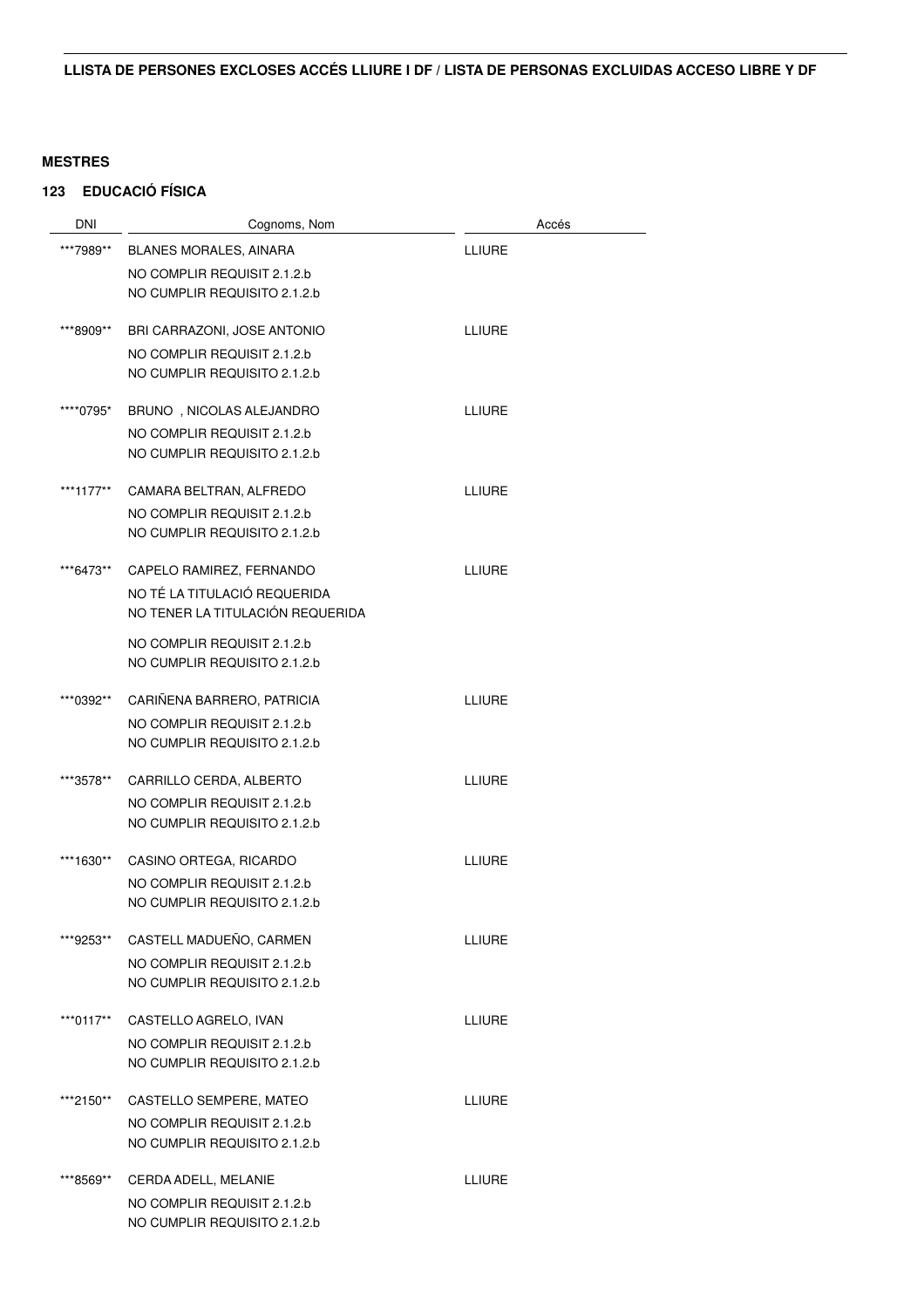**LLISTA DE PERSONES EXCLOSES ACCÉS LLIURE I DF / LISTA DE PERSONAS EXCLUIDAS ACCESO LIBRE Y DF**

**MESTRES**

**123 EDUCACIÓ FÍSICA**

| DNI | Cognoms, Nom | Accés |
|---|---|---|
| ***7989** | BLANES MORALES, AINARA<br>NO COMPLIR REQUISIT 2.1.2.b<br>NO CUMPLIR REQUISITO 2.1.2.b | LLIURE |
| ***8909** | BRI CARRAZONI, JOSE ANTONIO<br>NO COMPLIR REQUISIT 2.1.2.b<br>NO CUMPLIR REQUISITO 2.1.2.b | LLIURE |
| ****0795* | BRUNO , NICOLAS ALEJANDRO<br>NO COMPLIR REQUISIT 2.1.2.b<br>NO CUMPLIR REQUISITO 2.1.2.b | LLIURE |
| ***1177** | CAMARA BELTRAN, ALFREDO<br>NO COMPLIR REQUISIT 2.1.2.b<br>NO CUMPLIR REQUISITO 2.1.2.b | LLIURE |
| ***6473** | CAPELO RAMIREZ, FERNANDO<br>NO TÉ LA TITULACIÓ REQUERIDA<br>NO TENER LA TITULACIÓN REQUERIDA<br>NO COMPLIR REQUISIT 2.1.2.b<br>NO CUMPLIR REQUISITO 2.1.2.b | LLIURE |
| ***0392** | CARIÑENA BARRERO, PATRICIA<br>NO COMPLIR REQUISIT 2.1.2.b<br>NO CUMPLIR REQUISITO 2.1.2.b | LLIURE |
| ***3578** | CARRILLO CERDA, ALBERTO<br>NO COMPLIR REQUISIT 2.1.2.b<br>NO CUMPLIR REQUISITO 2.1.2.b | LLIURE |
| ***1630** | CASINO ORTEGA, RICARDO<br>NO COMPLIR REQUISIT 2.1.2.b<br>NO CUMPLIR REQUISITO 2.1.2.b | LLIURE |
| ***9253** | CASTELL MADUEÑO, CARMEN<br>NO COMPLIR REQUISIT 2.1.2.b<br>NO CUMPLIR REQUISITO 2.1.2.b | LLIURE |
| ***0117** | CASTELLO AGRELO, IVAN<br>NO COMPLIR REQUISIT 2.1.2.b<br>NO CUMPLIR REQUISITO 2.1.2.b | LLIURE |
| ***2150** | CASTELLO SEMPERE, MATEO<br>NO COMPLIR REQUISIT 2.1.2.b<br>NO CUMPLIR REQUISITO 2.1.2.b | LLIURE |
| ***8569** | CERDA ADELL, MELANIE<br>NO COMPLIR REQUISIT 2.1.2.b<br>NO CUMPLIR REQUISITO 2.1.2.b | LLIURE |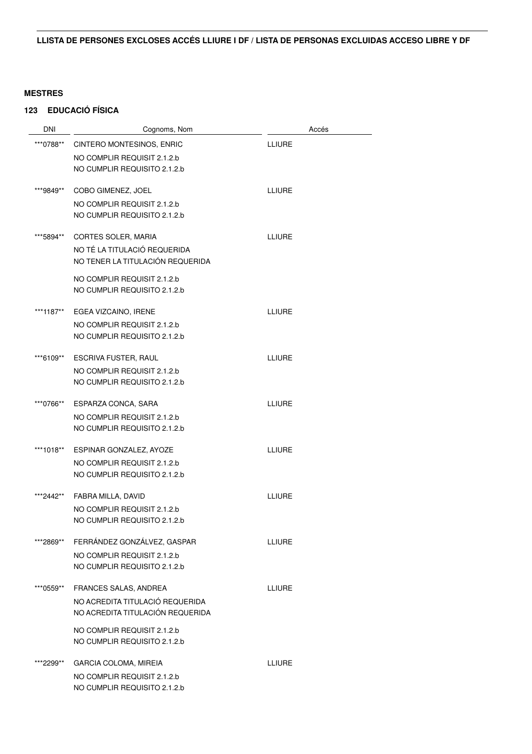## LLISTA DE PERSONES EXCLOSES ACCÉS LLIURE I DF / LISTA DE PERSONAS EXCLUIDAS ACCESO LIBRE Y DF

**MESTRES**

**123 EDUCACIÓ FÍSICA**

| DNI | Cognoms, Nom | Accés |
|---|---|---|
| ***0788** | CINTERO MONTESINOS, ENRIC<br>NO COMPLIR REQUISIT 2.1.2.b<br>NO CUMPLIR REQUISITO 2.1.2.b | LLIURE |
| ***9849** | COBO GIMENEZ, JOEL<br>NO COMPLIR REQUISIT 2.1.2.b<br>NO CUMPLIR REQUISITO 2.1.2.b | LLIURE |
| ***5894** | CORTES SOLER, MARIA<br>NO TÉ LA TITULACIÓ REQUERIDA<br>NO TENER LA TITULACIÓN REQUERIDA<br>NO COMPLIR REQUISIT 2.1.2.b<br>NO CUMPLIR REQUISITO 2.1.2.b | LLIURE |
| ***1187** | EGEA VIZCAINO, IRENE<br>NO COMPLIR REQUISIT 2.1.2.b<br>NO CUMPLIR REQUISITO 2.1.2.b | LLIURE |
| ***6109** | ESCRIVA FUSTER, RAUL<br>NO COMPLIR REQUISIT 2.1.2.b<br>NO CUMPLIR REQUISITO 2.1.2.b | LLIURE |
| ***0766** | ESPARZA CONCA, SARA<br>NO COMPLIR REQUISIT 2.1.2.b<br>NO CUMPLIR REQUISITO 2.1.2.b | LLIURE |
| ***1018** | ESPINAR GONZALEZ, AYOZE<br>NO COMPLIR REQUISIT 2.1.2.b<br>NO CUMPLIR REQUISITO 2.1.2.b | LLIURE |
| ***2442** | FABRA MILLA, DAVID<br>NO COMPLIR REQUISIT 2.1.2.b<br>NO CUMPLIR REQUISITO 2.1.2.b | LLIURE |
| ***2869** | FERRÁNDEZ GONZÁLVEZ, GASPAR<br>NO COMPLIR REQUISIT 2.1.2.b<br>NO CUMPLIR REQUISITO 2.1.2.b | LLIURE |
| ***0559** | FRANCES SALAS, ANDREA<br>NO ACREDITA TITULACIÓ REQUERIDA<br>NO ACREDITA TITULACIÓN REQUERIDA<br>NO COMPLIR REQUISIT 2.1.2.b<br>NO CUMPLIR REQUISITO 2.1.2.b | LLIURE |
| ***2299** | GARCIA COLOMA, MIREIA<br>NO COMPLIR REQUISIT 2.1.2.b<br>NO CUMPLIR REQUISITO 2.1.2.b | LLIURE |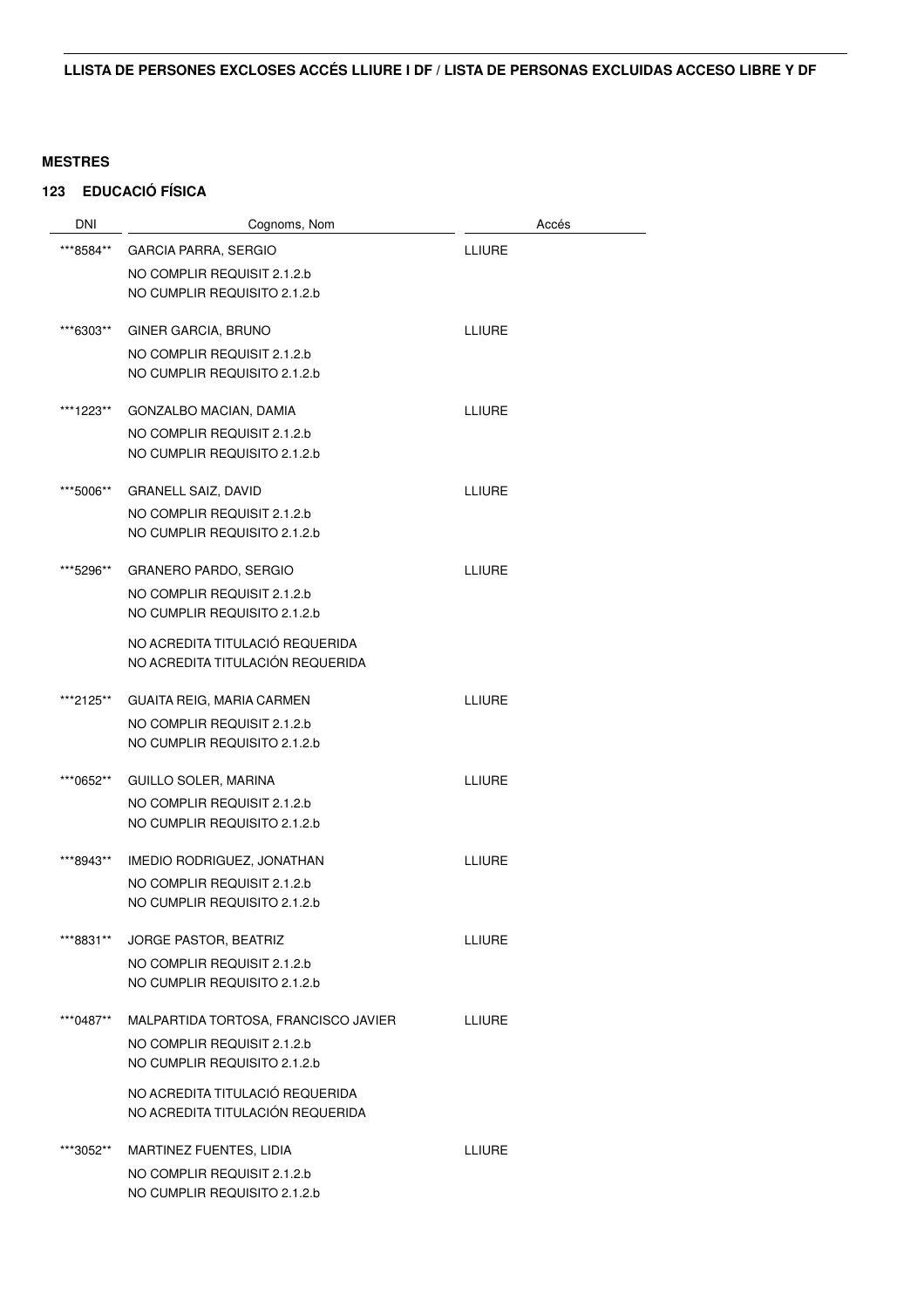**LLISTA DE PERSONES EXCLOSES ACCÉS LLIURE I DF / LISTA DE PERSONAS EXCLUIDAS ACCESO LIBRE Y DF**

**MESTRES**

**123 EDUCACIÓ FÍSICA**

| DNI | Cognoms, Nom | Accés |
|---|---|---|
| \*\*\*8584\*\* | GARCIA PARRA, SERGIO<br>NO COMPLIR REQUISIT 2.1.2.b<br>NO CUMPLIR REQUISITO 2.1.2.b | LLIURE |
| \*\*\*6303\*\* | GINER GARCIA, BRUNO<br>NO COMPLIR REQUISIT 2.1.2.b<br>NO CUMPLIR REQUISITO 2.1.2.b | LLIURE |
| \*\*\*1223\*\* | GONZALBO MACIAN, DAMIA<br>NO COMPLIR REQUISIT 2.1.2.b<br>NO CUMPLIR REQUISITO 2.1.2.b | LLIURE |
| \*\*\*5006\*\* | GRANELL SAIZ, DAVID<br>NO COMPLIR REQUISIT 2.1.2.b<br>NO CUMPLIR REQUISITO 2.1.2.b | LLIURE |
| \*\*\*5296\*\* | GRANERO PARDO, SERGIO<br>NO COMPLIR REQUISIT 2.1.2.b<br>NO CUMPLIR REQUISITO 2.1.2.b<br>NO ACREDITA TITULACIÓ REQUERIDA<br>NO ACREDITA TITULACIÓN REQUERIDA | LLIURE |
| \*\*\*2125\*\* | GUAITA REIG, MARIA CARMEN<br>NO COMPLIR REQUISIT 2.1.2.b<br>NO CUMPLIR REQUISITO 2.1.2.b | LLIURE |
| \*\*\*0652\*\* | GUILLO SOLER, MARINA<br>NO COMPLIR REQUISIT 2.1.2.b<br>NO CUMPLIR REQUISITO 2.1.2.b | LLIURE |
| \*\*\*8943\*\* | IMEDIO RODRIGUEZ, JONATHAN<br>NO COMPLIR REQUISIT 2.1.2.b<br>NO CUMPLIR REQUISITO 2.1.2.b | LLIURE |
| \*\*\*8831\*\* | JORGE PASTOR, BEATRIZ<br>NO COMPLIR REQUISIT 2.1.2.b<br>NO CUMPLIR REQUISITO 2.1.2.b | LLIURE |
| \*\*\*0487\*\* | MALPARTIDA TORTOSA, FRANCISCO JAVIER<br>NO COMPLIR REQUISIT 2.1.2.b<br>NO CUMPLIR REQUISITO 2.1.2.b<br>NO ACREDITA TITULACIÓ REQUERIDA<br>NO ACREDITA TITULACIÓN REQUERIDA | LLIURE |
| \*\*\*3052\*\* | MARTINEZ FUENTES, LIDIA<br>NO COMPLIR REQUISIT 2.1.2.b<br>NO CUMPLIR REQUISITO 2.1.2.b | LLIURE |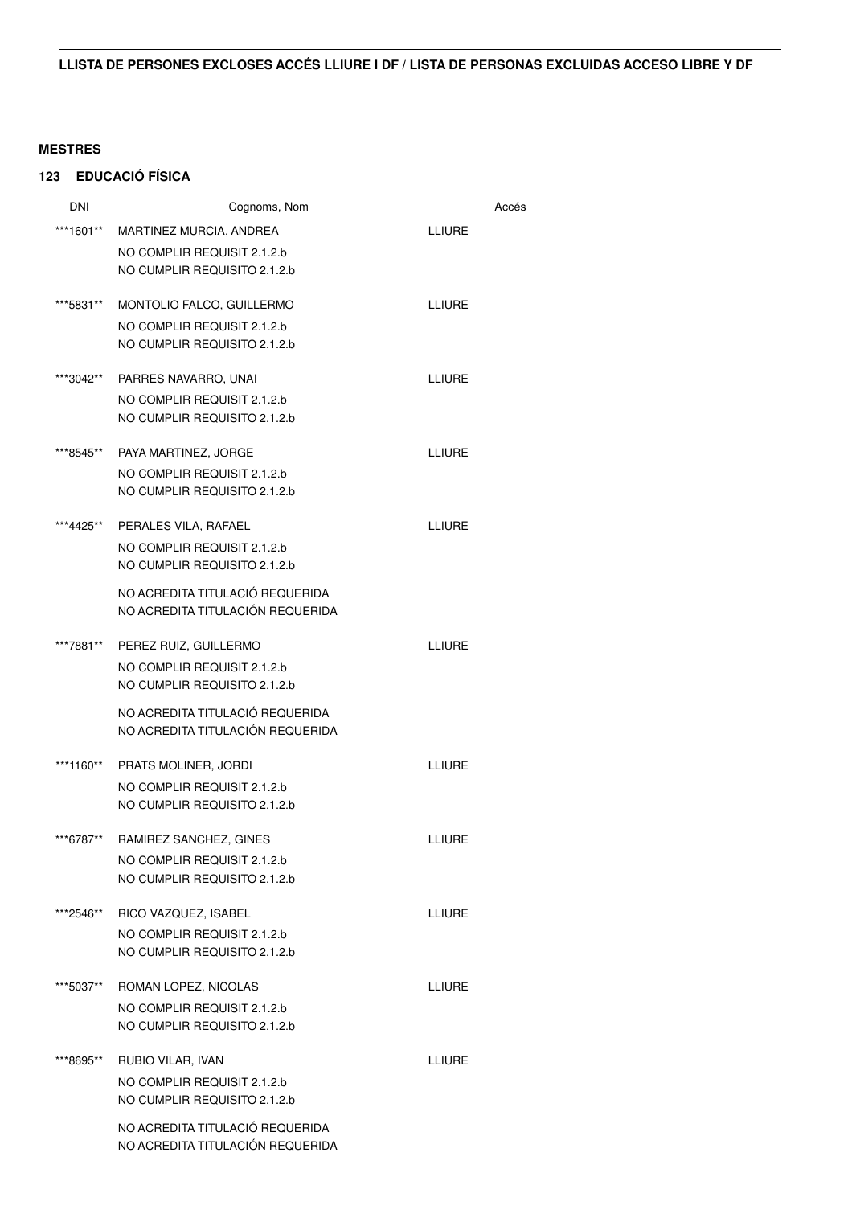**LLISTA DE PERSONES EXCLOSES ACCÉS LLIURE I DF / LISTA DE PERSONAS EXCLUIDAS ACCESO LIBRE Y DF**

**MESTRES**

**123 EDUCACIÓ FÍSICA**

| DNI | Cognoms, Nom | Accés |
|---|---|---|
| ***1601** | MARTINEZ MURCIA, ANDREA<br>NO COMPLIR REQUISIT 2.1.2.b<br>NO CUMPLIR REQUISITO 2.1.2.b | LLIURE |
| ***5831** | MONTOLIO FALCO, GUILLERMO<br>NO COMPLIR REQUISIT 2.1.2.b<br>NO CUMPLIR REQUISITO 2.1.2.b | LLIURE |
| ***3042** | PARRES NAVARRO, UNAI<br>NO COMPLIR REQUISIT 2.1.2.b<br>NO CUMPLIR REQUISITO 2.1.2.b | LLIURE |
| ***8545** | PAYA MARTINEZ, JORGE<br>NO COMPLIR REQUISIT 2.1.2.b<br>NO CUMPLIR REQUISITO 2.1.2.b | LLIURE |
| ***4425** | PERALES VILA, RAFAEL<br>NO COMPLIR REQUISIT 2.1.2.b<br>NO CUMPLIR REQUISITO 2.1.2.b<br>NO ACREDITA TITULACIÓ REQUERIDA<br>NO ACREDITA TITULACIÓN REQUERIDA | LLIURE |
| ***7881** | PEREZ RUIZ, GUILLERMO<br>NO COMPLIR REQUISIT 2.1.2.b<br>NO CUMPLIR REQUISITO 2.1.2.b<br>NO ACREDITA TITULACIÓ REQUERIDA<br>NO ACREDITA TITULACIÓN REQUERIDA | LLIURE |
| ***1160** | PRATS MOLINER, JORDI<br>NO COMPLIR REQUISIT 2.1.2.b<br>NO CUMPLIR REQUISITO 2.1.2.b | LLIURE |
| ***6787** | RAMIREZ SANCHEZ, GINES<br>NO COMPLIR REQUISIT 2.1.2.b<br>NO CUMPLIR REQUISITO 2.1.2.b | LLIURE |
| ***2546** | RICO VAZQUEZ, ISABEL<br>NO COMPLIR REQUISIT 2.1.2.b<br>NO CUMPLIR REQUISITO 2.1.2.b | LLIURE |
| ***5037** | ROMAN LOPEZ, NICOLAS<br>NO COMPLIR REQUISIT 2.1.2.b<br>NO CUMPLIR REQUISITO 2.1.2.b | LLIURE |
| ***8695** | RUBIO VILAR, IVAN<br>NO COMPLIR REQUISIT 2.1.2.b<br>NO CUMPLIR REQUISITO 2.1.2.b<br>NO ACREDITA TITULACIÓ REQUERIDA<br>NO ACREDITA TITULACIÓN REQUERIDA | LLIURE |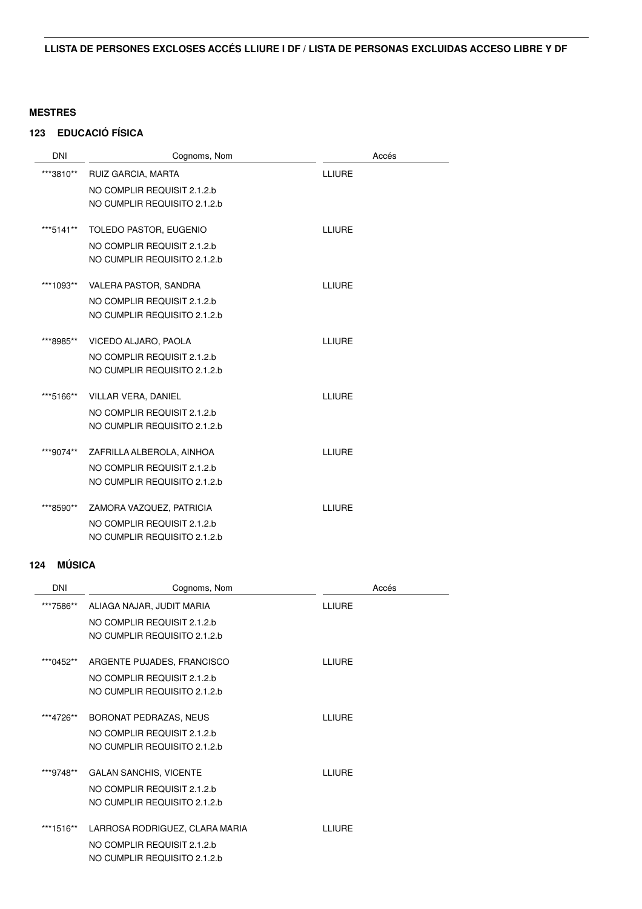**LLISTA DE PERSONES EXCLOSES ACCÉS LLIURE I DF / LISTA DE PERSONAS EXCLUIDAS ACCESO LIBRE Y DF**

## MESTRES

### 123 EDUCACIÓ FÍSICA

| DNI | Cognoms, Nom | Accés |
|---|---|---|
| ***3810** | RUIZ GARCIA, MARTA<br>NO COMPLIR REQUISIT 2.1.2.b<br>NO CUMPLIR REQUISITO 2.1.2.b | LLIURE |
| ***5141** | TOLEDO PASTOR, EUGENIO<br>NO COMPLIR REQUISIT 2.1.2.b<br>NO CUMPLIR REQUISITO 2.1.2.b | LLIURE |
| ***1093** | VALERA PASTOR, SANDRA<br>NO COMPLIR REQUISIT 2.1.2.b<br>NO CUMPLIR REQUISITO 2.1.2.b | LLIURE |
| ***8985** | VICEDO ALJARO, PAOLA<br>NO COMPLIR REQUISIT 2.1.2.b<br>NO CUMPLIR REQUISITO 2.1.2.b | LLIURE |
| ***5166** | VILLAR VERA, DANIEL<br>NO COMPLIR REQUISIT 2.1.2.b<br>NO CUMPLIR REQUISITO 2.1.2.b | LLIURE |
| ***9074** | ZAFRILLA ALBEROLA, AINHOA<br>NO COMPLIR REQUISIT 2.1.2.b<br>NO CUMPLIR REQUISITO 2.1.2.b | LLIURE |
| ***8590** | ZAMORA VAZQUEZ, PATRICIA<br>NO COMPLIR REQUISIT 2.1.2.b<br>NO CUMPLIR REQUISITO 2.1.2.b | LLIURE |

### 124 MÚSICA

| DNI | Cognoms, Nom | Accés |
|---|---|---|
| ***7586** | ALIAGA NAJAR, JUDIT MARIA<br>NO COMPLIR REQUISIT 2.1.2.b<br>NO CUMPLIR REQUISITO 2.1.2.b | LLIURE |
| ***0452** | ARGENTE PUJADES, FRANCISCO<br>NO COMPLIR REQUISIT 2.1.2.b<br>NO CUMPLIR REQUISITO 2.1.2.b | LLIURE |
| ***4726** | BORONAT PEDRAZAS, NEUS<br>NO COMPLIR REQUISIT 2.1.2.b<br>NO CUMPLIR REQUISITO 2.1.2.b | LLIURE |
| ***9748** | GALAN SANCHIS, VICENTE<br>NO COMPLIR REQUISIT 2.1.2.b<br>NO CUMPLIR REQUISITO 2.1.2.b | LLIURE |
| ***1516** | LARROSA RODRIGUEZ, CLARA MARIA<br>NO COMPLIR REQUISIT 2.1.2.b<br>NO CUMPLIR REQUISITO 2.1.2.b | LLIURE |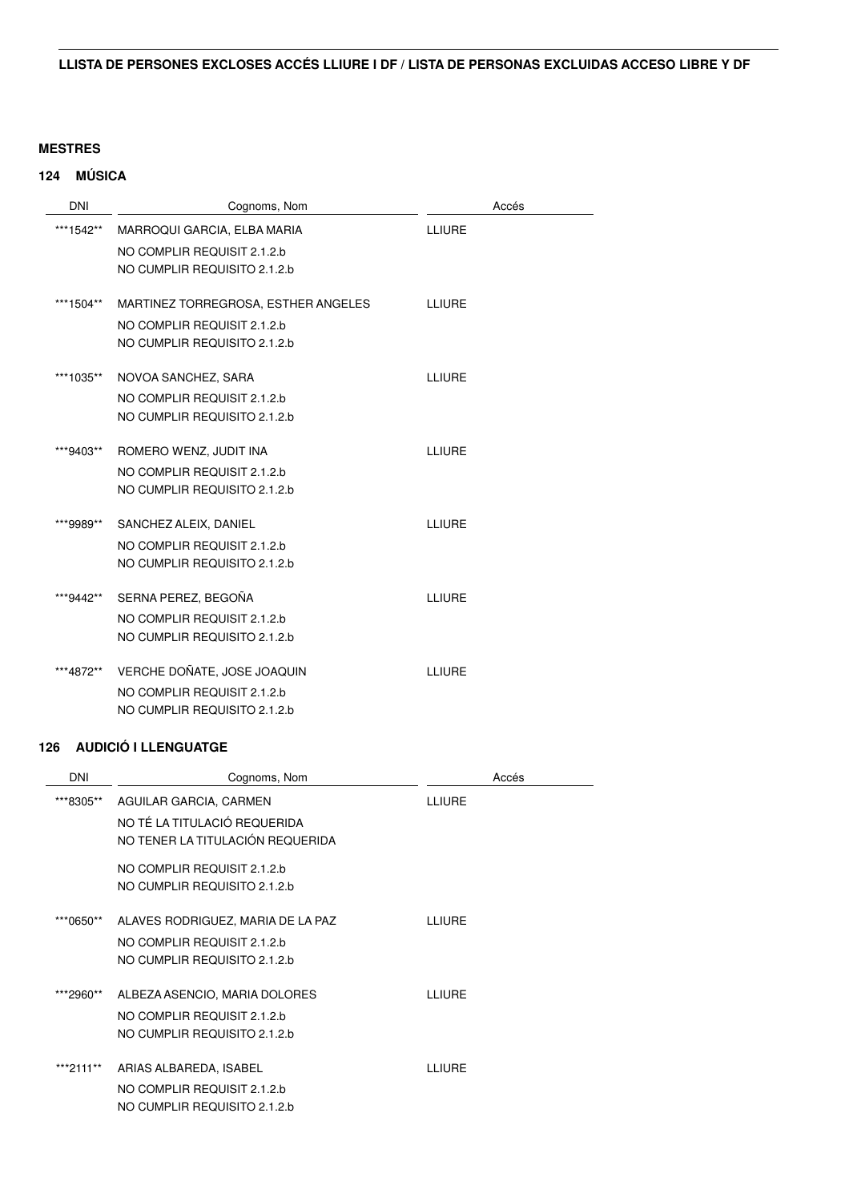**LLISTA DE PERSONES EXCLOSES ACCÉS LLIURE I DF / LISTA DE PERSONAS EXCLUIDAS ACCESO LIBRE Y DF**

**MESTRES**

**124 MÚSICA**

| DNI | Cognoms, Nom | Accés |
|---|---|---|
| ***1542** | MARROQUI GARCIA, ELBA MARIA<br>NO COMPLIR REQUISIT 2.1.2.b<br>NO CUMPLIR REQUISITO 2.1.2.b | LLIURE |
| ***1504** | MARTINEZ TORREGROSA, ESTHER ANGELES<br>NO COMPLIR REQUISIT 2.1.2.b<br>NO CUMPLIR REQUISITO 2.1.2.b | LLIURE |
| ***1035** | NOVOA SANCHEZ, SARA<br>NO COMPLIR REQUISIT 2.1.2.b<br>NO CUMPLIR REQUISITO 2.1.2.b | LLIURE |
| ***9403** | ROMERO WENZ, JUDIT INA<br>NO COMPLIR REQUISIT 2.1.2.b<br>NO CUMPLIR REQUISITO 2.1.2.b | LLIURE |
| ***9989** | SANCHEZ ALEIX, DANIEL<br>NO COMPLIR REQUISIT 2.1.2.b<br>NO CUMPLIR REQUISITO 2.1.2.b | LLIURE |
| ***9442** | SERNA PEREZ, BEGOÑA<br>NO COMPLIR REQUISIT 2.1.2.b<br>NO CUMPLIR REQUISITO 2.1.2.b | LLIURE |
| ***4872** | VERCHE DOÑATE, JOSE JOAQUIN<br>NO COMPLIR REQUISIT 2.1.2.b<br>NO CUMPLIR REQUISITO 2.1.2.b | LLIURE |

**126 AUDICIÓ I LLENGUATGE**

| DNI | Cognoms, Nom | Accés |
|---|---|---|
| ***8305** | AGUILAR GARCIA, CARMEN<br>NO TÉ LA TITULACIÓ REQUERIDA<br>NO TENER LA TITULACIÓN REQUERIDA<br>NO COMPLIR REQUISIT 2.1.2.b<br>NO CUMPLIR REQUISITO 2.1.2.b | LLIURE |
| ***0650** | ALAVES RODRIGUEZ, MARIA DE LA PAZ<br>NO COMPLIR REQUISIT 2.1.2.b<br>NO CUMPLIR REQUISITO 2.1.2.b | LLIURE |
| ***2960** | ALBEZA ASENCIO, MARIA DOLORES<br>NO COMPLIR REQUISIT 2.1.2.b<br>NO CUMPLIR REQUISITO 2.1.2.b | LLIURE |
| ***2111** | ARIAS ALBAREDA, ISABEL<br>NO COMPLIR REQUISIT 2.1.2.b<br>NO CUMPLIR REQUISITO 2.1.2.b | LLIURE |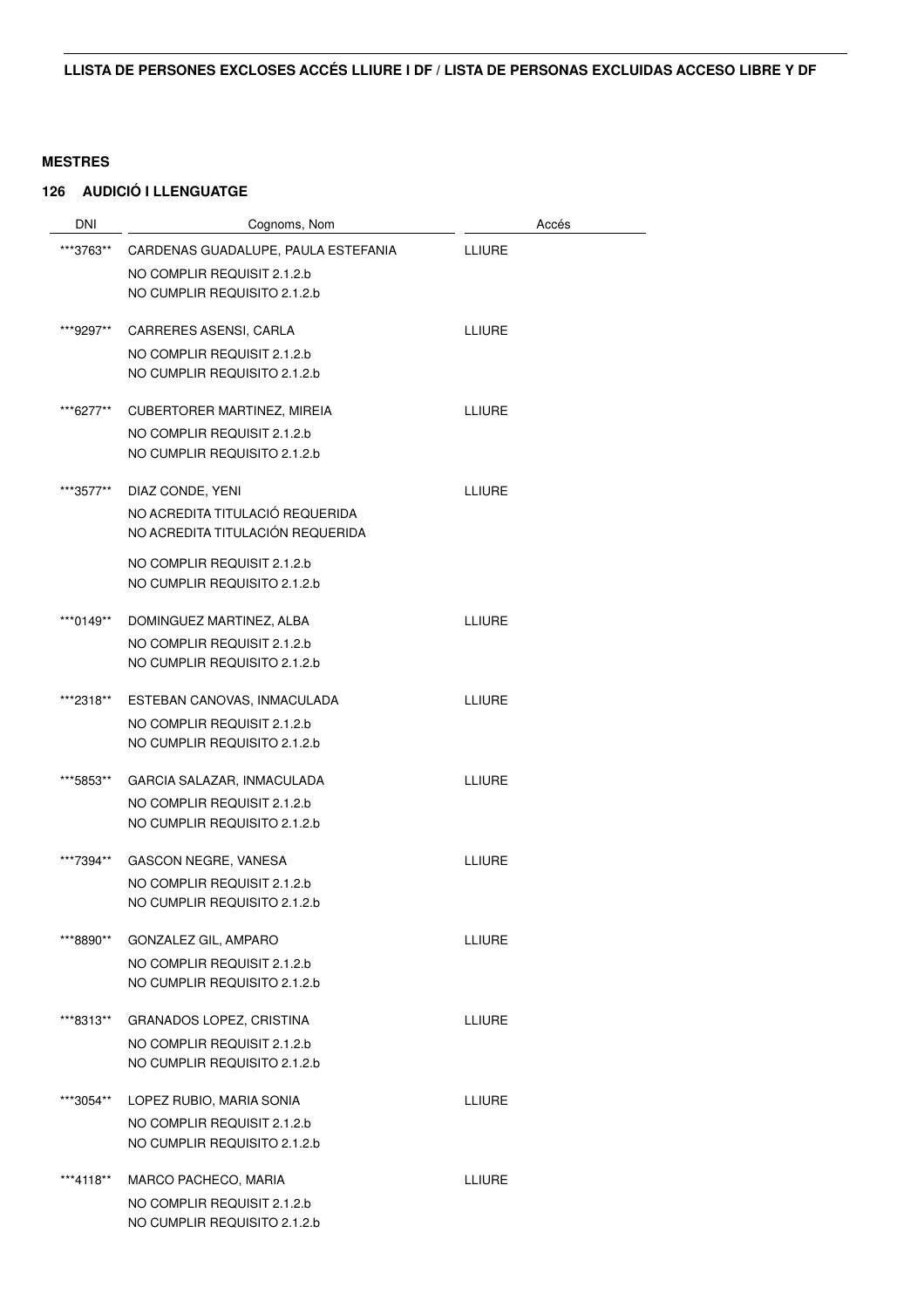**LLISTA DE PERSONES EXCLOSES ACCÉS LLIURE I DF / LISTA DE PERSONAS EXCLUIDAS ACCESO LIBRE Y DF**

**MESTRES**

**126 AUDICIÓ I LLENGUATGE**

| DNI | Cognoms, Nom | Accés |
|---|---|---|
| ***3763** | CARDENAS GUADALUPE, PAULA ESTEFANIA<br>NO COMPLIR REQUISIT 2.1.2.b<br>NO CUMPLIR REQUISITO 2.1.2.b | LLIURE |
| ***9297** | CARRERES ASENSI, CARLA<br>NO COMPLIR REQUISIT 2.1.2.b<br>NO CUMPLIR REQUISITO 2.1.2.b | LLIURE |
| ***6277** | CUBERTORER MARTINEZ, MIREIA<br>NO COMPLIR REQUISIT 2.1.2.b<br>NO CUMPLIR REQUISITO 2.1.2.b | LLIURE |
| ***3577** | DIAZ CONDE, YENI<br>NO ACREDITA TITULACIÓ REQUERIDA<br>NO ACREDITA TITULACIÓN REQUERIDA<br>NO COMPLIR REQUISIT 2.1.2.b<br>NO CUMPLIR REQUISITO 2.1.2.b | LLIURE |
| ***0149** | DOMINGUEZ MARTINEZ, ALBA<br>NO COMPLIR REQUISIT 2.1.2.b<br>NO CUMPLIR REQUISITO 2.1.2.b | LLIURE |
| ***2318** | ESTEBAN CANOVAS, INMACULADA<br>NO COMPLIR REQUISIT 2.1.2.b<br>NO CUMPLIR REQUISITO 2.1.2.b | LLIURE |
| ***5853** | GARCIA SALAZAR, INMACULADA<br>NO COMPLIR REQUISIT 2.1.2.b<br>NO CUMPLIR REQUISITO 2.1.2.b | LLIURE |
| ***7394** | GASCON NEGRE, VANESA<br>NO COMPLIR REQUISIT 2.1.2.b<br>NO CUMPLIR REQUISITO 2.1.2.b | LLIURE |
| ***8890** | GONZALEZ GIL, AMPARO<br>NO COMPLIR REQUISIT 2.1.2.b<br>NO CUMPLIR REQUISITO 2.1.2.b | LLIURE |
| ***8313** | GRANADOS LOPEZ, CRISTINA<br>NO COMPLIR REQUISIT 2.1.2.b<br>NO CUMPLIR REQUISITO 2.1.2.b | LLIURE |
| ***3054** | LOPEZ RUBIO, MARIA SONIA<br>NO COMPLIR REQUISIT 2.1.2.b<br>NO CUMPLIR REQUISITO 2.1.2.b | LLIURE |
| ***4118** | MARCO PACHECO, MARIA<br>NO COMPLIR REQUISIT 2.1.2.b<br>NO CUMPLIR REQUISITO 2.1.2.b | LLIURE |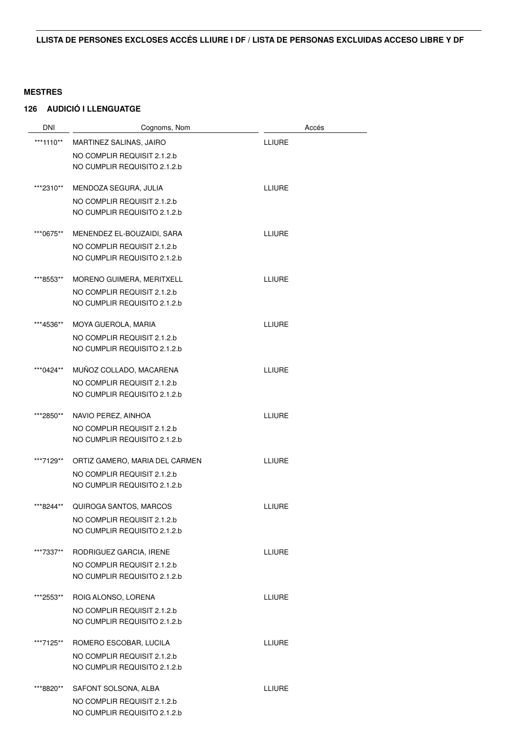## LLISTA DE PERSONES EXCLOSES ACCÉS LLIURE I DF / LISTA DE PERSONAS EXCLUIDAS ACCESO LIBRE Y DF

### MESTRES

### 126 AUDICIÓ I LLENGUATGE

| DNI | Cognoms, Nom | Accés |
|---|---|---|
| ***1110** | MARTINEZ SALINAS, JAIRO<br>NO COMPLIR REQUISIT 2.1.2.b<br>NO CUMPLIR REQUISITO 2.1.2.b | LLIURE |
| ***2310** | MENDOZA SEGURA, JULIA<br>NO COMPLIR REQUISIT 2.1.2.b<br>NO CUMPLIR REQUISITO 2.1.2.b | LLIURE |
| ***0675** | MENENDEZ EL-BOUZAIDI, SARA<br>NO COMPLIR REQUISIT 2.1.2.b<br>NO CUMPLIR REQUISITO 2.1.2.b | LLIURE |
| ***8553** | MORENO GUIMERA, MERITXELL<br>NO COMPLIR REQUISIT 2.1.2.b<br>NO CUMPLIR REQUISITO 2.1.2.b | LLIURE |
| ***4536** | MOYA GUEROLA, MARIA<br>NO COMPLIR REQUISIT 2.1.2.b<br>NO CUMPLIR REQUISITO 2.1.2.b | LLIURE |
| ***0424** | MUÑOZ COLLADO, MACARENA<br>NO COMPLIR REQUISIT 2.1.2.b<br>NO CUMPLIR REQUISITO 2.1.2.b | LLIURE |
| ***2850** | NAVIO PEREZ, AINHOA<br>NO COMPLIR REQUISIT 2.1.2.b<br>NO CUMPLIR REQUISITO 2.1.2.b | LLIURE |
| ***7129** | ORTIZ GAMERO, MARIA DEL CARMEN<br>NO COMPLIR REQUISIT 2.1.2.b<br>NO CUMPLIR REQUISITO 2.1.2.b | LLIURE |
| ***8244** | QUIROGA SANTOS, MARCOS<br>NO COMPLIR REQUISIT 2.1.2.b<br>NO CUMPLIR REQUISITO 2.1.2.b | LLIURE |
| ***7337** | RODRIGUEZ GARCIA, IRENE<br>NO COMPLIR REQUISIT 2.1.2.b<br>NO CUMPLIR REQUISITO 2.1.2.b | LLIURE |
| ***2553** | ROIG ALONSO, LORENA<br>NO COMPLIR REQUISIT 2.1.2.b<br>NO CUMPLIR REQUISITO 2.1.2.b | LLIURE |
| ***7125** | ROMERO ESCOBAR, LUCILA<br>NO COMPLIR REQUISIT 2.1.2.b<br>NO CUMPLIR REQUISITO 2.1.2.b | LLIURE |
| ***8820** | SAFONT SOLSONA, ALBA<br>NO COMPLIR REQUISIT 2.1.2.b<br>NO CUMPLIR REQUISITO 2.1.2.b | LLIURE |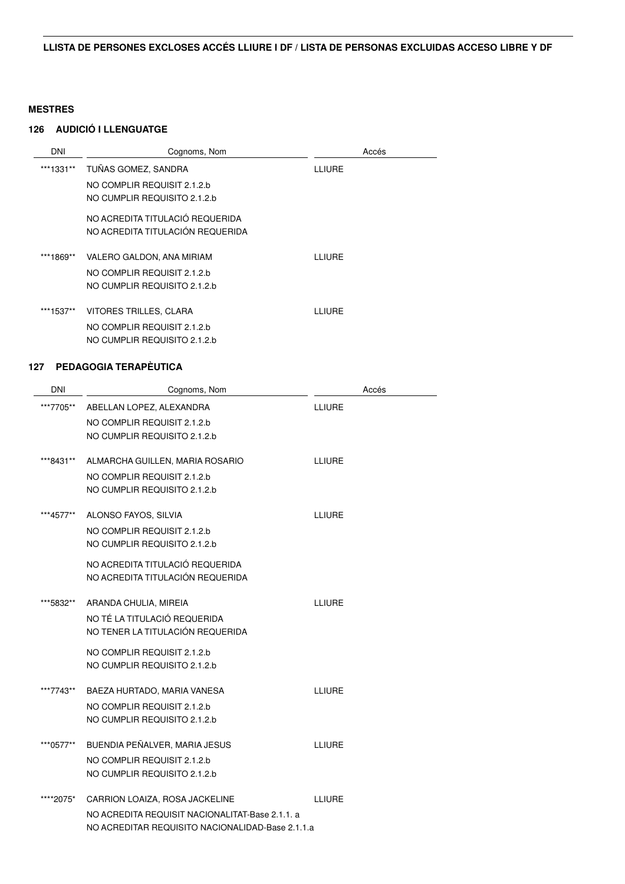**LLISTA DE PERSONES EXCLOSES ACCÉS LLIURE I DF / LISTA DE PERSONAS EXCLUIDAS ACCESO LIBRE Y DF**

**MESTRES**

**126 AUDICIÓ I LLENGUATGE**

| DNI | Cognoms, Nom | Accés |
|---|---|---|
| ***1331** | TUÑAS GOMEZ, SANDRA | LLIURE |
| | NO COMPLIR REQUISIT 2.1.2.b<br>NO CUMPLIR REQUISITO 2.1.2.b | |
| | NO ACREDITA TITULACIÓ REQUERIDA<br>NO ACREDITA TITULACIÓN REQUERIDA | |
| ***1869** | VALERO GALDON, ANA MIRIAM | LLIURE |
| | NO COMPLIR REQUISIT 2.1.2.b<br>NO CUMPLIR REQUISITO 2.1.2.b | |
| ***1537** | VITORES TRILLES, CLARA | LLIURE |
| | NO COMPLIR REQUISIT 2.1.2.b<br>NO CUMPLIR REQUISITO 2.1.2.b | |

**127 PEDAGOGIA TERAPÈUTICA**

| DNI | Cognoms, Nom | Accés |
|---|---|---|
| ***7705** | ABELLAN LOPEZ, ALEXANDRA | LLIURE |
| | NO COMPLIR REQUISIT 2.1.2.b<br>NO CUMPLIR REQUISITO 2.1.2.b | |
| ***8431** | ALMARCHA GUILLEN, MARIA ROSARIO | LLIURE |
| | NO COMPLIR REQUISIT 2.1.2.b<br>NO CUMPLIR REQUISITO 2.1.2.b | |
| ***4577** | ALONSO FAYOS, SILVIA | LLIURE |
| | NO COMPLIR REQUISIT 2.1.2.b<br>NO CUMPLIR REQUISITO 2.1.2.b | |
| | NO ACREDITA TITULACIÓ REQUERIDA<br>NO ACREDITA TITULACIÓN REQUERIDA | |
| ***5832** | ARANDA CHULIA, MIREIA | LLIURE |
| | NO TÉ LA TITULACIÓ REQUERIDA<br>NO TENER LA TITULACIÓN REQUERIDA | |
| | NO COMPLIR REQUISIT 2.1.2.b<br>NO CUMPLIR REQUISITO 2.1.2.b | |
| ***7743** | BAEZA HURTADO, MARIA VANESA | LLIURE |
| | NO COMPLIR REQUISIT 2.1.2.b<br>NO CUMPLIR REQUISITO 2.1.2.b | |
| ***0577** | BUENDIA PEÑALVER, MARIA JESUS | LLIURE |
| | NO COMPLIR REQUISIT 2.1.2.b<br>NO CUMPLIR REQUISITO 2.1.2.b | |
| ****2075* | CARRION LOAIZA, ROSA JACKELINE | LLIURE |
| | NO ACREDITA REQUISIT NACIONALITAT-Base 2.1.1. a<br>NO ACREDITAR REQUISITO NACIONALIDAD-Base 2.1.1.a | |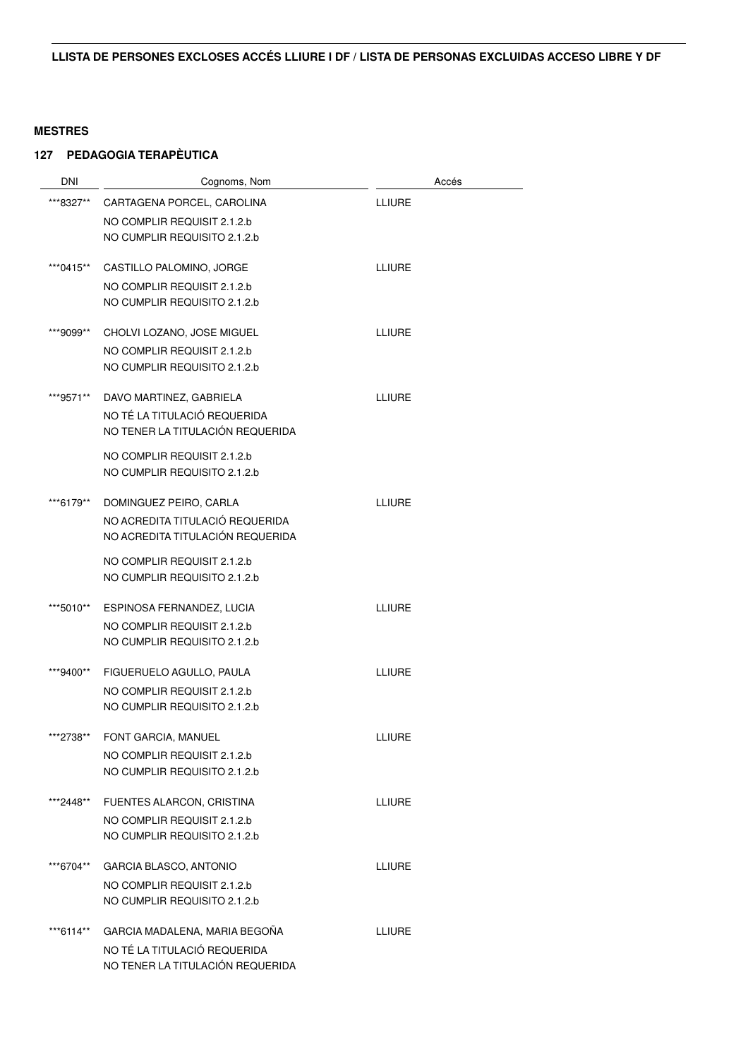**LLISTA DE PERSONES EXCLOSES ACCÉS LLIURE I DF / LISTA DE PERSONAS EXCLUIDAS ACCESO LIBRE Y DF**

**MESTRES**

**127 PEDAGOGIA TERAPÈUTICA**

| DNI | Cognoms, Nom | Accés |
|---|---|---|
| ***8327** | CARTAGENA PORCEL, CAROLINA<br>NO COMPLIR REQUISIT 2.1.2.b<br>NO CUMPLIR REQUISITO 2.1.2.b | LLIURE |
| ***0415** | CASTILLO PALOMINO, JORGE<br>NO COMPLIR REQUISIT 2.1.2.b<br>NO CUMPLIR REQUISITO 2.1.2.b | LLIURE |
| ***9099** | CHOLVI LOZANO, JOSE MIGUEL<br>NO COMPLIR REQUISIT 2.1.2.b<br>NO CUMPLIR REQUISITO 2.1.2.b | LLIURE |
| ***9571** | DAVO MARTINEZ, GABRIELA<br>NO TÉ LA TITULACIÓ REQUERIDA<br>NO TENER LA TITULACIÓN REQUERIDA<br>NO COMPLIR REQUISIT 2.1.2.b<br>NO CUMPLIR REQUISITO 2.1.2.b | LLIURE |
| ***6179** | DOMINGUEZ PEIRO, CARLA<br>NO ACREDITA TITULACIÓ REQUERIDA<br>NO ACREDITA TITULACIÓN REQUERIDA<br>NO COMPLIR REQUISIT 2.1.2.b<br>NO CUMPLIR REQUISITO 2.1.2.b | LLIURE |
| ***5010** | ESPINOSA FERNANDEZ, LUCIA<br>NO COMPLIR REQUISIT 2.1.2.b<br>NO CUMPLIR REQUISITO 2.1.2.b | LLIURE |
| ***9400** | FIGUERUELO AGULLO, PAULA<br>NO COMPLIR REQUISIT 2.1.2.b<br>NO CUMPLIR REQUISITO 2.1.2.b | LLIURE |
| ***2738** | FONT GARCIA, MANUEL<br>NO COMPLIR REQUISIT 2.1.2.b<br>NO CUMPLIR REQUISITO 2.1.2.b | LLIURE |
| ***2448** | FUENTES ALARCON, CRISTINA<br>NO COMPLIR REQUISIT 2.1.2.b<br>NO CUMPLIR REQUISITO 2.1.2.b | LLIURE |
| ***6704** | GARCIA BLASCO, ANTONIO<br>NO COMPLIR REQUISIT 2.1.2.b<br>NO CUMPLIR REQUISITO 2.1.2.b | LLIURE |
| ***6114** | GARCIA MADALENA, MARIA BEGOÑA<br>NO TÉ LA TITULACIÓ REQUERIDA<br>NO TENER LA TITULACIÓN REQUERIDA | LLIURE |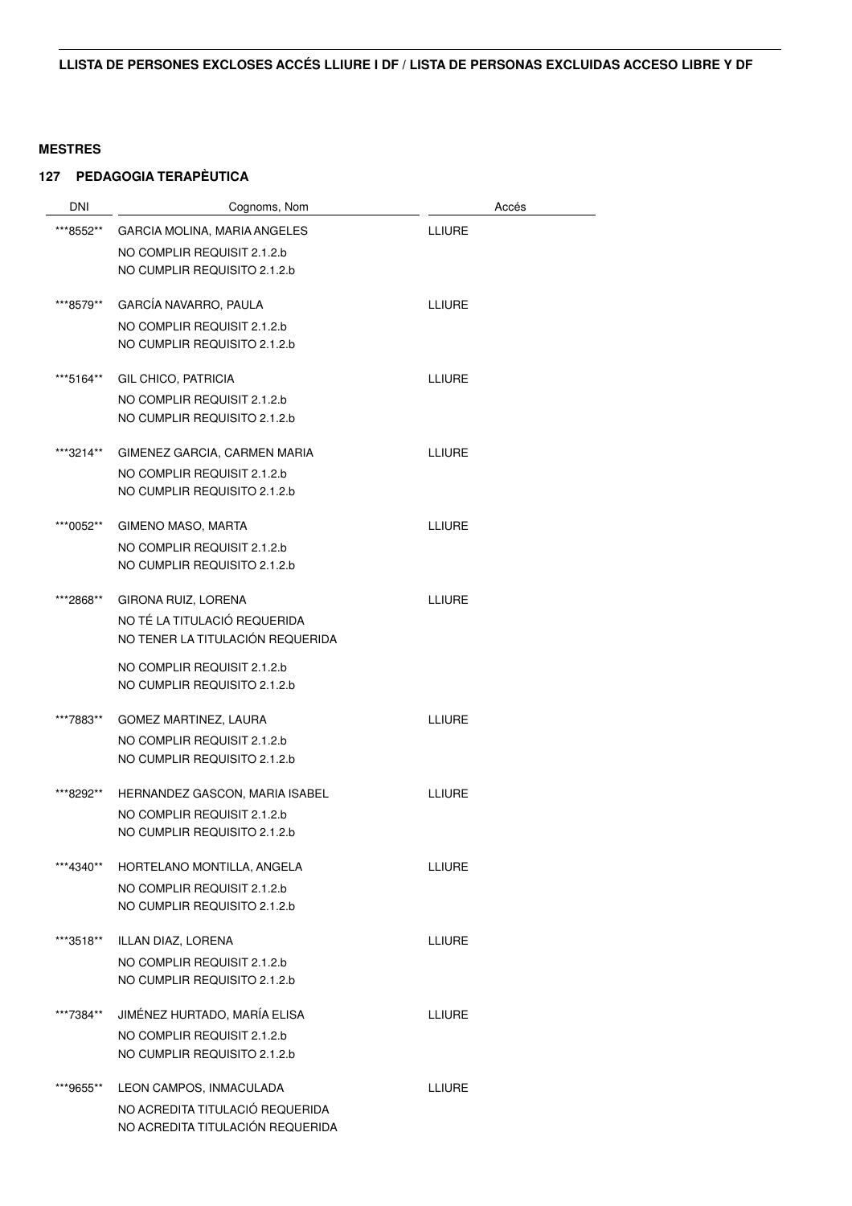**LLISTA DE PERSONES EXCLOSES ACCÉS LLIURE I DF / LISTA DE PERSONAS EXCLUIDAS ACCESO LIBRE Y DF**

**MESTRES**

**127 PEDAGOGIA TERAPÈUTICA**

| DNI | Cognoms, Nom | Accés |
|---|---|---|
| ***8552** | GARCIA MOLINA, MARIA ANGELES<br>NO COMPLIR REQUISIT 2.1.2.b<br>NO CUMPLIR REQUISITO 2.1.2.b | LLIURE |
| ***8579** | GARCÍA NAVARRO, PAULA<br>NO COMPLIR REQUISIT 2.1.2.b<br>NO CUMPLIR REQUISITO 2.1.2.b | LLIURE |
| ***5164** | GIL CHICO, PATRICIA<br>NO COMPLIR REQUISIT 2.1.2.b<br>NO CUMPLIR REQUISITO 2.1.2.b | LLIURE |
| ***3214** | GIMENEZ GARCIA, CARMEN MARIA<br>NO COMPLIR REQUISIT 2.1.2.b<br>NO CUMPLIR REQUISITO 2.1.2.b | LLIURE |
| ***0052** | GIMENO MASO, MARTA<br>NO COMPLIR REQUISIT 2.1.2.b<br>NO CUMPLIR REQUISITO 2.1.2.b | LLIURE |
| ***2868** | GIRONA RUIZ, LORENA<br>NO TÉ LA TITULACIÓ REQUERIDA<br>NO TENER LA TITULACIÓN REQUERIDA<br>NO COMPLIR REQUISIT 2.1.2.b<br>NO CUMPLIR REQUISITO 2.1.2.b | LLIURE |
| ***7883** | GOMEZ MARTINEZ, LAURA<br>NO COMPLIR REQUISIT 2.1.2.b<br>NO CUMPLIR REQUISITO 2.1.2.b | LLIURE |
| ***8292** | HERNANDEZ GASCON, MARIA ISABEL<br>NO COMPLIR REQUISIT 2.1.2.b<br>NO CUMPLIR REQUISITO 2.1.2.b | LLIURE |
| ***4340** | HORTELANO MONTILLA, ANGELA<br>NO COMPLIR REQUISIT 2.1.2.b<br>NO CUMPLIR REQUISITO 2.1.2.b | LLIURE |
| ***3518** | ILLAN DIAZ, LORENA<br>NO COMPLIR REQUISIT 2.1.2.b<br>NO CUMPLIR REQUISITO 2.1.2.b | LLIURE |
| ***7384** | JIMÉNEZ HURTADO, MARÍA ELISA<br>NO COMPLIR REQUISIT 2.1.2.b<br>NO CUMPLIR REQUISITO 2.1.2.b | LLIURE |
| ***9655** | LEON CAMPOS, INMACULADA<br>NO ACREDITA TITULACIÓ REQUERIDA<br>NO ACREDITA TITULACIÓN REQUERIDA | LLIURE |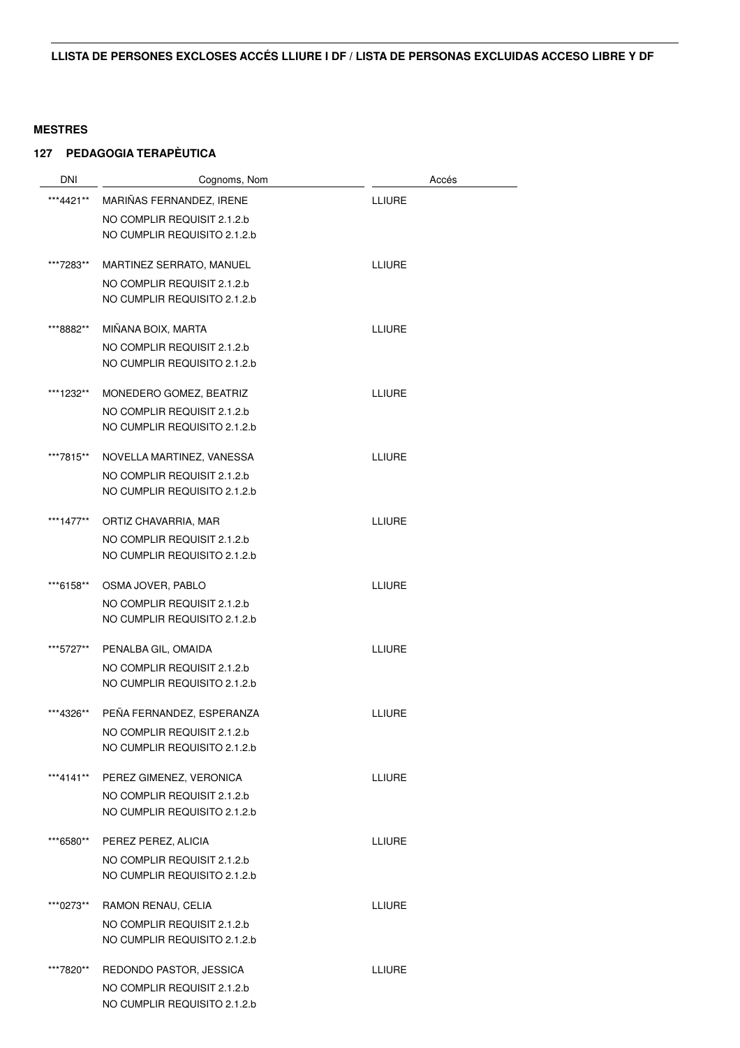**LLISTA DE PERSONES EXCLOSES ACCÉS LLIURE I DF / LISTA DE PERSONAS EXCLUIDAS ACCESO LIBRE Y DF**

**MESTRES**

**127 PEDAGOGIA TERAPÈUTICA**

| DNI | Cognoms, Nom | Accés |
|---|---|---|
| ***4421** | MARIÑAS FERNANDEZ, IRENE<br>NO COMPLIR REQUISIT 2.1.2.b<br>NO CUMPLIR REQUISITO 2.1.2.b | LLIURE |
| ***7283** | MARTINEZ SERRATO, MANUEL<br>NO COMPLIR REQUISIT 2.1.2.b<br>NO CUMPLIR REQUISITO 2.1.2.b | LLIURE |
| ***8882** | MIÑANA BOIX, MARTA<br>NO COMPLIR REQUISIT 2.1.2.b<br>NO CUMPLIR REQUISITO 2.1.2.b | LLIURE |
| ***1232** | MONEDERO GOMEZ, BEATRIZ<br>NO COMPLIR REQUISIT 2.1.2.b<br>NO CUMPLIR REQUISITO 2.1.2.b | LLIURE |
| ***7815** | NOVELLA MARTINEZ, VANESSA<br>NO COMPLIR REQUISIT 2.1.2.b<br>NO CUMPLIR REQUISITO 2.1.2.b | LLIURE |
| ***1477** | ORTIZ CHAVARRIA, MAR<br>NO COMPLIR REQUISIT 2.1.2.b<br>NO CUMPLIR REQUISITO 2.1.2.b | LLIURE |
| ***6158** | OSMA JOVER, PABLO<br>NO COMPLIR REQUISIT 2.1.2.b<br>NO CUMPLIR REQUISITO 2.1.2.b | LLIURE |
| ***5727** | PENALBA GIL, OMAIDA<br>NO COMPLIR REQUISIT 2.1.2.b<br>NO CUMPLIR REQUISITO 2.1.2.b | LLIURE |
| ***4326** | PEÑA FERNANDEZ, ESPERANZA<br>NO COMPLIR REQUISIT 2.1.2.b<br>NO CUMPLIR REQUISITO 2.1.2.b | LLIURE |
| ***4141** | PEREZ GIMENEZ, VERONICA<br>NO COMPLIR REQUISIT 2.1.2.b<br>NO CUMPLIR REQUISITO 2.1.2.b | LLIURE |
| ***6580** | PEREZ PEREZ, ALICIA<br>NO COMPLIR REQUISIT 2.1.2.b<br>NO CUMPLIR REQUISITO 2.1.2.b | LLIURE |
| ***0273** | RAMON RENAU, CELIA<br>NO COMPLIR REQUISIT 2.1.2.b<br>NO CUMPLIR REQUISITO 2.1.2.b | LLIURE |
| ***7820** | REDONDO PASTOR, JESSICA<br>NO COMPLIR REQUISIT 2.1.2.b<br>NO CUMPLIR REQUISITO 2.1.2.b | LLIURE |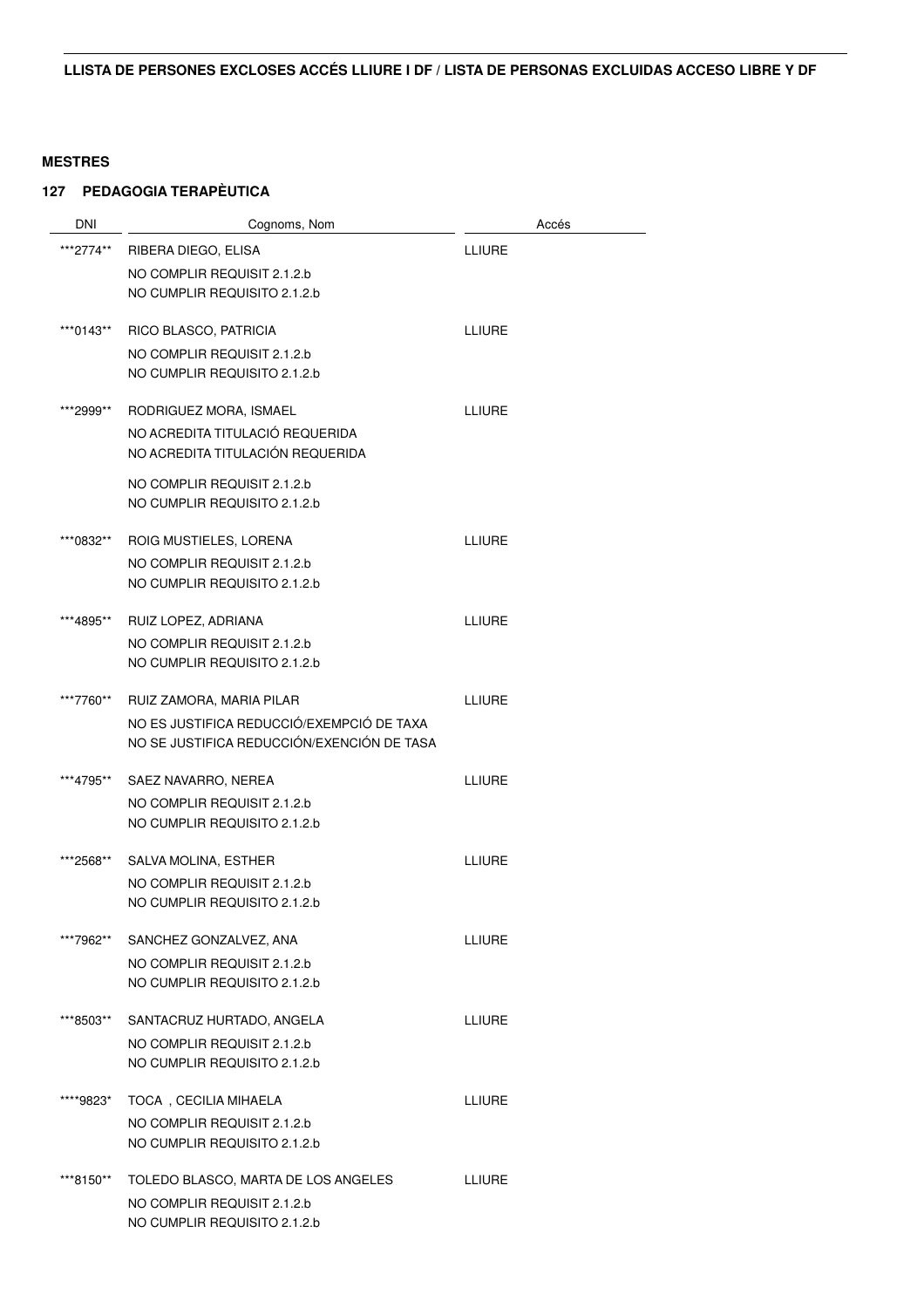**LLISTA DE PERSONES EXCLOSES ACCÉS LLIURE I DF / LISTA DE PERSONAS EXCLUIDAS ACCESO LIBRE Y DF**

**MESTRES**

**127 PEDAGOGIA TERAPÈUTICA**

| DNI | Cognoms, Nom | Accés |
| --- | --- | --- |
| ***2774** | RIBERA DIEGO, ELISA<br>NO COMPLIR REQUISIT 2.1.2.b<br>NO CUMPLIR REQUISITO 2.1.2.b | LLIURE |
| ***0143** | RICO BLASCO, PATRICIA<br>NO COMPLIR REQUISIT 2.1.2.b<br>NO CUMPLIR REQUISITO 2.1.2.b | LLIURE |
| ***2999** | RODRIGUEZ MORA, ISMAEL<br>NO ACREDITA TITULACIÓ REQUERIDA<br>NO ACREDITA TITULACIÓN REQUERIDA<br>NO COMPLIR REQUISIT 2.1.2.b<br>NO CUMPLIR REQUISITO 2.1.2.b | LLIURE |
| ***0832** | ROIG MUSTIELES, LORENA<br>NO COMPLIR REQUISIT 2.1.2.b<br>NO CUMPLIR REQUISITO 2.1.2.b | LLIURE |
| ***4895** | RUIZ LOPEZ, ADRIANA<br>NO COMPLIR REQUISIT 2.1.2.b<br>NO CUMPLIR REQUISITO 2.1.2.b | LLIURE |
| ***7760** | RUIZ ZAMORA, MARIA PILAR<br>NO ES JUSTIFICA REDUCCIÓ/EXEMPCIÓ DE TAXA<br>NO SE JUSTIFICA REDUCCIÓN/EXENCIÓN DE TASA | LLIURE |
| ***4795** | SAEZ NAVARRO, NEREA<br>NO COMPLIR REQUISIT 2.1.2.b<br>NO CUMPLIR REQUISITO 2.1.2.b | LLIURE |
| ***2568** | SALVA MOLINA, ESTHER<br>NO COMPLIR REQUISIT 2.1.2.b<br>NO CUMPLIR REQUISITO 2.1.2.b | LLIURE |
| ***7962** | SANCHEZ GONZALVEZ, ANA<br>NO COMPLIR REQUISIT 2.1.2.b<br>NO CUMPLIR REQUISITO 2.1.2.b | LLIURE |
| ***8503** | SANTACRUZ HURTADO, ANGELA<br>NO COMPLIR REQUISIT 2.1.2.b<br>NO CUMPLIR REQUISITO 2.1.2.b | LLIURE |
| ****9823* | TOCA , CECILIA MIHAELA<br>NO COMPLIR REQUISIT 2.1.2.b<br>NO CUMPLIR REQUISITO 2.1.2.b | LLIURE |
| ***8150** | TOLEDO BLASCO, MARTA DE LOS ANGELES<br>NO COMPLIR REQUISIT 2.1.2.b<br>NO CUMPLIR REQUISITO 2.1.2.b | LLIURE |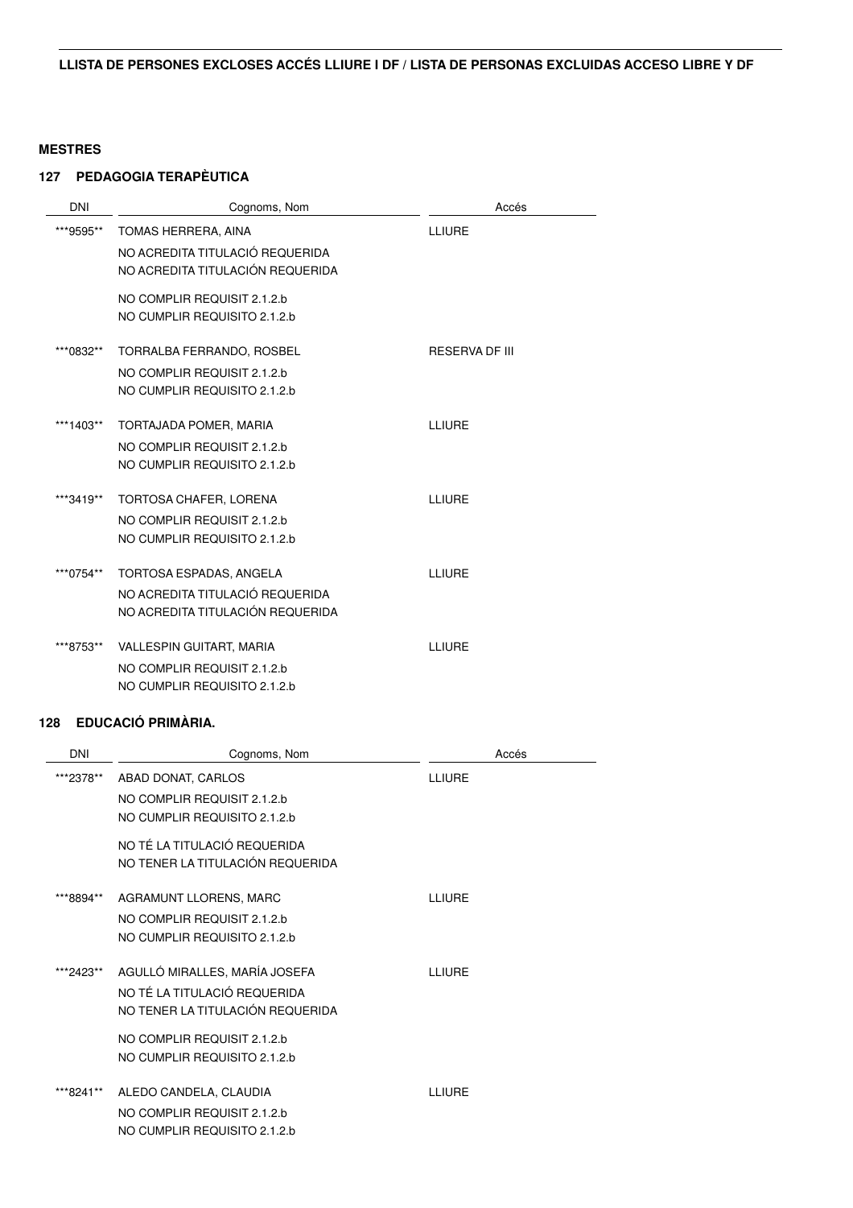**LLISTA DE PERSONES EXCLOSES ACCÉS LLIURE I DF / LISTA DE PERSONAS EXCLUIDAS ACCESO LIBRE Y DF**

**MESTRES**

**127 PEDAGOGIA TERAPÈUTICA**

| DNI | Cognoms, Nom | Accés |
|---|---|---|
| ***9595** | TOMAS HERRERA, AINA<br>NO ACREDITA TITULACIÓ REQUERIDA<br>NO ACREDITA TITULACIÓN REQUERIDA<br>NO COMPLIR REQUISIT 2.1.2.b<br>NO CUMPLIR REQUISITO 2.1.2.b | LLIURE |
| ***0832** | TORRALBA FERRANDO, ROSBEL<br>NO COMPLIR REQUISIT 2.1.2.b<br>NO CUMPLIR REQUISITO 2.1.2.b | RESERVA DF III |
| ***1403** | TORTAJADA POMER, MARIA<br>NO COMPLIR REQUISIT 2.1.2.b<br>NO CUMPLIR REQUISITO 2.1.2.b | LLIURE |
| ***3419** | TORTOSA CHAFER, LORENA<br>NO COMPLIR REQUISIT 2.1.2.b<br>NO CUMPLIR REQUISITO 2.1.2.b | LLIURE |
| ***0754** | TORTOSA ESPADAS, ANGELA<br>NO ACREDITA TITULACIÓ REQUERIDA<br>NO ACREDITA TITULACIÓN REQUERIDA | LLIURE |
| ***8753** | VALLESPIN GUITART, MARIA<br>NO COMPLIR REQUISIT 2.1.2.b<br>NO CUMPLIR REQUISITO 2.1.2.b | LLIURE |

**128 EDUCACIÓ PRIMÀRIA.**

| DNI | Cognoms, Nom | Accés |
|---|---|---|
| ***2378** | ABAD DONAT, CARLOS<br>NO COMPLIR REQUISIT 2.1.2.b<br>NO CUMPLIR REQUISITO 2.1.2.b<br>NO TÉ LA TITULACIÓ REQUERIDA<br>NO TENER LA TITULACIÓN REQUERIDA | LLIURE |
| ***8894** | AGRAMUNT LLORENS, MARC<br>NO COMPLIR REQUISIT 2.1.2.b<br>NO CUMPLIR REQUISITO 2.1.2.b | LLIURE |
| ***2423** | AGULLÓ MIRALLES, MARÍA JOSEFA<br>NO TÉ LA TITULACIÓ REQUERIDA<br>NO TENER LA TITULACIÓN REQUERIDA<br>NO COMPLIR REQUISIT 2.1.2.b<br>NO CUMPLIR REQUISITO 2.1.2.b | LLIURE |
| ***8241** | ALEDO CANDELA, CLAUDIA<br>NO COMPLIR REQUISIT 2.1.2.b<br>NO CUMPLIR REQUISITO 2.1.2.b | LLIURE |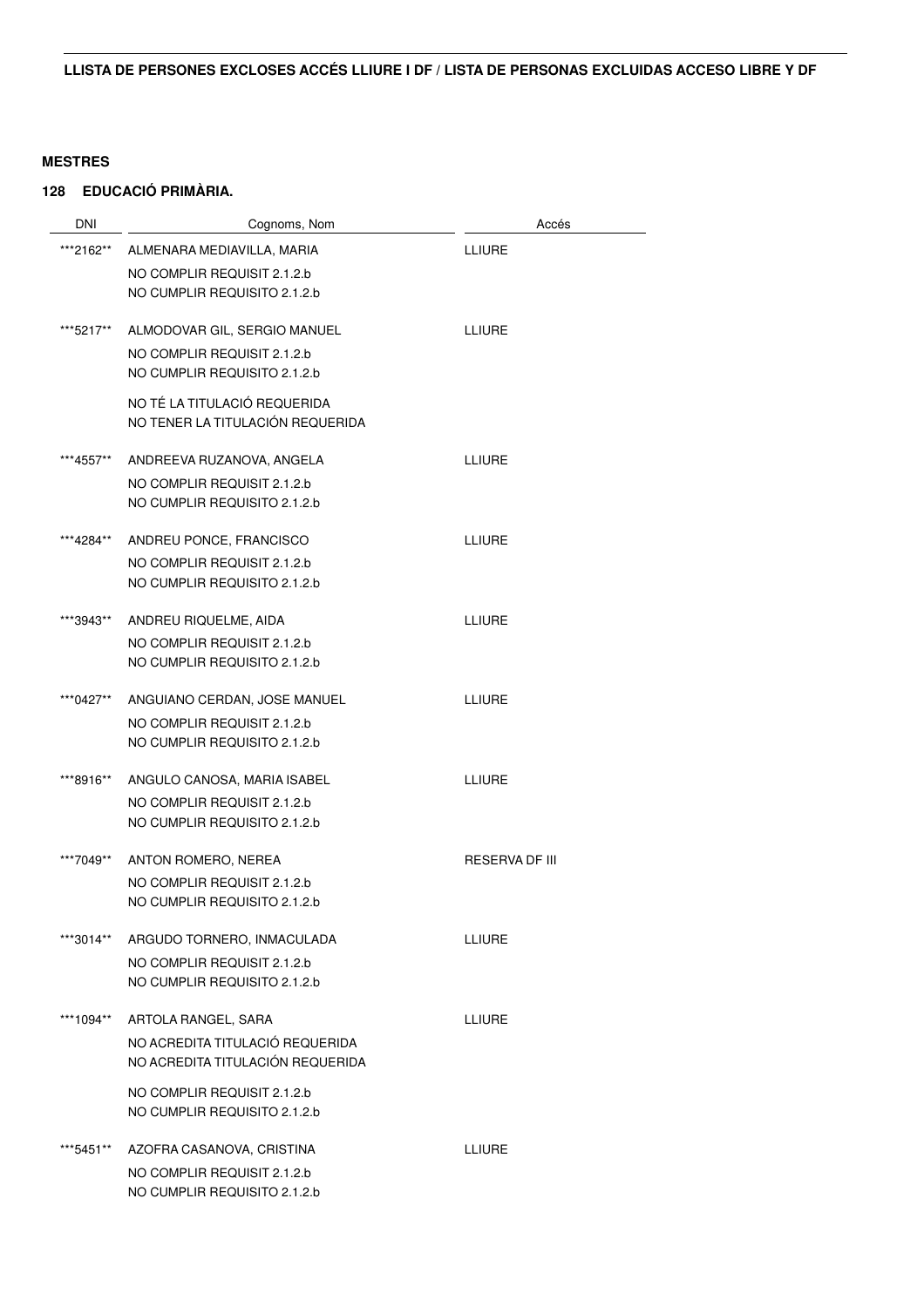**LLISTA DE PERSONES EXCLOSES ACCÉS LLIURE I DF / LISTA DE PERSONAS EXCLUIDAS ACCESO LIBRE Y DF**

**MESTRES**

**128 EDUCACIÓ PRIMÀRIA.**

| DNI | Cognoms, Nom | Accés |
|---|---|---|
| ***2162** | ALMENARA MEDIAVILLA, MARIA<br>NO COMPLIR REQUISIT 2.1.2.b<br>NO CUMPLIR REQUISITO 2.1.2.b | LLIURE |
| ***5217** | ALMODOVAR GIL, SERGIO MANUEL<br>NO COMPLIR REQUISIT 2.1.2.b<br>NO CUMPLIR REQUISITO 2.1.2.b<br>NO TÉ LA TITULACIÓ REQUERIDA<br>NO TENER LA TITULACIÓN REQUERIDA | LLIURE |
| ***4557** | ANDREEVA RUZANOVA, ANGELA<br>NO COMPLIR REQUISIT 2.1.2.b<br>NO CUMPLIR REQUISITO 2.1.2.b | LLIURE |
| ***4284** | ANDREU PONCE, FRANCISCO<br>NO COMPLIR REQUISIT 2.1.2.b<br>NO CUMPLIR REQUISITO 2.1.2.b | LLIURE |
| ***3943** | ANDREU RIQUELME, AIDA<br>NO COMPLIR REQUISIT 2.1.2.b<br>NO CUMPLIR REQUISITO 2.1.2.b | LLIURE |
| ***0427** | ANGUIANO CERDAN, JOSE MANUEL<br>NO COMPLIR REQUISIT 2.1.2.b<br>NO CUMPLIR REQUISITO 2.1.2.b | LLIURE |
| ***8916** | ANGULO CANOSA, MARIA ISABEL<br>NO COMPLIR REQUISIT 2.1.2.b<br>NO CUMPLIR REQUISITO 2.1.2.b | LLIURE |
| ***7049** | ANTON ROMERO, NEREA<br>NO COMPLIR REQUISIT 2.1.2.b<br>NO CUMPLIR REQUISITO 2.1.2.b | RESERVA DF III |
| ***3014** | ARGUDO TORNERO, INMACULADA<br>NO COMPLIR REQUISIT 2.1.2.b<br>NO CUMPLIR REQUISITO 2.1.2.b | LLIURE |
| ***1094** | ARTOLA RANGEL, SARA<br>NO ACREDITA TITULACIÓ REQUERIDA<br>NO ACREDITA TITULACIÓN REQUERIDA<br>NO COMPLIR REQUISIT 2.1.2.b<br>NO CUMPLIR REQUISITO 2.1.2.b | LLIURE |
| ***5451** | AZOFRA CASANOVA, CRISTINA<br>NO COMPLIR REQUISIT 2.1.2.b<br>NO CUMPLIR REQUISITO 2.1.2.b | LLIURE |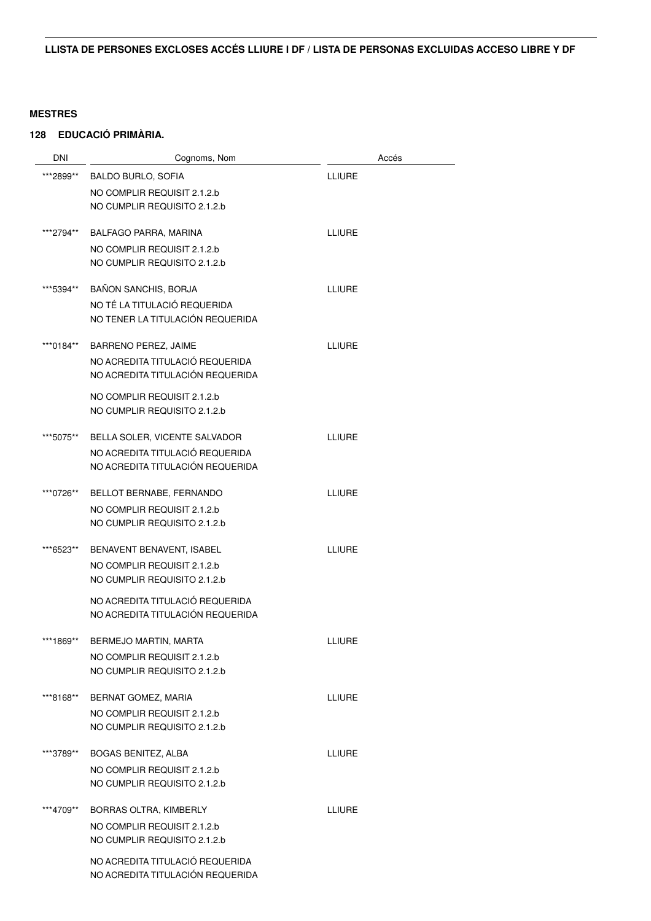**LLISTA DE PERSONES EXCLOSES ACCÉS LLIURE I DF / LISTA DE PERSONAS EXCLUIDAS ACCESO LIBRE Y DF**

**MESTRES**

**128 EDUCACIÓ PRIMÀRIA.**

| DNI | Cognoms, Nom | Accés |
|---|---|---|
| \*\*\*2899\*\* | BALDO BURLO, SOFIA<br>NO COMPLIR REQUISIT 2.1.2.b<br>NO CUMPLIR REQUISITO 2.1.2.b | LLIURE |
| \*\*\*2794\*\* | BALFAGO PARRA, MARINA<br>NO COMPLIR REQUISIT 2.1.2.b<br>NO CUMPLIR REQUISITO 2.1.2.b | LLIURE |
| \*\*\*5394\*\* | BAÑON SANCHIS, BORJA<br>NO TÉ LA TITULACIÓ REQUERIDA<br>NO TENER LA TITULACIÓN REQUERIDA | LLIURE |
| \*\*\*0184\*\* | BARRENO PEREZ, JAIME<br>NO ACREDITA TITULACIÓ REQUERIDA<br>NO ACREDITA TITULACIÓN REQUERIDA<br>NO COMPLIR REQUISIT 2.1.2.b<br>NO CUMPLIR REQUISITO 2.1.2.b | LLIURE |
| \*\*\*5075\*\* | BELLA SOLER, VICENTE SALVADOR<br>NO ACREDITA TITULACIÓ REQUERIDA<br>NO ACREDITA TITULACIÓN REQUERIDA | LLIURE |
| \*\*\*0726\*\* | BELLOT BERNABE, FERNANDO<br>NO COMPLIR REQUISIT 2.1.2.b<br>NO CUMPLIR REQUISITO 2.1.2.b | LLIURE |
| \*\*\*6523\*\* | BENAVENT BENAVENT, ISABEL<br>NO COMPLIR REQUISIT 2.1.2.b<br>NO CUMPLIR REQUISITO 2.1.2.b<br>NO ACREDITA TITULACIÓ REQUERIDA<br>NO ACREDITA TITULACIÓN REQUERIDA | LLIURE |
| \*\*\*1869\*\* | BERMEJO MARTIN, MARTA<br>NO COMPLIR REQUISIT 2.1.2.b<br>NO CUMPLIR REQUISITO 2.1.2.b | LLIURE |
| \*\*\*8168\*\* | BERNAT GOMEZ, MARIA<br>NO COMPLIR REQUISIT 2.1.2.b<br>NO CUMPLIR REQUISITO 2.1.2.b | LLIURE |
| \*\*\*3789\*\* | BOGAS BENITEZ, ALBA<br>NO COMPLIR REQUISIT 2.1.2.b<br>NO CUMPLIR REQUISITO 2.1.2.b | LLIURE |
| \*\*\*4709\*\* | BORRAS OLTRA, KIMBERLY<br>NO COMPLIR REQUISIT 2.1.2.b<br>NO CUMPLIR REQUISITO 2.1.2.b<br>NO ACREDITA TITULACIÓ REQUERIDA<br>NO ACREDITA TITULACIÓN REQUERIDA | LLIURE |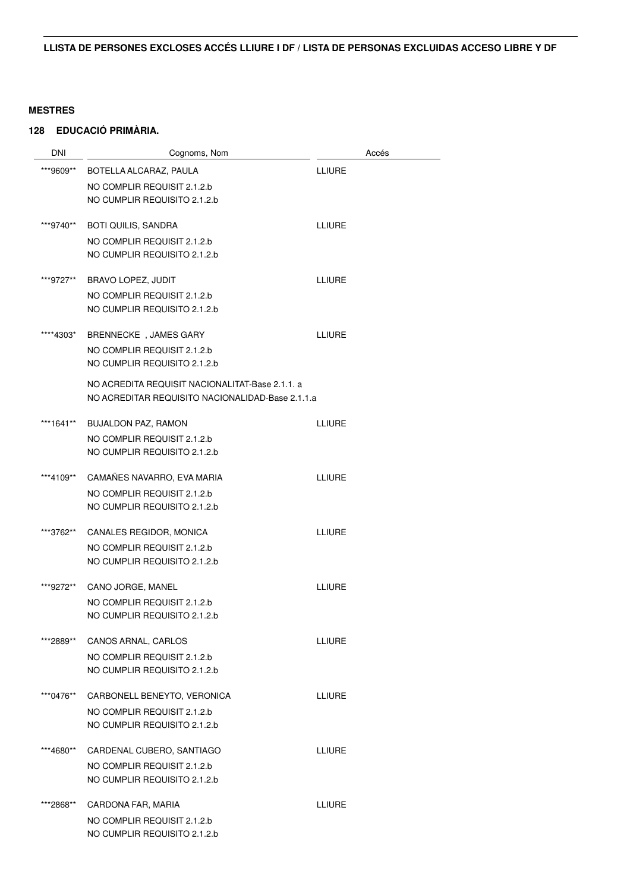**LLISTA DE PERSONES EXCLOSES ACCÉS LLIURE I DF / LISTA DE PERSONAS EXCLUIDAS ACCESO LIBRE Y DF**

**MESTRES**

**128 EDUCACIÓ PRIMÀRIA.**

| DNI | Cognoms, Nom | Accés |
| --- | --- | --- |
| ***9609** | BOTELLA ALCARAZ, PAULA<br>NO COMPLIR REQUISIT 2.1.2.b<br>NO CUMPLIR REQUISITO 2.1.2.b | LLIURE |
| ***9740** | BOTI QUILIS, SANDRA<br>NO COMPLIR REQUISIT 2.1.2.b<br>NO CUMPLIR REQUISITO 2.1.2.b | LLIURE |
| ***9727** | BRAVO LOPEZ, JUDIT<br>NO COMPLIR REQUISIT 2.1.2.b<br>NO CUMPLIR REQUISITO 2.1.2.b | LLIURE |
| ****4303* | BRENNECKE , JAMES GARY<br>NO COMPLIR REQUISIT 2.1.2.b<br>NO CUMPLIR REQUISITO 2.1.2.b<br>NO ACREDITA REQUISIT NACIONALITAT-Base 2.1.1. a<br>NO ACREDITAR REQUISITO NACIONALIDAD-Base 2.1.1.a | LLIURE |
| ***1641** | BUJALDON PAZ, RAMON<br>NO COMPLIR REQUISIT 2.1.2.b<br>NO CUMPLIR REQUISITO 2.1.2.b | LLIURE |
| ***4109** | CAMAÑES NAVARRO, EVA MARIA<br>NO COMPLIR REQUISIT 2.1.2.b<br>NO CUMPLIR REQUISITO 2.1.2.b | LLIURE |
| ***3762** | CANALES REGIDOR, MONICA<br>NO COMPLIR REQUISIT 2.1.2.b<br>NO CUMPLIR REQUISITO 2.1.2.b | LLIURE |
| ***9272** | CANO JORGE, MANEL<br>NO COMPLIR REQUISIT 2.1.2.b<br>NO CUMPLIR REQUISITO 2.1.2.b | LLIURE |
| ***2889** | CANOS ARNAL, CARLOS<br>NO COMPLIR REQUISIT 2.1.2.b<br>NO CUMPLIR REQUISITO 2.1.2.b | LLIURE |
| ***0476** | CARBONELL BENEYTO, VERONICA<br>NO COMPLIR REQUISIT 2.1.2.b<br>NO CUMPLIR REQUISITO 2.1.2.b | LLIURE |
| ***4680** | CARDENAL CUBERO, SANTIAGO<br>NO COMPLIR REQUISIT 2.1.2.b<br>NO CUMPLIR REQUISITO 2.1.2.b | LLIURE |
| ***2868** | CARDONA FAR, MARIA<br>NO COMPLIR REQUISIT 2.1.2.b<br>NO CUMPLIR REQUISITO 2.1.2.b | LLIURE |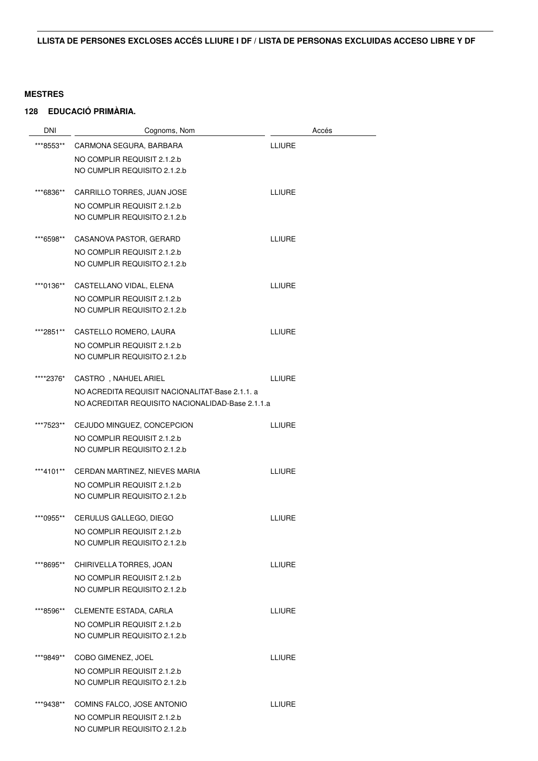**LLISTA DE PERSONES EXCLOSES ACCÉS LLIURE I DF / LISTA DE PERSONAS EXCLUIDAS ACCESO LIBRE Y DF**

**MESTRES**

**128 EDUCACIÓ PRIMÀRIA.**

| DNI | Cognoms, Nom | Accés |
|---|---|---|
| ***8553** | CARMONA SEGURA, BARBARA<br>NO COMPLIR REQUISIT 2.1.2.b<br>NO CUMPLIR REQUISITO 2.1.2.b | LLIURE |
| ***6836** | CARRILLO TORRES, JUAN JOSE<br>NO COMPLIR REQUISIT 2.1.2.b<br>NO CUMPLIR REQUISITO 2.1.2.b | LLIURE |
| ***6598** | CASANOVA PASTOR, GERARD<br>NO COMPLIR REQUISIT 2.1.2.b<br>NO CUMPLIR REQUISITO 2.1.2.b | LLIURE |
| ***0136** | CASTELLANO VIDAL, ELENA<br>NO COMPLIR REQUISIT 2.1.2.b<br>NO CUMPLIR REQUISITO 2.1.2.b | LLIURE |
| ***2851** | CASTELLO ROMERO, LAURA<br>NO COMPLIR REQUISIT 2.1.2.b<br>NO CUMPLIR REQUISITO 2.1.2.b | LLIURE |
| ****2376* | CASTRO , NAHUEL ARIEL<br>NO ACREDITA REQUISIT NACIONALITAT-Base 2.1.1. a<br>NO ACREDITAR REQUISITO NACIONALIDAD-Base 2.1.1.a | LLIURE |
| ***7523** | CEJUDO MINGUEZ, CONCEPCION<br>NO COMPLIR REQUISIT 2.1.2.b<br>NO CUMPLIR REQUISITO 2.1.2.b | LLIURE |
| ***4101** | CERDAN MARTINEZ, NIEVES MARIA<br>NO COMPLIR REQUISIT 2.1.2.b<br>NO CUMPLIR REQUISITO 2.1.2.b | LLIURE |
| ***0955** | CERULUS GALLEGO, DIEGO<br>NO COMPLIR REQUISIT 2.1.2.b<br>NO CUMPLIR REQUISITO 2.1.2.b | LLIURE |
| ***8695** | CHIRIVELLA TORRES, JOAN<br>NO COMPLIR REQUISIT 2.1.2.b<br>NO CUMPLIR REQUISITO 2.1.2.b | LLIURE |
| ***8596** | CLEMENTE ESTADA, CARLA<br>NO COMPLIR REQUISIT 2.1.2.b<br>NO CUMPLIR REQUISITO 2.1.2.b | LLIURE |
| ***9849** | COBO GIMENEZ, JOEL<br>NO COMPLIR REQUISIT 2.1.2.b<br>NO CUMPLIR REQUISITO 2.1.2.b | LLIURE |
| ***9438** | COMINS FALCO, JOSE ANTONIO<br>NO COMPLIR REQUISIT 2.1.2.b<br>NO CUMPLIR REQUISITO 2.1.2.b | LLIURE |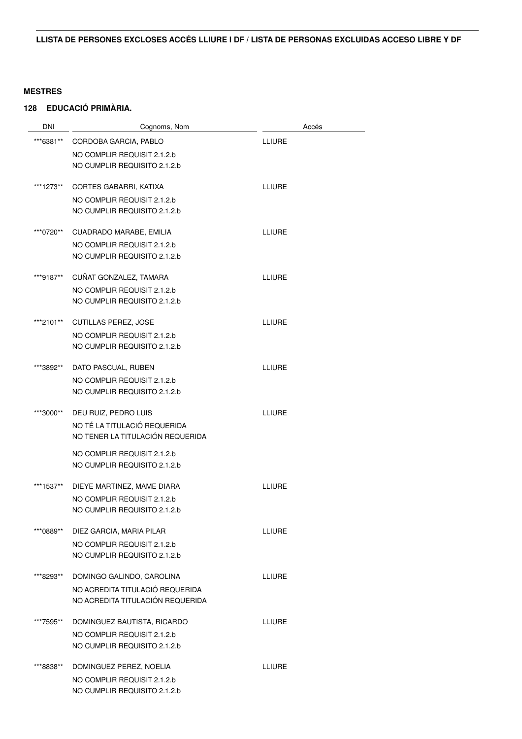**LLISTA DE PERSONES EXCLOSES ACCÉS LLIURE I DF / LISTA DE PERSONAS EXCLUIDAS ACCESO LIBRE Y DF**

**MESTRES**

**128 EDUCACIÓ PRIMÀRIA.**

| DNI | Cognoms, Nom | Accés |
|---|---|---|
| ***6381** | CORDOBA GARCIA, PABLO<br>NO COMPLIR REQUISIT 2.1.2.b<br>NO CUMPLIR REQUISITO 2.1.2.b | LLIURE |
| ***1273** | CORTES GABARRI, KATIXA<br>NO COMPLIR REQUISIT 2.1.2.b<br>NO CUMPLIR REQUISITO 2.1.2.b | LLIURE |
| ***0720** | CUADRADO MARABE, EMILIA<br>NO COMPLIR REQUISIT 2.1.2.b<br>NO CUMPLIR REQUISITO 2.1.2.b | LLIURE |
| ***9187** | CUÑAT GONZALEZ, TAMARA<br>NO COMPLIR REQUISIT 2.1.2.b<br>NO CUMPLIR REQUISITO 2.1.2.b | LLIURE |
| ***2101** | CUTILLAS PEREZ, JOSE<br>NO COMPLIR REQUISIT 2.1.2.b<br>NO CUMPLIR REQUISITO 2.1.2.b | LLIURE |
| ***3892** | DATO PASCUAL, RUBEN<br>NO COMPLIR REQUISIT 2.1.2.b<br>NO CUMPLIR REQUISITO 2.1.2.b | LLIURE |
| ***3000** | DEU RUIZ, PEDRO LUIS<br>NO TÉ LA TITULACIÓ REQUERIDA<br>NO TENER LA TITULACIÓN REQUERIDA<br>NO COMPLIR REQUISIT 2.1.2.b<br>NO CUMPLIR REQUISITO 2.1.2.b | LLIURE |
| ***1537** | DIEYE MARTINEZ, MAME DIARA<br>NO COMPLIR REQUISIT 2.1.2.b<br>NO CUMPLIR REQUISITO 2.1.2.b | LLIURE |
| ***0889** | DIEZ GARCIA, MARIA PILAR<br>NO COMPLIR REQUISIT 2.1.2.b<br>NO CUMPLIR REQUISITO 2.1.2.b | LLIURE |
| ***8293** | DOMINGO GALINDO, CAROLINA<br>NO ACREDITA TITULACIÓ REQUERIDA<br>NO ACREDITA TITULACIÓN REQUERIDA | LLIURE |
| ***7595** | DOMINGUEZ BAUTISTA, RICARDO<br>NO COMPLIR REQUISIT 2.1.2.b<br>NO CUMPLIR REQUISITO 2.1.2.b | LLIURE |
| ***8838** | DOMINGUEZ PEREZ, NOELIA<br>NO COMPLIR REQUISIT 2.1.2.b<br>NO CUMPLIR REQUISITO 2.1.2.b | LLIURE |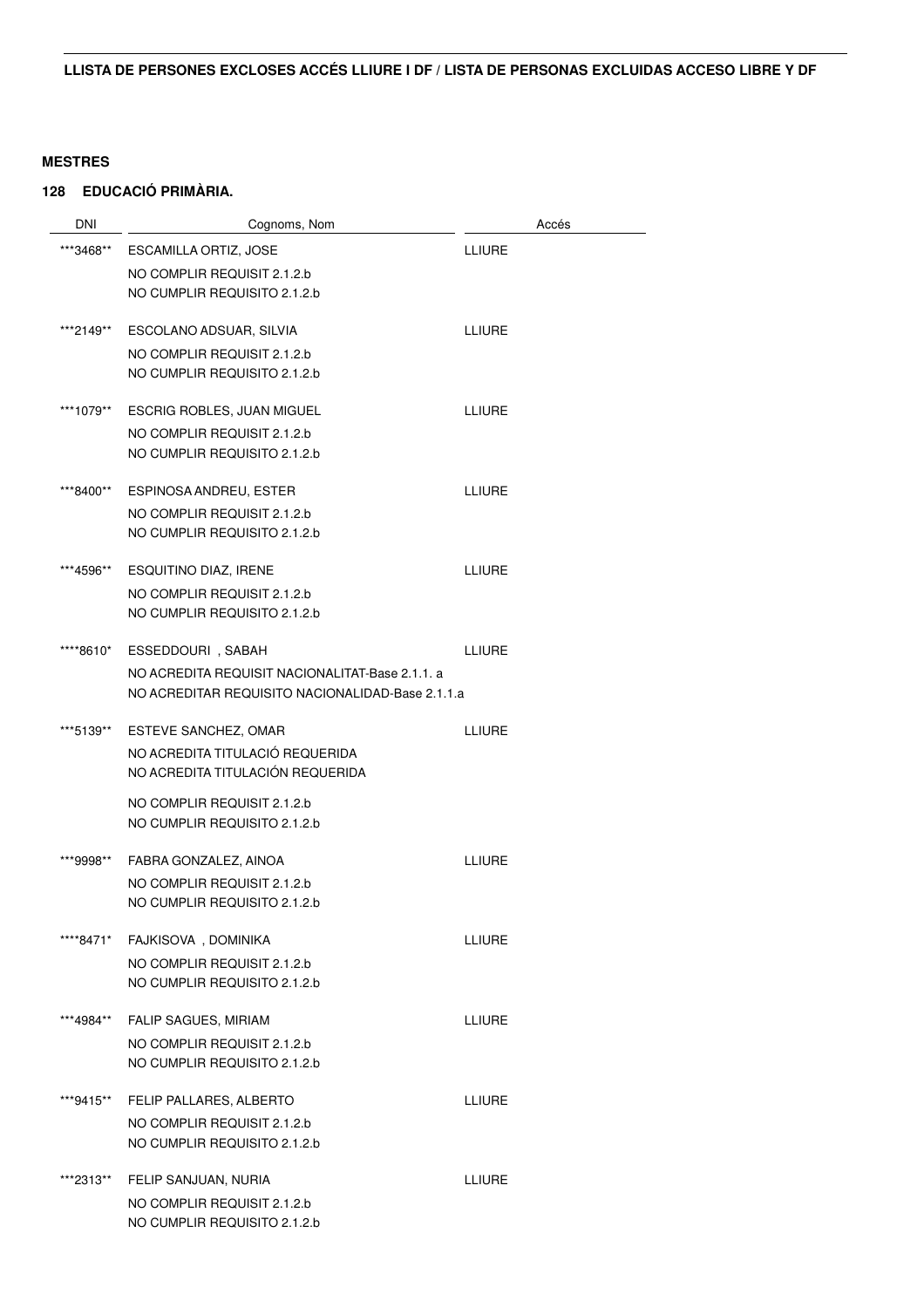**LLISTA DE PERSONES EXCLOSES ACCÉS LLIURE I DF / LISTA DE PERSONAS EXCLUIDAS ACCESO LIBRE Y DF**

**MESTRES**

**128 EDUCACIÓ PRIMÀRIA.**

| DNI | Cognoms, Nom | Accés |
|---|---|---|
| ***3468** | ESCAMILLA ORTIZ, JOSE<br>NO COMPLIR REQUISIT 2.1.2.b<br>NO CUMPLIR REQUISITO 2.1.2.b | LLIURE |
| ***2149** | ESCOLANO ADSUAR, SILVIA<br>NO COMPLIR REQUISIT 2.1.2.b<br>NO CUMPLIR REQUISITO 2.1.2.b | LLIURE |
| ***1079** | ESCRIG ROBLES, JUAN MIGUEL<br>NO COMPLIR REQUISIT 2.1.2.b<br>NO CUMPLIR REQUISITO 2.1.2.b | LLIURE |
| ***8400** | ESPINOSA ANDREU, ESTER<br>NO COMPLIR REQUISIT 2.1.2.b<br>NO CUMPLIR REQUISITO 2.1.2.b | LLIURE |
| ***4596** | ESQUITINO DIAZ, IRENE<br>NO COMPLIR REQUISIT 2.1.2.b<br>NO CUMPLIR REQUISITO 2.1.2.b | LLIURE |
| ****8610* | ESSEDDOURI , SABAH<br>NO ACREDITA REQUISIT NACIONALITAT-Base 2.1.1. a<br>NO ACREDITAR REQUISITO NACIONALIDAD-Base 2.1.1.a | LLIURE |
| ***5139** | ESTEVE SANCHEZ, OMAR<br>NO ACREDITA TITULACIÓ REQUERIDA<br>NO ACREDITA TITULACIÓN REQUERIDA<br>NO COMPLIR REQUISIT 2.1.2.b<br>NO CUMPLIR REQUISITO 2.1.2.b | LLIURE |
| ***9998** | FABRA GONZALEZ, AINOA<br>NO COMPLIR REQUISIT 2.1.2.b<br>NO CUMPLIR REQUISITO 2.1.2.b | LLIURE |
| ****8471* | FAJKISOVA , DOMINIKA<br>NO COMPLIR REQUISIT 2.1.2.b<br>NO CUMPLIR REQUISITO 2.1.2.b | LLIURE |
| ***4984** | FALIP SAGUES, MIRIAM<br>NO COMPLIR REQUISIT 2.1.2.b<br>NO CUMPLIR REQUISITO 2.1.2.b | LLIURE |
| ***9415** | FELIP PALLARES, ALBERTO<br>NO COMPLIR REQUISIT 2.1.2.b<br>NO CUMPLIR REQUISITO 2.1.2.b | LLIURE |
| ***2313** | FELIP SANJUAN, NURIA<br>NO COMPLIR REQUISIT 2.1.2.b<br>NO CUMPLIR REQUISITO 2.1.2.b | LLIURE |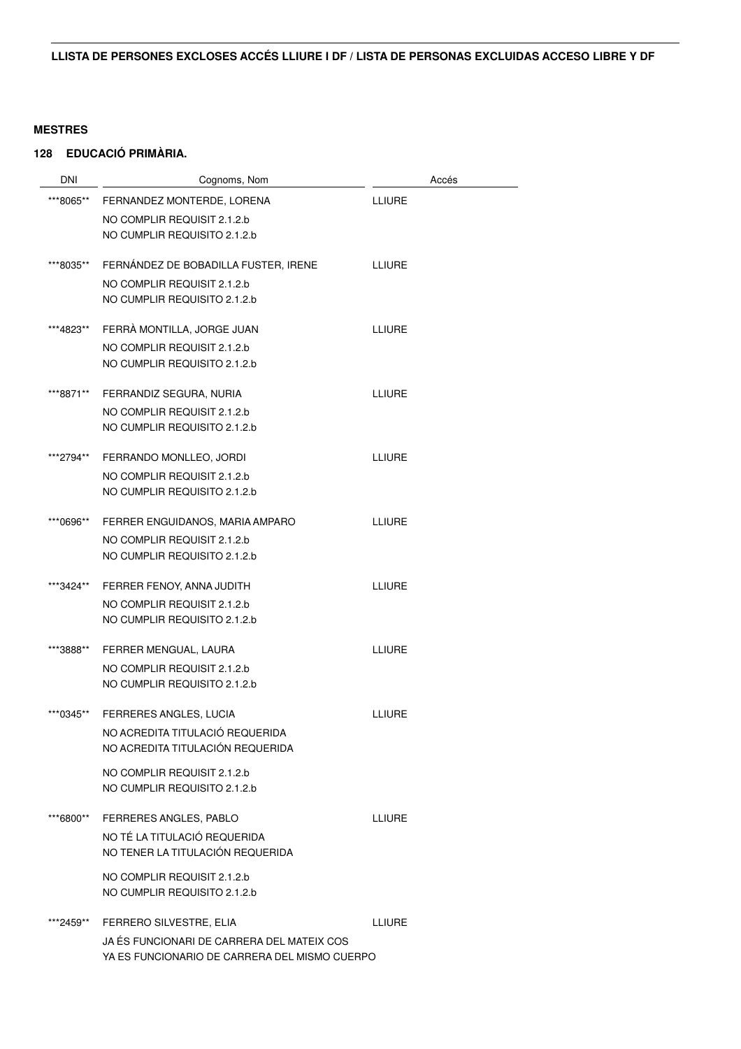**LLISTA DE PERSONES EXCLOSES ACCÉS LLIURE I DF / LISTA DE PERSONAS EXCLUIDAS ACCESO LIBRE Y DF**

**MESTRES**

**128 EDUCACIÓ PRIMÀRIA.**

| DNI | Cognoms, Nom | Accés |
|---|---|---|
| ***8065** | FERNANDEZ MONTERDE, LORENA<br>NO COMPLIR REQUISIT 2.1.2.b<br>NO CUMPLIR REQUISITO 2.1.2.b | LLIURE |
| ***8035** | FERNÁNDEZ DE BOBADILLA FUSTER, IRENE<br>NO COMPLIR REQUISIT 2.1.2.b<br>NO CUMPLIR REQUISITO 2.1.2.b | LLIURE |
| ***4823** | FERRÀ MONTILLA, JORGE JUAN<br>NO COMPLIR REQUISIT 2.1.2.b<br>NO CUMPLIR REQUISITO 2.1.2.b | LLIURE |
| ***8871** | FERRANDIZ SEGURA, NURIA<br>NO COMPLIR REQUISIT 2.1.2.b<br>NO CUMPLIR REQUISITO 2.1.2.b | LLIURE |
| ***2794** | FERRANDO MONLLEO, JORDI<br>NO COMPLIR REQUISIT 2.1.2.b<br>NO CUMPLIR REQUISITO 2.1.2.b | LLIURE |
| ***0696** | FERRER ENGUIDANOS, MARIA AMPARO<br>NO COMPLIR REQUISIT 2.1.2.b<br>NO CUMPLIR REQUISITO 2.1.2.b | LLIURE |
| ***3424** | FERRER FENOY, ANNA JUDITH<br>NO COMPLIR REQUISIT 2.1.2.b<br>NO CUMPLIR REQUISITO 2.1.2.b | LLIURE |
| ***3888** | FERRER MENGUAL, LAURA<br>NO COMPLIR REQUISIT 2.1.2.b<br>NO CUMPLIR REQUISITO 2.1.2.b | LLIURE |
| ***0345** | FERRERES ANGLES, LUCIA<br>NO ACREDITA TITULACIÓ REQUERIDA<br>NO ACREDITA TITULACIÓN REQUERIDA<br>NO COMPLIR REQUISIT 2.1.2.b<br>NO CUMPLIR REQUISITO 2.1.2.b | LLIURE |
| ***6800** | FERRERES ANGLES, PABLO<br>NO TÉ LA TITULACIÓ REQUERIDA<br>NO TENER LA TITULACIÓN REQUERIDA<br>NO COMPLIR REQUISIT 2.1.2.b<br>NO CUMPLIR REQUISITO 2.1.2.b | LLIURE |
| ***2459** | FERRERO SILVESTRE, ELIA<br>JA ÉS FUNCIONARI DE CARRERA DEL MATEIX COS<br>YA ES FUNCIONARIO DE CARRERA DEL MISMO CUERPO | LLIURE |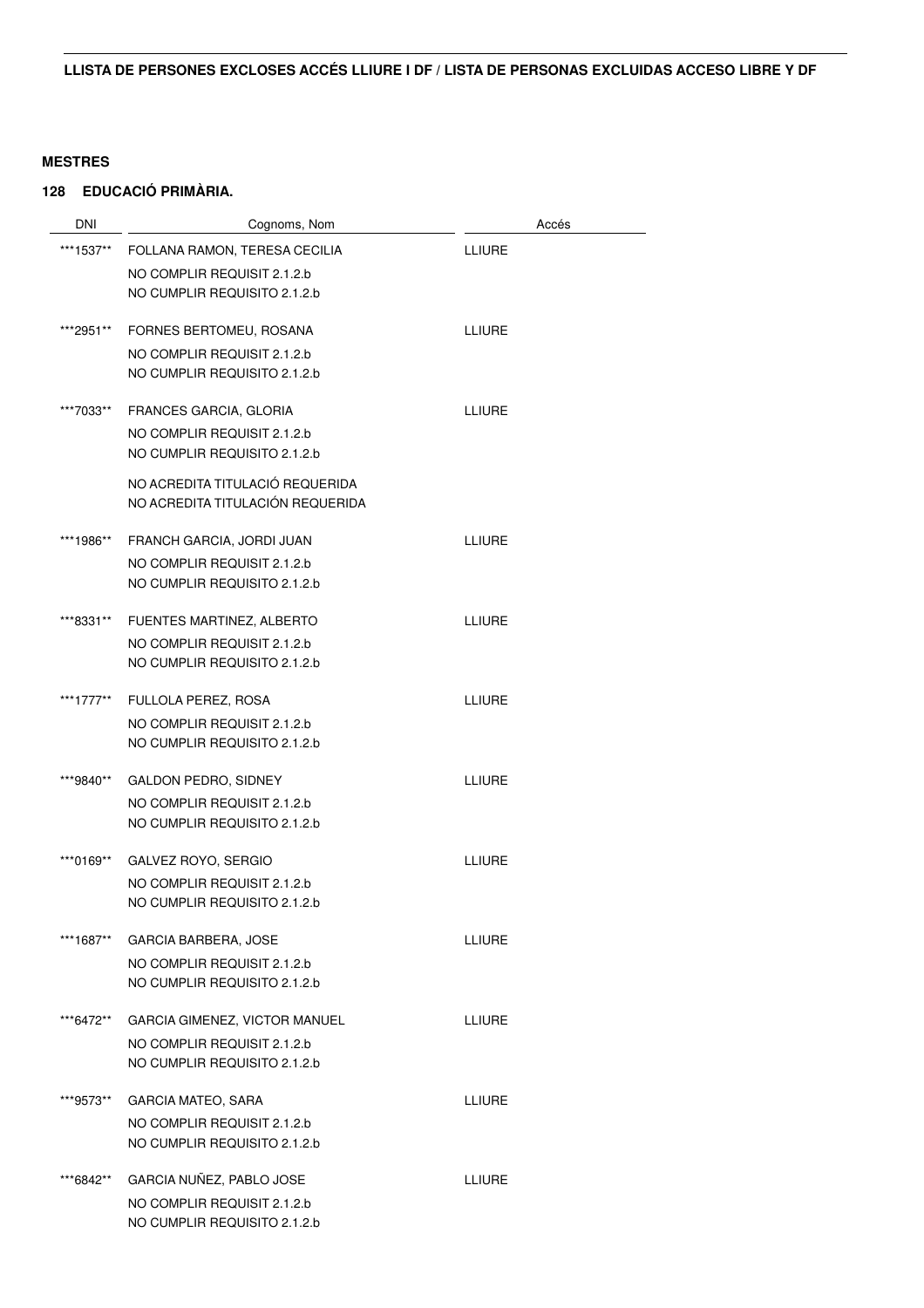**LLISTA DE PERSONES EXCLOSES ACCÉS LLIURE I DF / LISTA DE PERSONAS EXCLUIDAS ACCESO LIBRE Y DF**

**MESTRES**

**128 EDUCACIÓ PRIMÀRIA.**

| DNI | Cognoms, Nom | Accés |
|---|---|---|
| ***1537** | FOLLANA RAMON, TERESA CECILIA<br>NO COMPLIR REQUISIT 2.1.2.b<br>NO CUMPLIR REQUISITO 2.1.2.b | LLIURE |
| ***2951** | FORNES BERTOMEU, ROSANA<br>NO COMPLIR REQUISIT 2.1.2.b<br>NO CUMPLIR REQUISITO 2.1.2.b | LLIURE |
| ***7033** | FRANCES GARCIA, GLORIA<br>NO COMPLIR REQUISIT 2.1.2.b<br>NO CUMPLIR REQUISITO 2.1.2.b<br>NO ACREDITA TITULACIÓ REQUERIDA<br>NO ACREDITA TITULACIÓN REQUERIDA | LLIURE |
| ***1986** | FRANCH GARCIA, JORDI JUAN<br>NO COMPLIR REQUISIT 2.1.2.b<br>NO CUMPLIR REQUISITO 2.1.2.b | LLIURE |
| ***8331** | FUENTES MARTINEZ, ALBERTO<br>NO COMPLIR REQUISIT 2.1.2.b<br>NO CUMPLIR REQUISITO 2.1.2.b | LLIURE |
| ***1777** | FULLOLA PEREZ, ROSA<br>NO COMPLIR REQUISIT 2.1.2.b<br>NO CUMPLIR REQUISITO 2.1.2.b | LLIURE |
| ***9840** | GALDON PEDRO, SIDNEY<br>NO COMPLIR REQUISIT 2.1.2.b<br>NO CUMPLIR REQUISITO 2.1.2.b | LLIURE |
| ***0169** | GALVEZ ROYO, SERGIO<br>NO COMPLIR REQUISIT 2.1.2.b<br>NO CUMPLIR REQUISITO 2.1.2.b | LLIURE |
| ***1687** | GARCIA BARBERA, JOSE<br>NO COMPLIR REQUISIT 2.1.2.b<br>NO CUMPLIR REQUISITO 2.1.2.b | LLIURE |
| ***6472** | GARCIA GIMENEZ, VICTOR MANUEL<br>NO COMPLIR REQUISIT 2.1.2.b<br>NO CUMPLIR REQUISITO 2.1.2.b | LLIURE |
| ***9573** | GARCIA MATEO, SARA<br>NO COMPLIR REQUISIT 2.1.2.b<br>NO CUMPLIR REQUISITO 2.1.2.b | LLIURE |
| ***6842** | GARCIA NUÑEZ, PABLO JOSE<br>NO COMPLIR REQUISIT 2.1.2.b<br>NO CUMPLIR REQUISITO 2.1.2.b | LLIURE |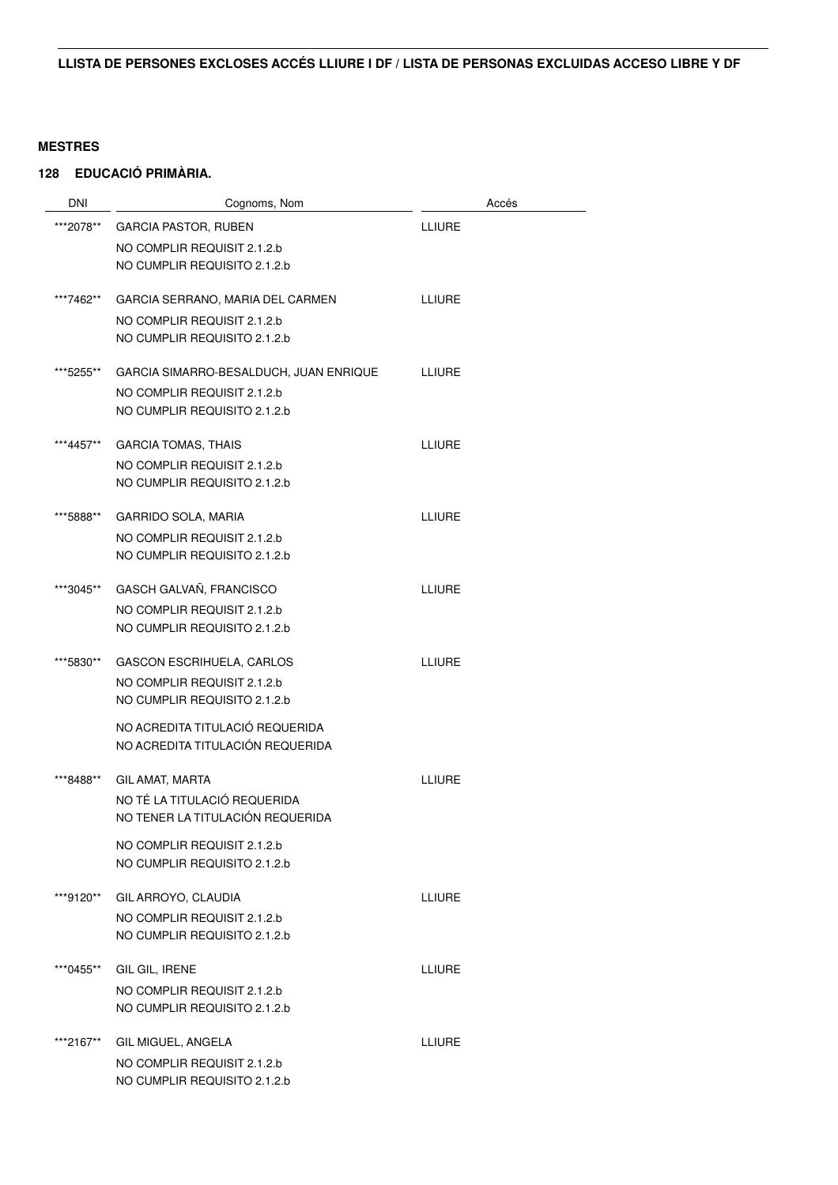**LLISTA DE PERSONES EXCLOSES ACCÉS LLIURE I DF / LISTA DE PERSONAS EXCLUIDAS ACCESO LIBRE Y DF**

**MESTRES**

**128 EDUCACIÓ PRIMÀRIA.**

| DNI | Cognoms, Nom | Accés |
|---|---|---|
| ***2078** | GARCIA PASTOR, RUBEN<br>NO COMPLIR REQUISIT 2.1.2.b<br>NO CUMPLIR REQUISITO 2.1.2.b | LLIURE |
| ***7462** | GARCIA SERRANO, MARIA DEL CARMEN<br>NO COMPLIR REQUISIT 2.1.2.b<br>NO CUMPLIR REQUISITO 2.1.2.b | LLIURE |
| ***5255** | GARCIA SIMARRO-BESALDUCH, JUAN ENRIQUE<br>NO COMPLIR REQUISIT 2.1.2.b<br>NO CUMPLIR REQUISITO 2.1.2.b | LLIURE |
| ***4457** | GARCIA TOMAS, THAIS<br>NO COMPLIR REQUISIT 2.1.2.b<br>NO CUMPLIR REQUISITO 2.1.2.b | LLIURE |
| ***5888** | GARRIDO SOLA, MARIA<br>NO COMPLIR REQUISIT 2.1.2.b<br>NO CUMPLIR REQUISITO 2.1.2.b | LLIURE |
| ***3045** | GASCH GALVAÑ, FRANCISCO<br>NO COMPLIR REQUISIT 2.1.2.b<br>NO CUMPLIR REQUISITO 2.1.2.b | LLIURE |
| ***5830** | GASCON ESCRIHUELA, CARLOS<br>NO COMPLIR REQUISIT 2.1.2.b<br>NO CUMPLIR REQUISITO 2.1.2.b<br>NO ACREDITA TITULACIÓ REQUERIDA<br>NO ACREDITA TITULACIÓN REQUERIDA | LLIURE |
| ***8488** | GIL AMAT, MARTA<br>NO TÉ LA TITULACIÓ REQUERIDA<br>NO TENER LA TITULACIÓN REQUERIDA<br>NO COMPLIR REQUISIT 2.1.2.b<br>NO CUMPLIR REQUISITO 2.1.2.b | LLIURE |
| ***9120** | GIL ARROYO, CLAUDIA<br>NO COMPLIR REQUISIT 2.1.2.b<br>NO CUMPLIR REQUISITO 2.1.2.b | LLIURE |
| ***0455** | GIL GIL, IRENE<br>NO COMPLIR REQUISIT 2.1.2.b<br>NO CUMPLIR REQUISITO 2.1.2.b | LLIURE |
| ***2167** | GIL MIGUEL, ANGELA<br>NO COMPLIR REQUISIT 2.1.2.b<br>NO CUMPLIR REQUISITO 2.1.2.b | LLIURE |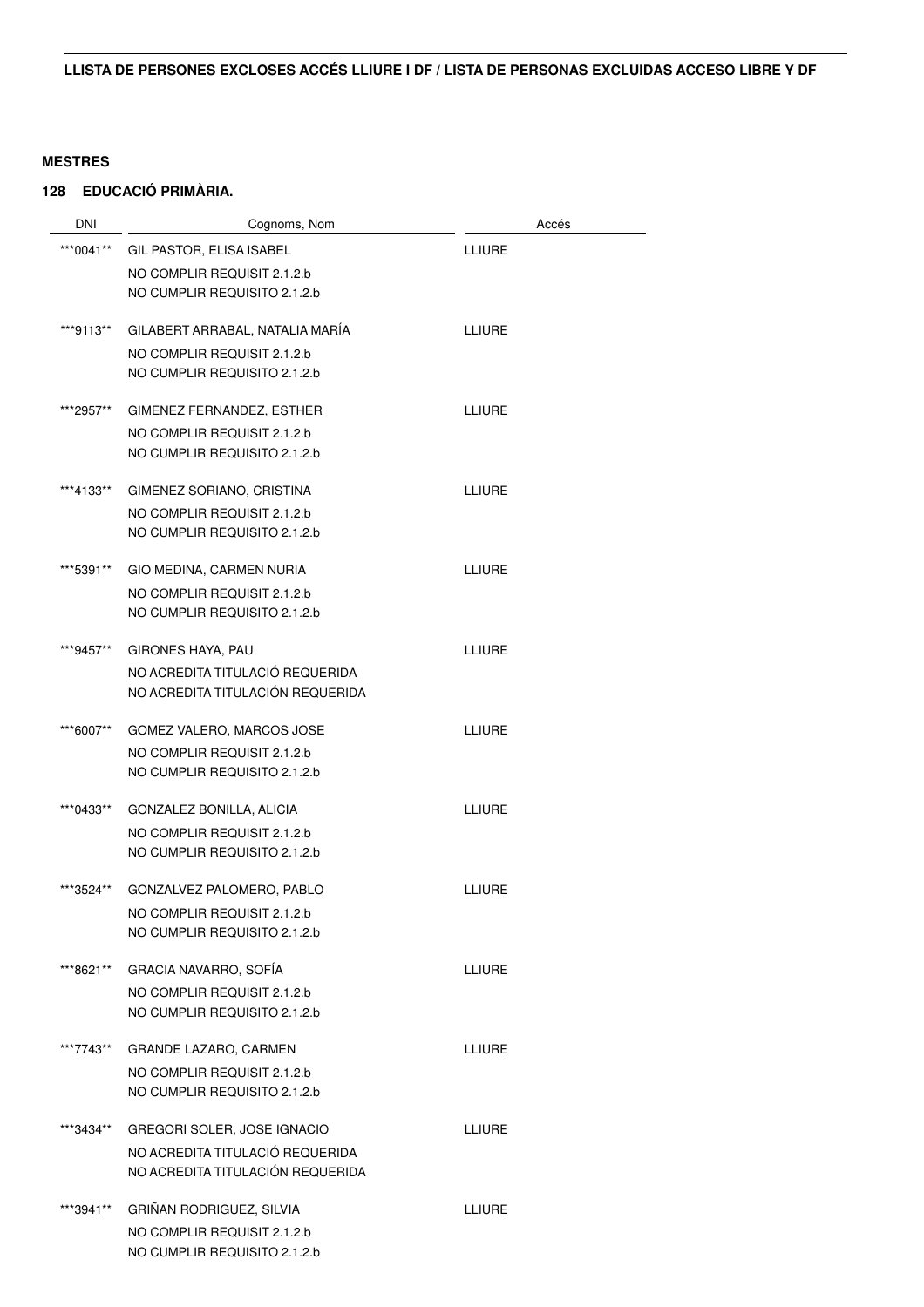**LLISTA DE PERSONES EXCLOSES ACCÉS LLIURE I DF / LISTA DE PERSONAS EXCLUIDAS ACCESO LIBRE Y DF**

**MESTRES**

**128 EDUCACIÓ PRIMÀRIA.**

| DNI | Cognoms, Nom | Accés |
|---|---|---|
| ***0041** | GIL PASTOR, ELISA ISABEL<br>NO COMPLIR REQUISIT 2.1.2.b<br>NO CUMPLIR REQUISITO 2.1.2.b | LLIURE |
| ***9113** | GILABERT ARRABAL, NATALIA MARÍA<br>NO COMPLIR REQUISIT 2.1.2.b<br>NO CUMPLIR REQUISITO 2.1.2.b | LLIURE |
| ***2957** | GIMENEZ FERNANDEZ, ESTHER<br>NO COMPLIR REQUISIT 2.1.2.b<br>NO CUMPLIR REQUISITO 2.1.2.b | LLIURE |
| ***4133** | GIMENEZ SORIANO, CRISTINA<br>NO COMPLIR REQUISIT 2.1.2.b<br>NO CUMPLIR REQUISITO 2.1.2.b | LLIURE |
| ***5391** | GIO MEDINA, CARMEN NURIA<br>NO COMPLIR REQUISIT 2.1.2.b<br>NO CUMPLIR REQUISITO 2.1.2.b | LLIURE |
| ***9457** | GIRONES HAYA, PAU<br>NO ACREDITA TITULACIÓ REQUERIDA<br>NO ACREDITA TITULACIÓN REQUERIDA | LLIURE |
| ***6007** | GOMEZ VALERO, MARCOS JOSE<br>NO COMPLIR REQUISIT 2.1.2.b<br>NO CUMPLIR REQUISITO 2.1.2.b | LLIURE |
| ***0433** | GONZALEZ BONILLA, ALICIA<br>NO COMPLIR REQUISIT 2.1.2.b<br>NO CUMPLIR REQUISITO 2.1.2.b | LLIURE |
| ***3524** | GONZALVEZ PALOMERO, PABLO<br>NO COMPLIR REQUISIT 2.1.2.b<br>NO CUMPLIR REQUISITO 2.1.2.b | LLIURE |
| ***8621** | GRACIA NAVARRO, SOFÍA<br>NO COMPLIR REQUISIT 2.1.2.b<br>NO CUMPLIR REQUISITO 2.1.2.b | LLIURE |
| ***7743** | GRANDE LAZARO, CARMEN<br>NO COMPLIR REQUISIT 2.1.2.b<br>NO CUMPLIR REQUISITO 2.1.2.b | LLIURE |
| ***3434** | GREGORI SOLER, JOSE IGNACIO<br>NO ACREDITA TITULACIÓ REQUERIDA<br>NO ACREDITA TITULACIÓN REQUERIDA | LLIURE |
| ***3941** | GRIÑAN RODRIGUEZ, SILVIA<br>NO COMPLIR REQUISIT 2.1.2.b<br>NO CUMPLIR REQUISITO 2.1.2.b | LLIURE |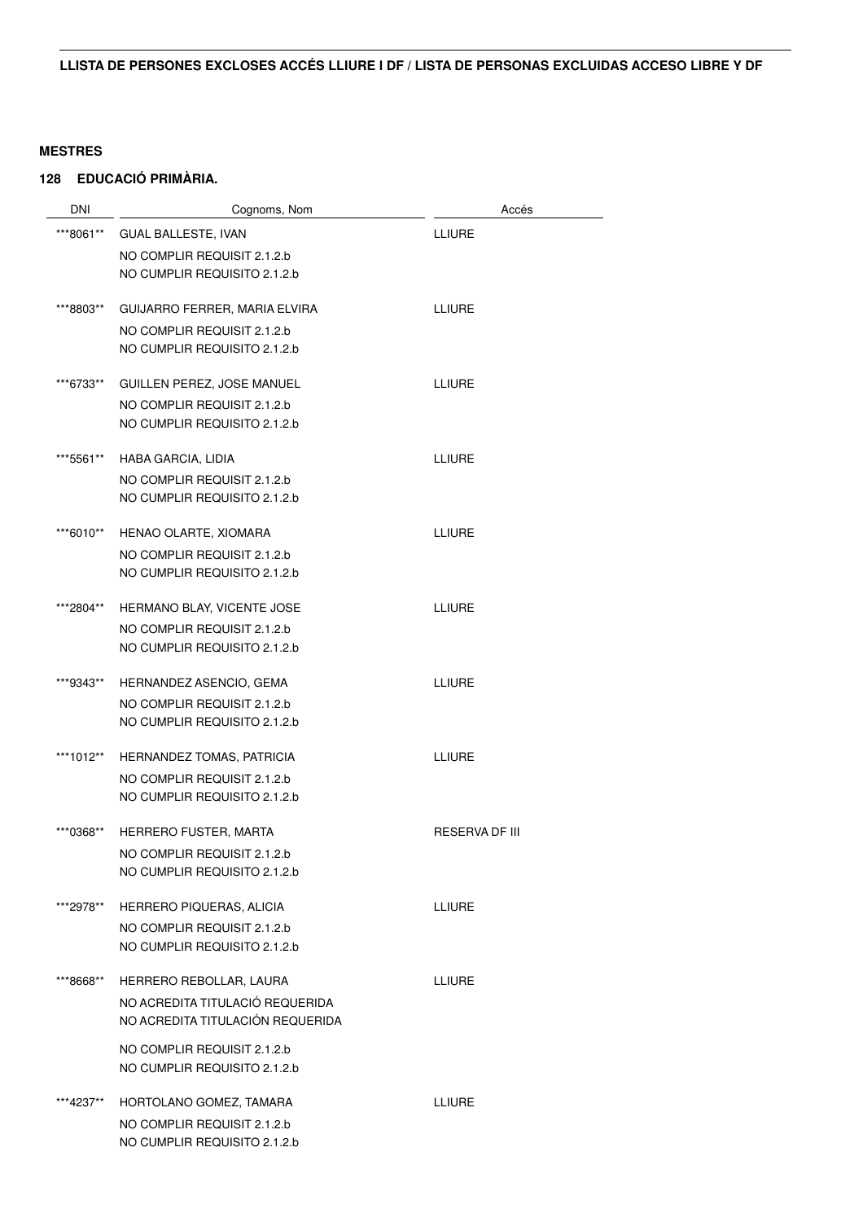**LLISTA DE PERSONES EXCLOSES ACCÉS LLIURE I DF / LISTA DE PERSONAS EXCLUIDAS ACCESO LIBRE Y DF**

**MESTRES**

**128 EDUCACIÓ PRIMÀRIA.**

| DNI | Cognoms, Nom | Accés |
|---|---|---|
| ***8061** | GUAL BALLESTE, IVAN<br>NO COMPLIR REQUISIT 2.1.2.b<br>NO CUMPLIR REQUISITO 2.1.2.b | LLIURE |
| ***8803** | GUIJARRO FERRER, MARIA ELVIRA<br>NO COMPLIR REQUISIT 2.1.2.b<br>NO CUMPLIR REQUISITO 2.1.2.b | LLIURE |
| ***6733** | GUILLEN PEREZ, JOSE MANUEL<br>NO COMPLIR REQUISIT 2.1.2.b<br>NO CUMPLIR REQUISITO 2.1.2.b | LLIURE |
| ***5561** | HABA GARCIA, LIDIA<br>NO COMPLIR REQUISIT 2.1.2.b<br>NO CUMPLIR REQUISITO 2.1.2.b | LLIURE |
| ***6010** | HENAO OLARTE, XIOMARA<br>NO COMPLIR REQUISIT 2.1.2.b<br>NO CUMPLIR REQUISITO 2.1.2.b | LLIURE |
| ***2804** | HERMANO BLAY, VICENTE JOSE<br>NO COMPLIR REQUISIT 2.1.2.b<br>NO CUMPLIR REQUISITO 2.1.2.b | LLIURE |
| ***9343** | HERNANDEZ ASENCIO, GEMA<br>NO COMPLIR REQUISIT 2.1.2.b<br>NO CUMPLIR REQUISITO 2.1.2.b | LLIURE |
| ***1012** | HERNANDEZ TOMAS, PATRICIA<br>NO COMPLIR REQUISIT 2.1.2.b<br>NO CUMPLIR REQUISITO 2.1.2.b | LLIURE |
| ***0368** | HERRERO FUSTER, MARTA<br>NO COMPLIR REQUISIT 2.1.2.b<br>NO CUMPLIR REQUISITO 2.1.2.b | RESERVA DF III |
| ***2978** | HERRERO PIQUERAS, ALICIA<br>NO COMPLIR REQUISIT 2.1.2.b<br>NO CUMPLIR REQUISITO 2.1.2.b | LLIURE |
| ***8668** | HERRERO REBOLLAR, LAURA<br>NO ACREDITA TITULACIÓ REQUERIDA<br>NO ACREDITA TITULACIÓN REQUERIDA<br>NO COMPLIR REQUISIT 2.1.2.b<br>NO CUMPLIR REQUISITO 2.1.2.b | LLIURE |
| ***4237** | HORTOLANO GOMEZ, TAMARA<br>NO COMPLIR REQUISIT 2.1.2.b<br>NO CUMPLIR REQUISITO 2.1.2.b | LLIURE |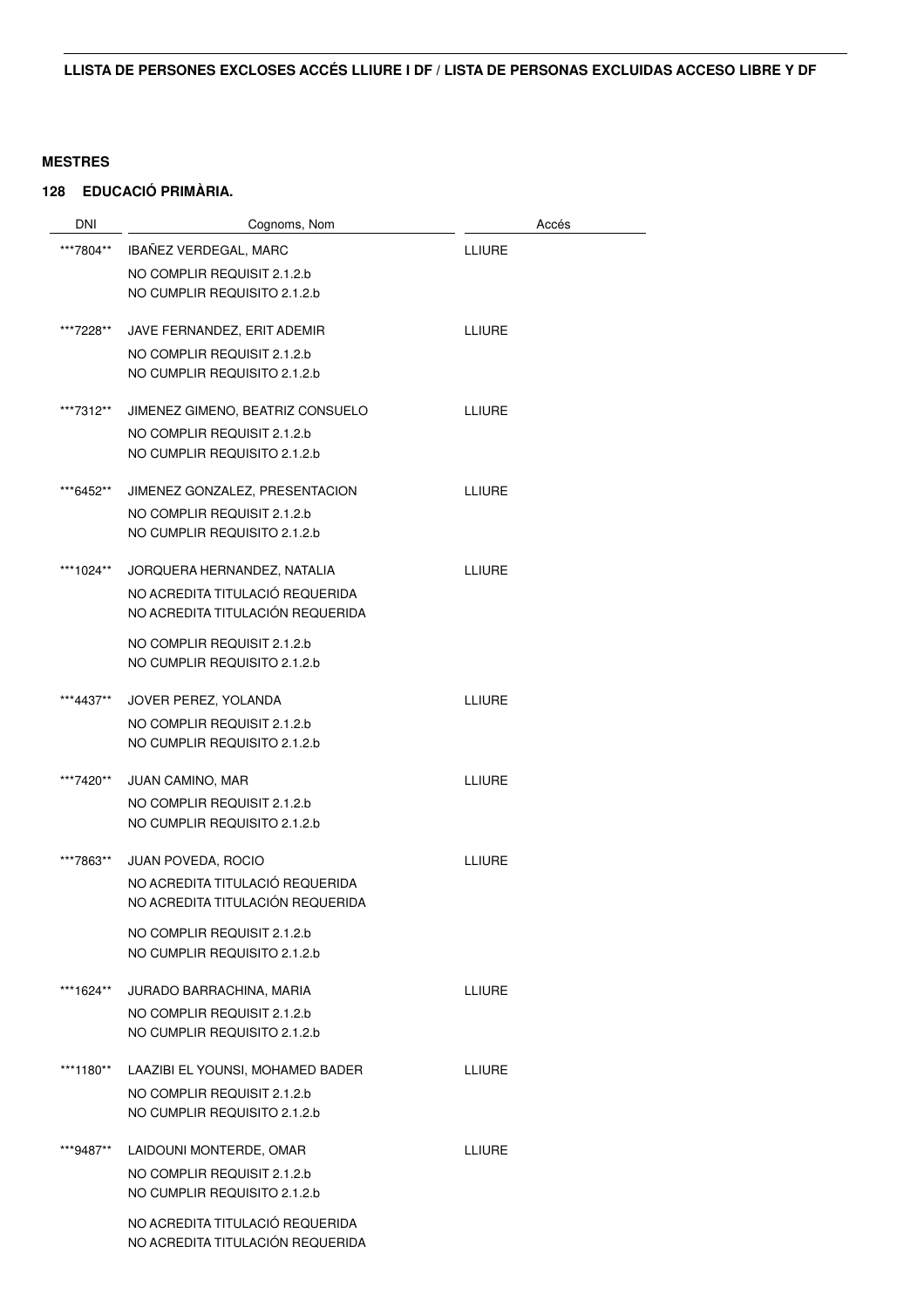**LLISTA DE PERSONES EXCLOSES ACCÉS LLIURE I DF / LISTA DE PERSONAS EXCLUIDAS ACCESO LIBRE Y DF**

**MESTRES**

**128 EDUCACIÓ PRIMÀRIA.**

| DNI | Cognoms, Nom | Accés |
|---|---|---|
| ***7804** | IBAÑEZ VERDEGAL, MARC<br>NO COMPLIR REQUISIT 2.1.2.b<br>NO CUMPLIR REQUISITO 2.1.2.b | LLIURE |
| ***7228** | JAVE FERNANDEZ, ERIT ADEMIR<br>NO COMPLIR REQUISIT 2.1.2.b<br>NO CUMPLIR REQUISITO 2.1.2.b | LLIURE |
| ***7312** | JIMENEZ GIMENO, BEATRIZ CONSUELO<br>NO COMPLIR REQUISIT 2.1.2.b<br>NO CUMPLIR REQUISITO 2.1.2.b | LLIURE |
| ***6452** | JIMENEZ GONZALEZ, PRESENTACION<br>NO COMPLIR REQUISIT 2.1.2.b<br>NO CUMPLIR REQUISITO 2.1.2.b | LLIURE |
| ***1024** | JORQUERA HERNANDEZ, NATALIA<br>NO ACREDITA TITULACIÓ REQUERIDA<br>NO ACREDITA TITULACIÓN REQUERIDA<br>NO COMPLIR REQUISIT 2.1.2.b<br>NO CUMPLIR REQUISITO 2.1.2.b | LLIURE |
| ***4437** | JOVER PEREZ, YOLANDA<br>NO COMPLIR REQUISIT 2.1.2.b<br>NO CUMPLIR REQUISITO 2.1.2.b | LLIURE |
| ***7420** | JUAN CAMINO, MAR<br>NO COMPLIR REQUISIT 2.1.2.b<br>NO CUMPLIR REQUISITO 2.1.2.b | LLIURE |
| ***7863** | JUAN POVEDA, ROCIO<br>NO ACREDITA TITULACIÓ REQUERIDA<br>NO ACREDITA TITULACIÓN REQUERIDA<br>NO COMPLIR REQUISIT 2.1.2.b<br>NO CUMPLIR REQUISITO 2.1.2.b | LLIURE |
| ***1624** | JURADO BARRACHINA, MARIA<br>NO COMPLIR REQUISIT 2.1.2.b<br>NO CUMPLIR REQUISITO 2.1.2.b | LLIURE |
| ***1180** | LAAZIBI EL YOUNSI, MOHAMED BADER<br>NO COMPLIR REQUISIT 2.1.2.b<br>NO CUMPLIR REQUISITO 2.1.2.b | LLIURE |
| ***9487** | LAIDOUNI MONTERDE, OMAR<br>NO COMPLIR REQUISIT 2.1.2.b<br>NO CUMPLIR REQUISITO 2.1.2.b<br>NO ACREDITA TITULACIÓ REQUERIDA<br>NO ACREDITA TITULACIÓN REQUERIDA | LLIURE |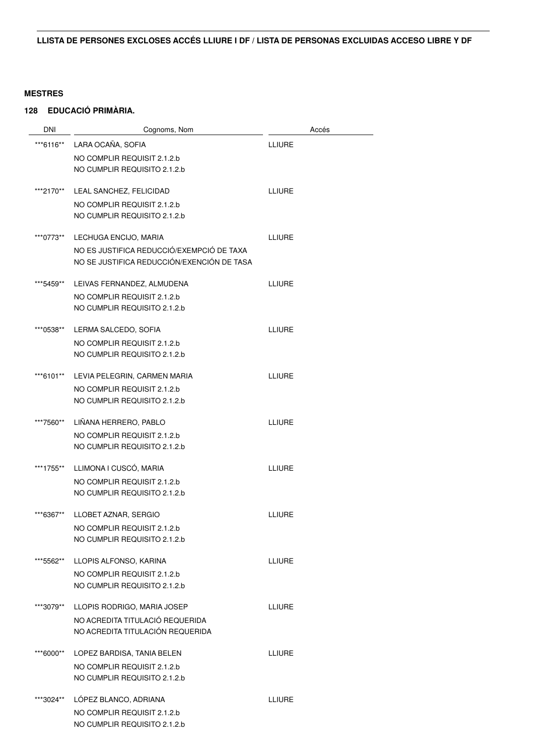**LLISTA DE PERSONES EXCLOSES ACCÉS LLIURE I DF / LISTA DE PERSONAS EXCLUIDAS ACCESO LIBRE Y DF**

**MESTRES**

**128 EDUCACIÓ PRIMÀRIA.**

| DNI | Cognoms, Nom | Accés |
|---|---|---|
| ***6116** | LARA OCAÑA, SOFIA<br>NO COMPLIR REQUISIT 2.1.2.b<br>NO CUMPLIR REQUISITO 2.1.2.b | LLIURE |
| ***2170** | LEAL SANCHEZ, FELICIDAD<br>NO COMPLIR REQUISIT 2.1.2.b<br>NO CUMPLIR REQUISITO 2.1.2.b | LLIURE |
| ***0773** | LECHUGA ENCIJO, MARIA<br>NO ES JUSTIFICA REDUCCIÓ/EXEMPCIÓ DE TAXA<br>NO SE JUSTIFICA REDUCCIÓN/EXENCIÓN DE TASA | LLIURE |
| ***5459** | LEIVAS FERNANDEZ, ALMUDENA<br>NO COMPLIR REQUISIT 2.1.2.b<br>NO CUMPLIR REQUISITO 2.1.2.b | LLIURE |
| ***0538** | LERMA SALCEDO, SOFIA<br>NO COMPLIR REQUISIT 2.1.2.b<br>NO CUMPLIR REQUISITO 2.1.2.b | LLIURE |
| ***6101** | LEVIA PELEGRIN, CARMEN MARIA<br>NO COMPLIR REQUISIT 2.1.2.b<br>NO CUMPLIR REQUISITO 2.1.2.b | LLIURE |
| ***7560** | LIÑANA HERRERO, PABLO<br>NO COMPLIR REQUISIT 2.1.2.b<br>NO CUMPLIR REQUISITO 2.1.2.b | LLIURE |
| ***1755** | LLIMONA I CUSCÓ, MARIA<br>NO COMPLIR REQUISIT 2.1.2.b<br>NO CUMPLIR REQUISITO 2.1.2.b | LLIURE |
| ***6367** | LLOBET AZNAR, SERGIO<br>NO COMPLIR REQUISIT 2.1.2.b<br>NO CUMPLIR REQUISITO 2.1.2.b | LLIURE |
| ***5562** | LLOPIS ALFONSO, KARINA<br>NO COMPLIR REQUISIT 2.1.2.b<br>NO CUMPLIR REQUISITO 2.1.2.b | LLIURE |
| ***3079** | LLOPIS RODRIGO, MARIA JOSEP<br>NO ACREDITA TITULACIÓ REQUERIDA<br>NO ACREDITA TITULACIÓN REQUERIDA | LLIURE |
| ***6000** | LOPEZ BARDISA, TANIA BELEN<br>NO COMPLIR REQUISIT 2.1.2.b<br>NO CUMPLIR REQUISITO 2.1.2.b | LLIURE |
| ***3024** | LÓPEZ BLANCO, ADRIANA<br>NO COMPLIR REQUISIT 2.1.2.b<br>NO CUMPLIR REQUISITO 2.1.2.b | LLIURE |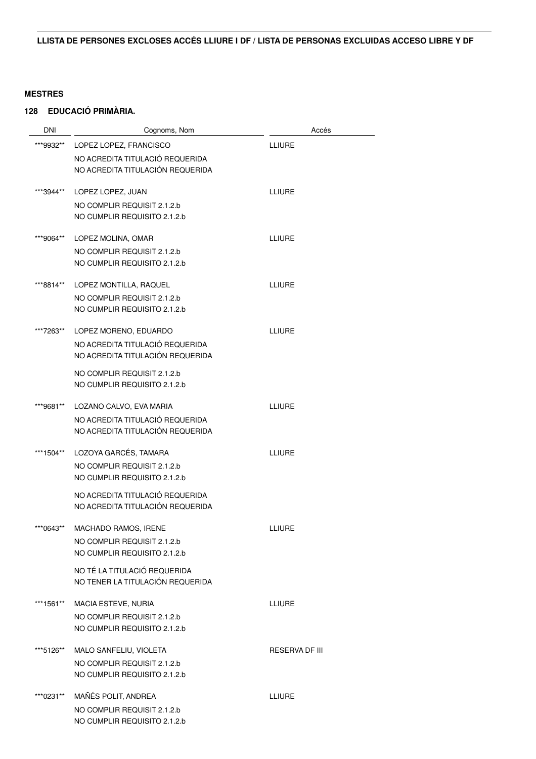**LLISTA DE PERSONES EXCLOSES ACCÉS LLIURE I DF / LISTA DE PERSONAS EXCLUIDAS ACCESO LIBRE Y DF**

**MESTRES**

**128 EDUCACIÓ PRIMÀRIA.**

| DNI | Cognoms, Nom | Accés |
|---|---|---|
| \*\*\*9932\*\* | LOPEZ LOPEZ, FRANCISCO<br>NO ACREDITA TITULACIÓ REQUERIDA<br>NO ACREDITA TITULACIÓN REQUERIDA | LLIURE |
| \*\*\*3944\*\* | LOPEZ LOPEZ, JUAN<br>NO COMPLIR REQUISIT 2.1.2.b<br>NO CUMPLIR REQUISITO 2.1.2.b | LLIURE |
| \*\*\*9064\*\* | LOPEZ MOLINA, OMAR<br>NO COMPLIR REQUISIT 2.1.2.b<br>NO CUMPLIR REQUISITO 2.1.2.b | LLIURE |
| \*\*\*8814\*\* | LOPEZ MONTILLA, RAQUEL<br>NO COMPLIR REQUISIT 2.1.2.b<br>NO CUMPLIR REQUISITO 2.1.2.b | LLIURE |
| \*\*\*7263\*\* | LOPEZ MORENO, EDUARDO<br>NO ACREDITA TITULACIÓ REQUERIDA<br>NO ACREDITA TITULACIÓN REQUERIDA<br>NO COMPLIR REQUISIT 2.1.2.b<br>NO CUMPLIR REQUISITO 2.1.2.b | LLIURE |
| \*\*\*9681\*\* | LOZANO CALVO, EVA MARIA<br>NO ACREDITA TITULACIÓ REQUERIDA<br>NO ACREDITA TITULACIÓN REQUERIDA | LLIURE |
| \*\*\*1504\*\* | LOZOYA GARCÉS, TAMARA<br>NO COMPLIR REQUISIT 2.1.2.b<br>NO CUMPLIR REQUISITO 2.1.2.b<br>NO ACREDITA TITULACIÓ REQUERIDA<br>NO ACREDITA TITULACIÓN REQUERIDA | LLIURE |
| \*\*\*0643\*\* | MACHADO RAMOS, IRENE<br>NO COMPLIR REQUISIT 2.1.2.b<br>NO CUMPLIR REQUISITO 2.1.2.b<br>NO TÉ LA TITULACIÓ REQUERIDA<br>NO TENER LA TITULACIÓN REQUERIDA | LLIURE |
| \*\*\*1561\*\* | MACIA ESTEVE, NURIA<br>NO COMPLIR REQUISIT 2.1.2.b<br>NO CUMPLIR REQUISITO 2.1.2.b | LLIURE |
| \*\*\*5126\*\* | MALO SANFELIU, VIOLETA<br>NO COMPLIR REQUISIT 2.1.2.b<br>NO CUMPLIR REQUISITO 2.1.2.b | RESERVA DF III |
| \*\*\*0231\*\* | MAÑÉS POLIT, ANDREA<br>NO COMPLIR REQUISIT 2.1.2.b<br>NO CUMPLIR REQUISITO 2.1.2.b | LLIURE |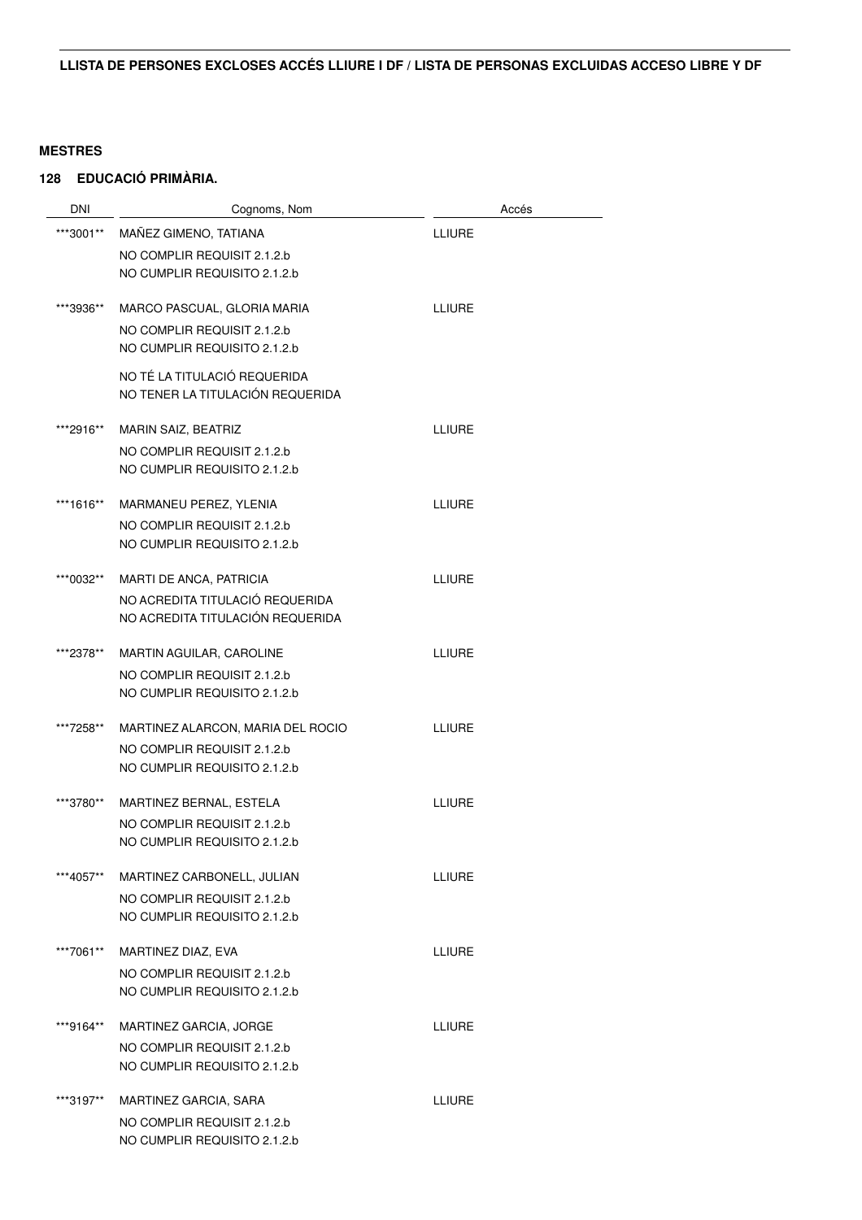**LLISTA DE PERSONES EXCLOSES ACCÉS LLIURE I DF / LISTA DE PERSONAS EXCLUIDAS ACCESO LIBRE Y DF**

**MESTRES**

**128 EDUCACIÓ PRIMÀRIA.**

| DNI | Cognoms, Nom | Accés |
|---|---|---|
| ***3001** | MAÑEZ GIMENO, TATIANA<br>NO COMPLIR REQUISIT 2.1.2.b<br>NO CUMPLIR REQUISITO 2.1.2.b | LLIURE |
| ***3936** | MARCO PASCUAL, GLORIA MARIA<br>NO COMPLIR REQUISIT 2.1.2.b<br>NO CUMPLIR REQUISITO 2.1.2.b<br>NO TÉ LA TITULACIÓ REQUERIDA<br>NO TENER LA TITULACIÓN REQUERIDA | LLIURE |
| ***2916** | MARIN SAIZ, BEATRIZ<br>NO COMPLIR REQUISIT 2.1.2.b<br>NO CUMPLIR REQUISITO 2.1.2.b | LLIURE |
| ***1616** | MARMANEU PEREZ, YLENIA<br>NO COMPLIR REQUISIT 2.1.2.b<br>NO CUMPLIR REQUISITO 2.1.2.b | LLIURE |
| ***0032** | MARTI DE ANCA, PATRICIA<br>NO ACREDITA TITULACIÓ REQUERIDA<br>NO ACREDITA TITULACIÓN REQUERIDA | LLIURE |
| ***2378** | MARTIN AGUILAR, CAROLINE<br>NO COMPLIR REQUISIT 2.1.2.b<br>NO CUMPLIR REQUISITO 2.1.2.b | LLIURE |
| ***7258** | MARTINEZ ALARCON, MARIA DEL ROCIO<br>NO COMPLIR REQUISIT 2.1.2.b<br>NO CUMPLIR REQUISITO 2.1.2.b | LLIURE |
| ***3780** | MARTINEZ BERNAL, ESTELA<br>NO COMPLIR REQUISIT 2.1.2.b<br>NO CUMPLIR REQUISITO 2.1.2.b | LLIURE |
| ***4057** | MARTINEZ CARBONELL, JULIAN<br>NO COMPLIR REQUISIT 2.1.2.b<br>NO CUMPLIR REQUISITO 2.1.2.b | LLIURE |
| ***7061** | MARTINEZ DIAZ, EVA<br>NO COMPLIR REQUISIT 2.1.2.b<br>NO CUMPLIR REQUISITO 2.1.2.b | LLIURE |
| ***9164** | MARTINEZ GARCIA, JORGE<br>NO COMPLIR REQUISIT 2.1.2.b<br>NO CUMPLIR REQUISITO 2.1.2.b | LLIURE |
| ***3197** | MARTINEZ GARCIA, SARA<br>NO COMPLIR REQUISIT 2.1.2.b<br>NO CUMPLIR REQUISITO 2.1.2.b | LLIURE |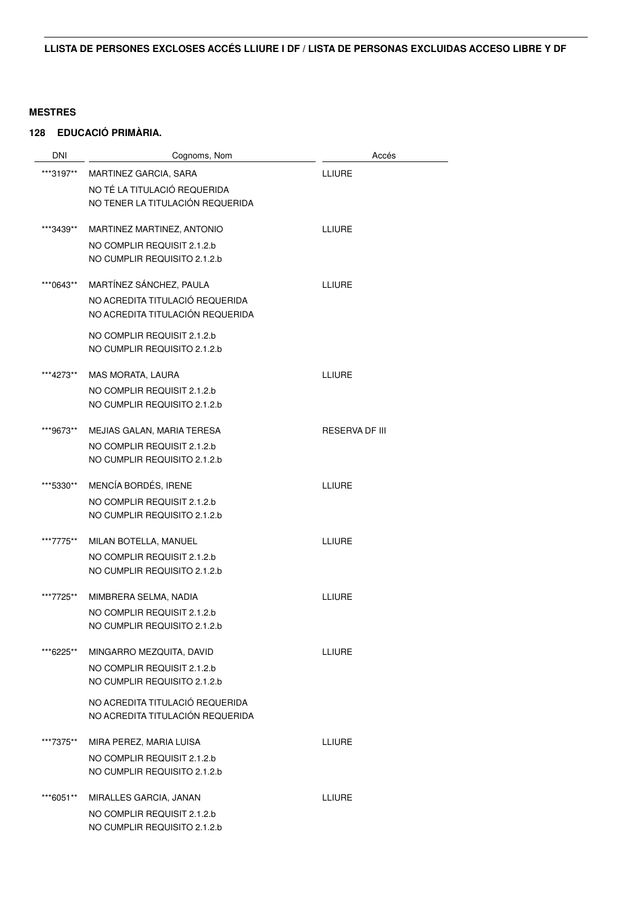**LLISTA DE PERSONES EXCLOSES ACCÉS LLIURE I DF / LISTA DE PERSONAS EXCLUIDAS ACCESO LIBRE Y DF**

**MESTRES**

**128 EDUCACIÓ PRIMÀRIA.**

| DNI | Cognoms, Nom | Accés |
|---|---|---|
| ***3197** | MARTINEZ GARCIA, SARA<br>NO TÉ LA TITULACIÓ REQUERIDA<br>NO TENER LA TITULACIÓN REQUERIDA | LLIURE |
| ***3439** | MARTINEZ MARTINEZ, ANTONIO<br>NO COMPLIR REQUISIT 2.1.2.b<br>NO CUMPLIR REQUISITO 2.1.2.b | LLIURE |
| ***0643** | MARTÍNEZ SÁNCHEZ, PAULA<br>NO ACREDITA TITULACIÓ REQUERIDA<br>NO ACREDITA TITULACIÓN REQUERIDA<br>NO COMPLIR REQUISIT 2.1.2.b<br>NO CUMPLIR REQUISITO 2.1.2.b | LLIURE |
| ***4273** | MAS MORATA, LAURA<br>NO COMPLIR REQUISIT 2.1.2.b<br>NO CUMPLIR REQUISITO 2.1.2.b | LLIURE |
| ***9673** | MEJIAS GALAN, MARIA TERESA<br>NO COMPLIR REQUISIT 2.1.2.b<br>NO CUMPLIR REQUISITO 2.1.2.b | RESERVA DF III |
| ***5330** | MENCÍA BORDÉS, IRENE<br>NO COMPLIR REQUISIT 2.1.2.b<br>NO CUMPLIR REQUISITO 2.1.2.b | LLIURE |
| ***7775** | MILAN BOTELLA, MANUEL<br>NO COMPLIR REQUISIT 2.1.2.b<br>NO CUMPLIR REQUISITO 2.1.2.b | LLIURE |
| ***7725** | MIMBRERA SELMA, NADIA<br>NO COMPLIR REQUISIT 2.1.2.b<br>NO CUMPLIR REQUISITO 2.1.2.b | LLIURE |
| ***6225** | MINGARRO MEZQUITA, DAVID<br>NO COMPLIR REQUISIT 2.1.2.b<br>NO CUMPLIR REQUISITO 2.1.2.b<br>NO ACREDITA TITULACIÓ REQUERIDA<br>NO ACREDITA TITULACIÓN REQUERIDA | LLIURE |
| ***7375** | MIRA PEREZ, MARIA LUISA<br>NO COMPLIR REQUISIT 2.1.2.b<br>NO CUMPLIR REQUISITO 2.1.2.b | LLIURE |
| ***6051** | MIRALLES GARCIA, JANAN<br>NO COMPLIR REQUISIT 2.1.2.b<br>NO CUMPLIR REQUISITO 2.1.2.b | LLIURE |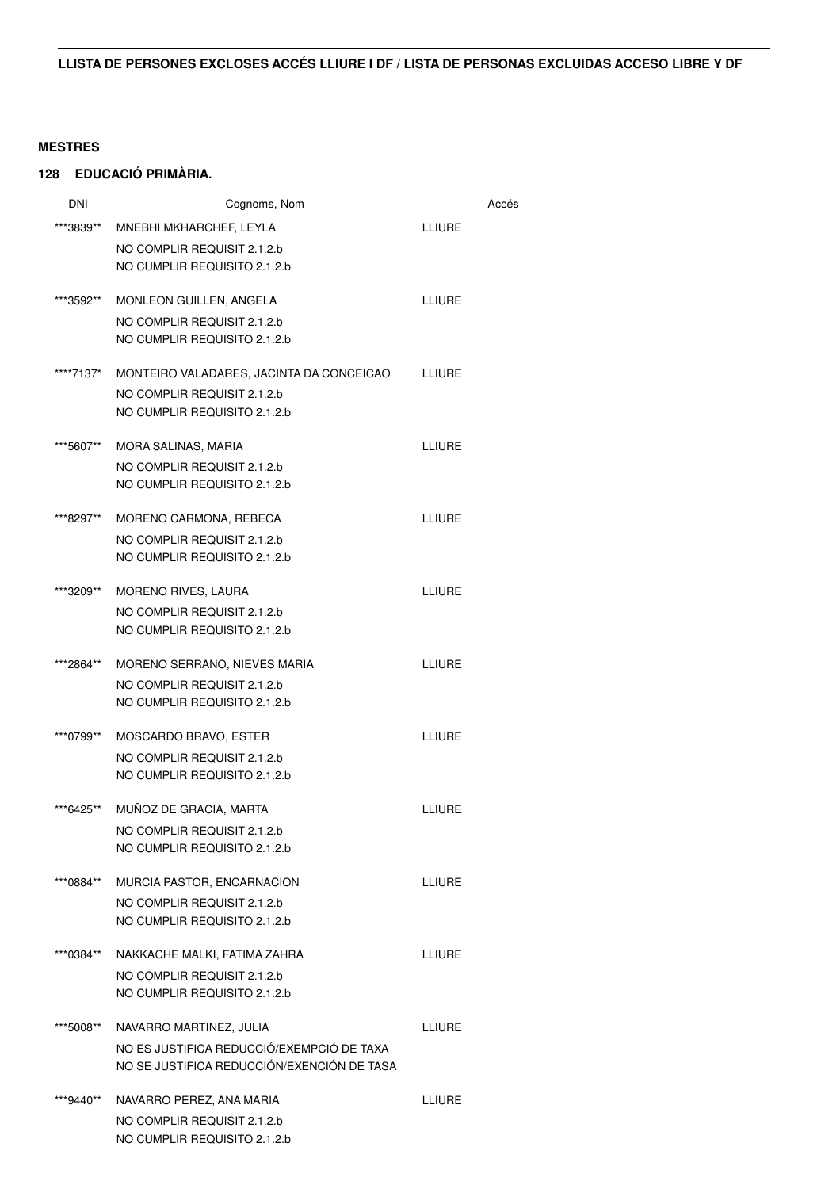**LLISTA DE PERSONES EXCLOSES ACCÉS LLIURE I DF / LISTA DE PERSONAS EXCLUIDAS ACCESO LIBRE Y DF**

**MESTRES**

**128 EDUCACIÓ PRIMÀRIA.**

| DNI | Cognoms, Nom | Accés |
|---|---|---|
| ***3839** | MNEBHI MKHARCHEF, LEYLA<br>NO COMPLIR REQUISIT 2.1.2.b<br>NO CUMPLIR REQUISITO 2.1.2.b | LLIURE |
| ***3592** | MONLEON GUILLEN, ANGELA<br>NO COMPLIR REQUISIT 2.1.2.b<br>NO CUMPLIR REQUISITO 2.1.2.b | LLIURE |
| ****7137* | MONTEIRO VALADARES, JACINTA DA CONCEICAO<br>NO COMPLIR REQUISIT 2.1.2.b<br>NO CUMPLIR REQUISITO 2.1.2.b | LLIURE |
| ***5607** | MORA SALINAS, MARIA<br>NO COMPLIR REQUISIT 2.1.2.b<br>NO CUMPLIR REQUISITO 2.1.2.b | LLIURE |
| ***8297** | MORENO CARMONA, REBECA<br>NO COMPLIR REQUISIT 2.1.2.b<br>NO CUMPLIR REQUISITO 2.1.2.b | LLIURE |
| ***3209** | MORENO RIVES, LAURA<br>NO COMPLIR REQUISIT 2.1.2.b<br>NO CUMPLIR REQUISITO 2.1.2.b | LLIURE |
| ***2864** | MORENO SERRANO, NIEVES MARIA<br>NO COMPLIR REQUISIT 2.1.2.b<br>NO CUMPLIR REQUISITO 2.1.2.b | LLIURE |
| ***0799** | MOSCARDO BRAVO, ESTER<br>NO COMPLIR REQUISIT 2.1.2.b<br>NO CUMPLIR REQUISITO 2.1.2.b | LLIURE |
| ***6425** | MUÑOZ DE GRACIA, MARTA<br>NO COMPLIR REQUISIT 2.1.2.b<br>NO CUMPLIR REQUISITO 2.1.2.b | LLIURE |
| ***0884** | MURCIA PASTOR, ENCARNACION<br>NO COMPLIR REQUISIT 2.1.2.b<br>NO CUMPLIR REQUISITO 2.1.2.b | LLIURE |
| ***0384** | NAKKACHE MALKI, FATIMA ZAHRA<br>NO COMPLIR REQUISIT 2.1.2.b<br>NO CUMPLIR REQUISITO 2.1.2.b | LLIURE |
| ***5008** | NAVARRO MARTINEZ, JULIA<br>NO ES JUSTIFICA REDUCCIÓ/EXEMPCIÓ DE TAXA<br>NO SE JUSTIFICA REDUCCIÓN/EXENCIÓN DE TASA | LLIURE |
| ***9440** | NAVARRO PEREZ, ANA MARIA<br>NO COMPLIR REQUISIT 2.1.2.b<br>NO CUMPLIR REQUISITO 2.1.2.b | LLIURE |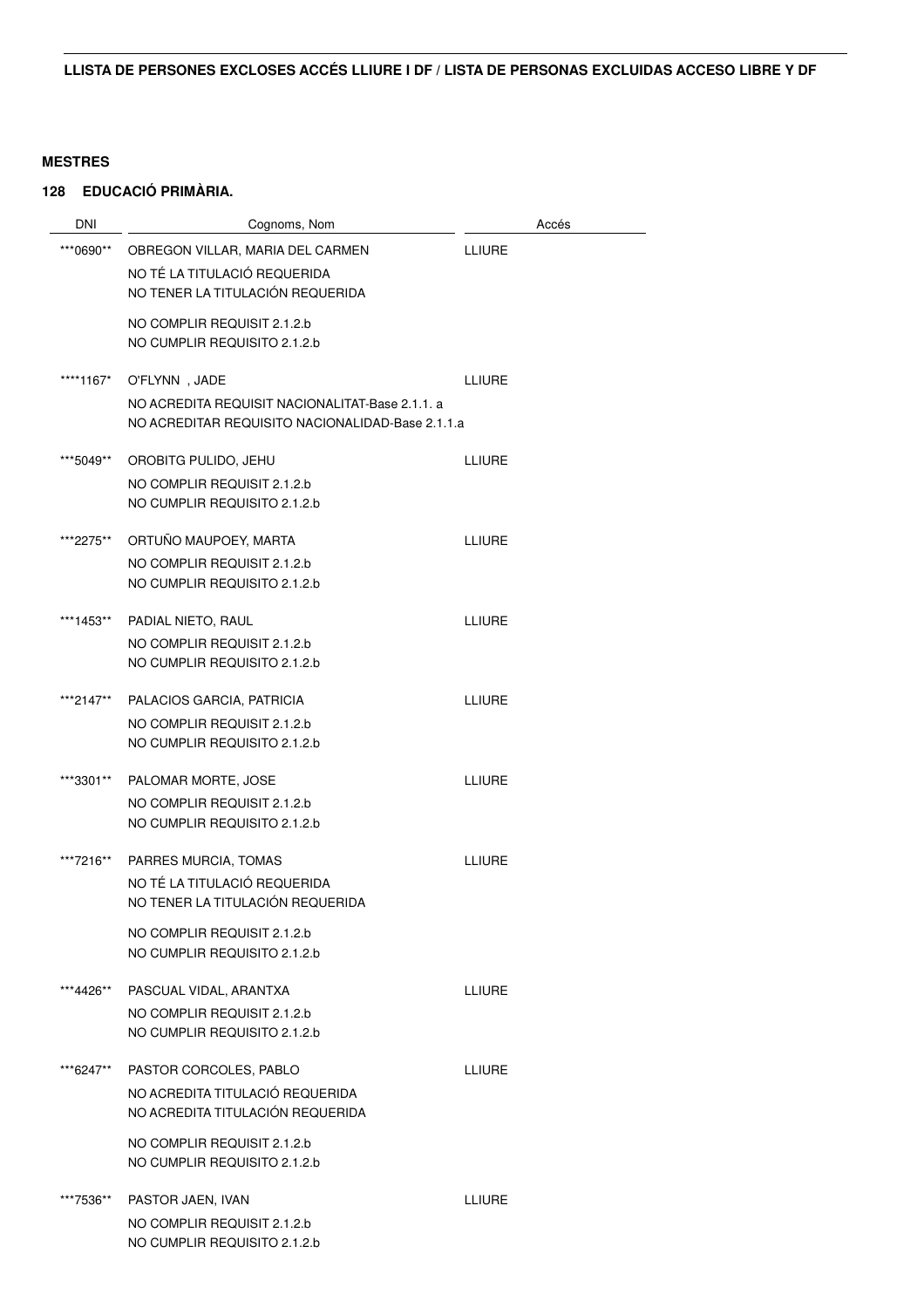**LLISTA DE PERSONES EXCLOSES ACCÉS LLIURE I DF / LISTA DE PERSONAS EXCLUIDAS ACCESO LIBRE Y DF**

**MESTRES**

**128 EDUCACIÓ PRIMÀRIA.**

| DNI | Cognoms, Nom | Accés |
|---|---|---|
| ***0690** | OBREGON VILLAR, MARIA DEL CARMEN<br>NO TÉ LA TITULACIÓ REQUERIDA<br>NO TENER LA TITULACIÓN REQUERIDA<br><br>NO COMPLIR REQUISIT 2.1.2.b<br>NO CUMPLIR REQUISITO 2.1.2.b | LLIURE |
| ****1167* | O'FLYNN , JADE<br>NO ACREDITA REQUISIT NACIONALITAT-Base 2.1.1. a<br>NO ACREDITAR REQUISITO NACIONALIDAD-Base 2.1.1.a | LLIURE |
| ***5049** | OROBITG PULIDO, JEHU<br>NO COMPLIR REQUISIT 2.1.2.b<br>NO CUMPLIR REQUISITO 2.1.2.b | LLIURE |
| ***2275** | ORTUÑO MAUPOEY, MARTA<br>NO COMPLIR REQUISIT 2.1.2.b<br>NO CUMPLIR REQUISITO 2.1.2.b | LLIURE |
| ***1453** | PADIAL NIETO, RAUL<br>NO COMPLIR REQUISIT 2.1.2.b<br>NO CUMPLIR REQUISITO 2.1.2.b | LLIURE |
| ***2147** | PALACIOS GARCIA, PATRICIA<br>NO COMPLIR REQUISIT 2.1.2.b<br>NO CUMPLIR REQUISITO 2.1.2.b | LLIURE |
| ***3301** | PALOMAR MORTE, JOSE<br>NO COMPLIR REQUISIT 2.1.2.b<br>NO CUMPLIR REQUISITO 2.1.2.b | LLIURE |
| ***7216** | PARRES MURCIA, TOMAS<br>NO TÉ LA TITULACIÓ REQUERIDA<br>NO TENER LA TITULACIÓN REQUERIDA<br><br>NO COMPLIR REQUISIT 2.1.2.b<br>NO CUMPLIR REQUISITO 2.1.2.b | LLIURE |
| ***4426** | PASCUAL VIDAL, ARANTXA<br>NO COMPLIR REQUISIT 2.1.2.b<br>NO CUMPLIR REQUISITO 2.1.2.b | LLIURE |
| ***6247** | PASTOR CORCOLES, PABLO<br>NO ACREDITA TITULACIÓ REQUERIDA<br>NO ACREDITA TITULACIÓN REQUERIDA<br><br>NO COMPLIR REQUISIT 2.1.2.b<br>NO CUMPLIR REQUISITO 2.1.2.b | LLIURE |
| ***7536** | PASTOR JAEN, IVAN<br>NO COMPLIR REQUISIT 2.1.2.b<br>NO CUMPLIR REQUISITO 2.1.2.b | LLIURE |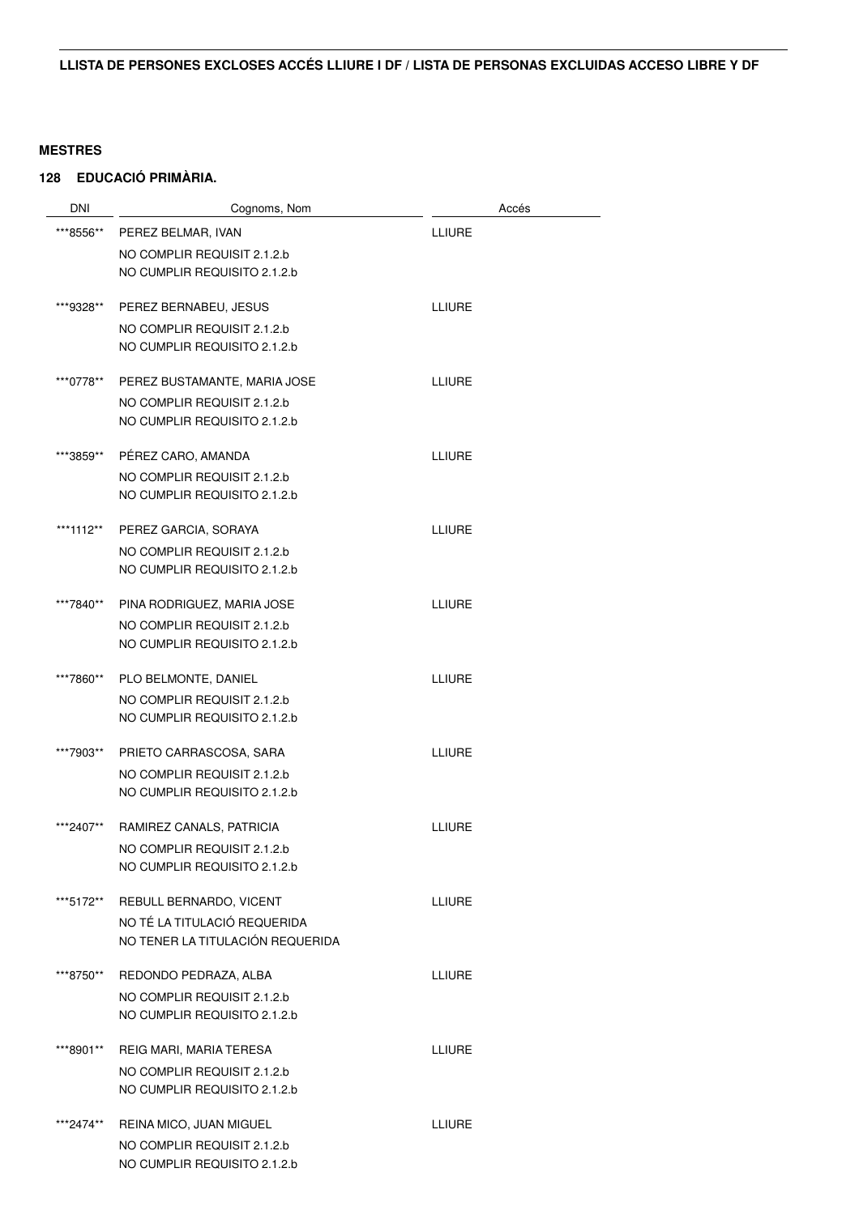**LLISTA DE PERSONES EXCLOSES ACCÉS LLIURE I DF / LISTA DE PERSONAS EXCLUIDAS ACCESO LIBRE Y DF**

**MESTRES**

**128 EDUCACIÓ PRIMÀRIA.**

| DNI | Cognoms, Nom | Accés |
|---|---|---|
| ***8556** | PEREZ BELMAR, IVAN<br>NO COMPLIR REQUISIT 2.1.2.b<br>NO CUMPLIR REQUISITO 2.1.2.b | LLIURE |
| ***9328** | PEREZ BERNABEU, JESUS<br>NO COMPLIR REQUISIT 2.1.2.b<br>NO CUMPLIR REQUISITO 2.1.2.b | LLIURE |
| ***0778** | PEREZ BUSTAMANTE, MARIA JOSE<br>NO COMPLIR REQUISIT 2.1.2.b<br>NO CUMPLIR REQUISITO 2.1.2.b | LLIURE |
| ***3859** | PÉREZ CARO, AMANDA<br>NO COMPLIR REQUISIT 2.1.2.b<br>NO CUMPLIR REQUISITO 2.1.2.b | LLIURE |
| ***1112** | PEREZ GARCIA, SORAYA<br>NO COMPLIR REQUISIT 2.1.2.b<br>NO CUMPLIR REQUISITO 2.1.2.b | LLIURE |
| ***7840** | PINA RODRIGUEZ, MARIA JOSE<br>NO COMPLIR REQUISIT 2.1.2.b<br>NO CUMPLIR REQUISITO 2.1.2.b | LLIURE |
| ***7860** | PLO BELMONTE, DANIEL<br>NO COMPLIR REQUISIT 2.1.2.b<br>NO CUMPLIR REQUISITO 2.1.2.b | LLIURE |
| ***7903** | PRIETO CARRASCOSA, SARA<br>NO COMPLIR REQUISIT 2.1.2.b<br>NO CUMPLIR REQUISITO 2.1.2.b | LLIURE |
| ***2407** | RAMIREZ CANALS, PATRICIA<br>NO COMPLIR REQUISIT 2.1.2.b<br>NO CUMPLIR REQUISITO 2.1.2.b | LLIURE |
| ***5172** | REBULL BERNARDO, VICENT<br>NO TÉ LA TITULACIÓ REQUERIDA<br>NO TENER LA TITULACIÓN REQUERIDA | LLIURE |
| ***8750** | REDONDO PEDRAZA, ALBA<br>NO COMPLIR REQUISIT 2.1.2.b<br>NO CUMPLIR REQUISITO 2.1.2.b | LLIURE |
| ***8901** | REIG MARI, MARIA TERESA<br>NO COMPLIR REQUISIT 2.1.2.b<br>NO CUMPLIR REQUISITO 2.1.2.b | LLIURE |
| ***2474** | REINA MICO, JUAN MIGUEL<br>NO COMPLIR REQUISIT 2.1.2.b<br>NO CUMPLIR REQUISITO 2.1.2.b | LLIURE |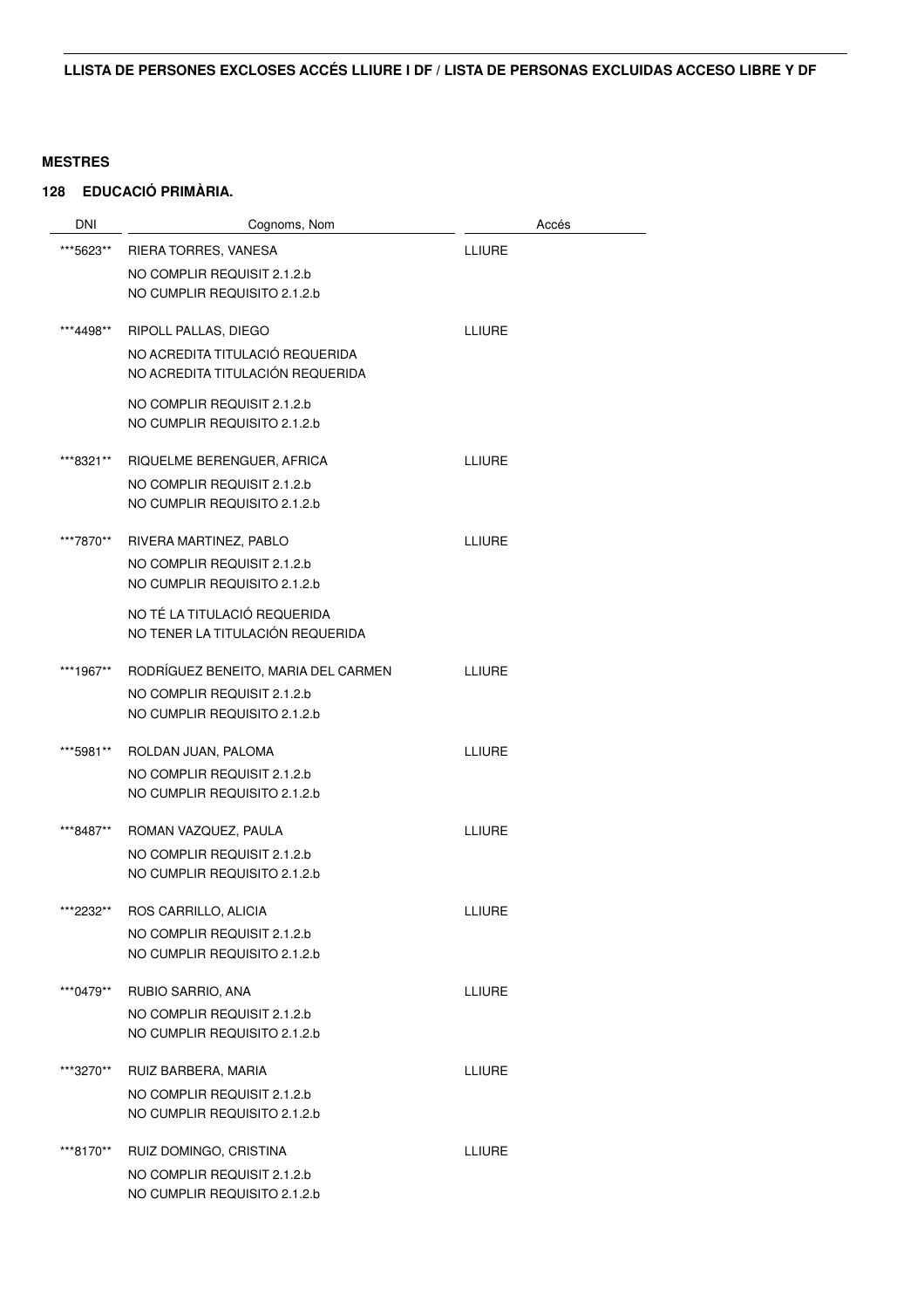**LLISTA DE PERSONES EXCLOSES ACCÉS LLIURE I DF / LISTA DE PERSONAS EXCLUIDAS ACCESO LIBRE Y DF**

**MESTRES**

**128 EDUCACIÓ PRIMÀRIA.**

| DNI | Cognoms, Nom | Accés |
|---|---|---|
| \*\*\*5623\*\* | RIERA TORRES, VANESA<br>NO COMPLIR REQUISIT 2.1.2.b<br>NO CUMPLIR REQUISITO 2.1.2.b | LLIURE |
| \*\*\*4498\*\* | RIPOLL PALLAS, DIEGO<br>NO ACREDITA TITULACIÓ REQUERIDA<br>NO ACREDITA TITULACIÓN REQUERIDA<br>NO COMPLIR REQUISIT 2.1.2.b<br>NO CUMPLIR REQUISITO 2.1.2.b | LLIURE |
| \*\*\*8321\*\* | RIQUELME BERENGUER, AFRICA<br>NO COMPLIR REQUISIT 2.1.2.b<br>NO CUMPLIR REQUISITO 2.1.2.b | LLIURE |
| \*\*\*7870\*\* | RIVERA MARTINEZ, PABLO<br>NO COMPLIR REQUISIT 2.1.2.b<br>NO CUMPLIR REQUISITO 2.1.2.b<br>NO TÉ LA TITULACIÓ REQUERIDA<br>NO TENER LA TITULACIÓN REQUERIDA | LLIURE |
| \*\*\*1967\*\* | RODRÍGUEZ BENEITO, MARIA DEL CARMEN<br>NO COMPLIR REQUISIT 2.1.2.b<br>NO CUMPLIR REQUISITO 2.1.2.b | LLIURE |
| \*\*\*5981\*\* | ROLDAN JUAN, PALOMA<br>NO COMPLIR REQUISIT 2.1.2.b<br>NO CUMPLIR REQUISITO 2.1.2.b | LLIURE |
| \*\*\*8487\*\* | ROMAN VAZQUEZ, PAULA<br>NO COMPLIR REQUISIT 2.1.2.b<br>NO CUMPLIR REQUISITO 2.1.2.b | LLIURE |
| \*\*\*2232\*\* | ROS CARRILLO, ALICIA<br>NO COMPLIR REQUISIT 2.1.2.b<br>NO CUMPLIR REQUISITO 2.1.2.b | LLIURE |
| \*\*\*0479\*\* | RUBIO SARRIO, ANA<br>NO COMPLIR REQUISIT 2.1.2.b<br>NO CUMPLIR REQUISITO 2.1.2.b | LLIURE |
| \*\*\*3270\*\* | RUIZ BARBERA, MARIA<br>NO COMPLIR REQUISIT 2.1.2.b<br>NO CUMPLIR REQUISITO 2.1.2.b | LLIURE |
| \*\*\*8170\*\* | RUIZ DOMINGO, CRISTINA<br>NO COMPLIR REQUISIT 2.1.2.b<br>NO CUMPLIR REQUISITO 2.1.2.b | LLIURE |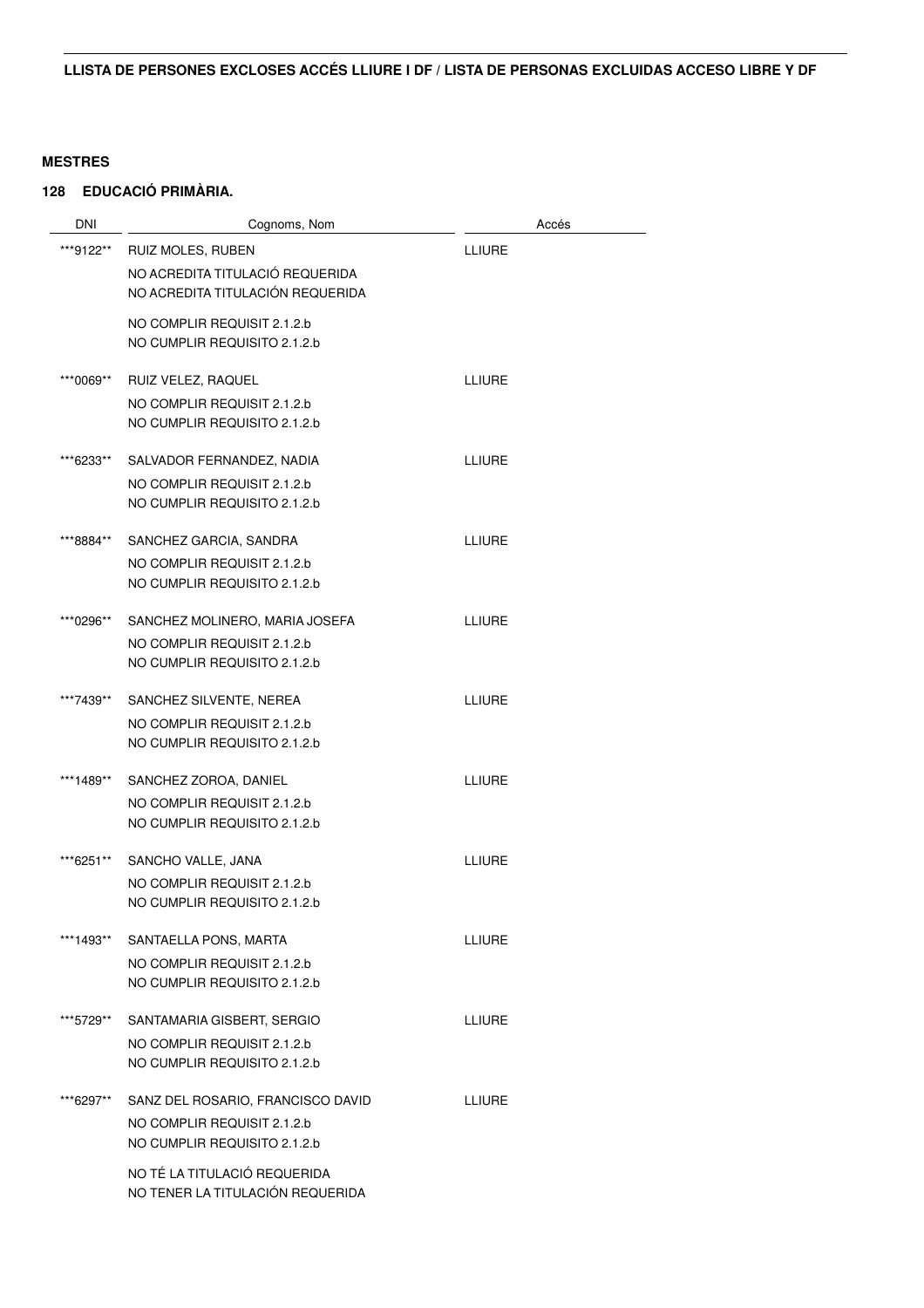**LLISTA DE PERSONES EXCLOSES ACCÉS LLIURE I DF / LISTA DE PERSONAS EXCLUIDAS ACCESO LIBRE Y DF**

**MESTRES**

**128 EDUCACIÓ PRIMÀRIA.**

| DNI | Cognoms, Nom | Accés |
|---|---|---|
| ***9122** | RUIZ MOLES, RUBEN | LLIURE |
| | NO ACREDITA TITULACIÓ REQUERIDA<br>NO ACREDITA TITULACIÓN REQUERIDA | |
| | NO COMPLIR REQUISIT 2.1.2.b<br>NO CUMPLIR REQUISITO 2.1.2.b | |
| ***0069** | RUIZ VELEZ, RAQUEL | LLIURE |
| | NO COMPLIR REQUISIT 2.1.2.b<br>NO CUMPLIR REQUISITO 2.1.2.b | |
| ***6233** | SALVADOR FERNANDEZ, NADIA | LLIURE |
| | NO COMPLIR REQUISIT 2.1.2.b<br>NO CUMPLIR REQUISITO 2.1.2.b | |
| ***8884** | SANCHEZ GARCIA, SANDRA | LLIURE |
| | NO COMPLIR REQUISIT 2.1.2.b<br>NO CUMPLIR REQUISITO 2.1.2.b | |
| ***0296** | SANCHEZ MOLINERO, MARIA JOSEFA | LLIURE |
| | NO COMPLIR REQUISIT 2.1.2.b<br>NO CUMPLIR REQUISITO 2.1.2.b | |
| ***7439** | SANCHEZ SILVENTE, NEREA | LLIURE |
| | NO COMPLIR REQUISIT 2.1.2.b<br>NO CUMPLIR REQUISITO 2.1.2.b | |
| ***1489** | SANCHEZ ZOROA, DANIEL | LLIURE |
| | NO COMPLIR REQUISIT 2.1.2.b<br>NO CUMPLIR REQUISITO 2.1.2.b | |
| ***6251** | SANCHO VALLE, JANA | LLIURE |
| | NO COMPLIR REQUISIT 2.1.2.b<br>NO CUMPLIR REQUISITO 2.1.2.b | |
| ***1493** | SANTAELLA PONS, MARTA | LLIURE |
| | NO COMPLIR REQUISIT 2.1.2.b<br>NO CUMPLIR REQUISITO 2.1.2.b | |
| ***5729** | SANTAMARIA GISBERT, SERGIO | LLIURE |
| | NO COMPLIR REQUISIT 2.1.2.b<br>NO CUMPLIR REQUISITO 2.1.2.b | |
| ***6297** | SANZ DEL ROSARIO, FRANCISCO DAVID | LLIURE |
| | NO COMPLIR REQUISIT 2.1.2.b<br>NO CUMPLIR REQUISITO 2.1.2.b | |
| | NO TÉ LA TITULACIÓ REQUERIDA<br>NO TENER LA TITULACIÓN REQUERIDA | |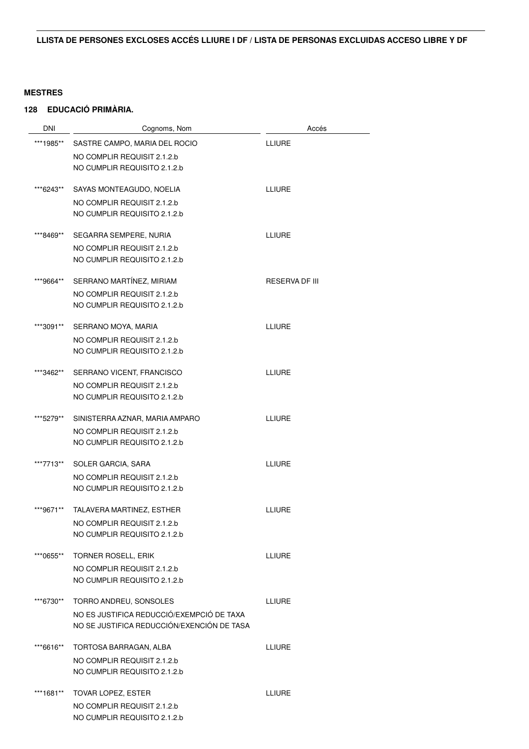**LLISTA DE PERSONES EXCLOSES ACCÉS LLIURE I DF / LISTA DE PERSONAS EXCLUIDAS ACCESO LIBRE Y DF**

**MESTRES**

**128 EDUCACIÓ PRIMÀRIA.**

| DNI | Cognoms, Nom | Accés |
|---|---|---|
| ***1985** | SASTRE CAMPO, MARIA DEL ROCIO<br>NO COMPLIR REQUISIT 2.1.2.b<br>NO CUMPLIR REQUISITO 2.1.2.b | LLIURE |
| ***6243** | SAYAS MONTEAGUDO, NOELIA<br>NO COMPLIR REQUISIT 2.1.2.b<br>NO CUMPLIR REQUISITO 2.1.2.b | LLIURE |
| ***8469** | SEGARRA SEMPERE, NURIA<br>NO COMPLIR REQUISIT 2.1.2.b<br>NO CUMPLIR REQUISITO 2.1.2.b | LLIURE |
| ***9664** | SERRANO MARTÍNEZ, MIRIAM<br>NO COMPLIR REQUISIT 2.1.2.b<br>NO CUMPLIR REQUISITO 2.1.2.b | RESERVA DF III |
| ***3091** | SERRANO MOYA, MARIA<br>NO COMPLIR REQUISIT 2.1.2.b<br>NO CUMPLIR REQUISITO 2.1.2.b | LLIURE |
| ***3462** | SERRANO VICENT, FRANCISCO<br>NO COMPLIR REQUISIT 2.1.2.b<br>NO CUMPLIR REQUISITO 2.1.2.b | LLIURE |
| ***5279** | SINISTERRA AZNAR, MARIA AMPARO<br>NO COMPLIR REQUISIT 2.1.2.b<br>NO CUMPLIR REQUISITO 2.1.2.b | LLIURE |
| ***7713** | SOLER GARCIA, SARA<br>NO COMPLIR REQUISIT 2.1.2.b<br>NO CUMPLIR REQUISITO 2.1.2.b | LLIURE |
| ***9671** | TALAVERA MARTINEZ, ESTHER<br>NO COMPLIR REQUISIT 2.1.2.b<br>NO CUMPLIR REQUISITO 2.1.2.b | LLIURE |
| ***0655** | TORNER ROSELL, ERIK<br>NO COMPLIR REQUISIT 2.1.2.b<br>NO CUMPLIR REQUISITO 2.1.2.b | LLIURE |
| ***6730** | TORRO ANDREU, SONSOLES<br>NO ES JUSTIFICA REDUCCIÓ/EXEMPCIÓ DE TAXA<br>NO SE JUSTIFICA REDUCCIÓN/EXENCIÓN DE TASA | LLIURE |
| ***6616** | TORTOSA BARRAGAN, ALBA<br>NO COMPLIR REQUISIT 2.1.2.b<br>NO CUMPLIR REQUISITO 2.1.2.b | LLIURE |
| ***1681** | TOVAR LOPEZ, ESTER<br>NO COMPLIR REQUISIT 2.1.2.b<br>NO CUMPLIR REQUISITO 2.1.2.b | LLIURE |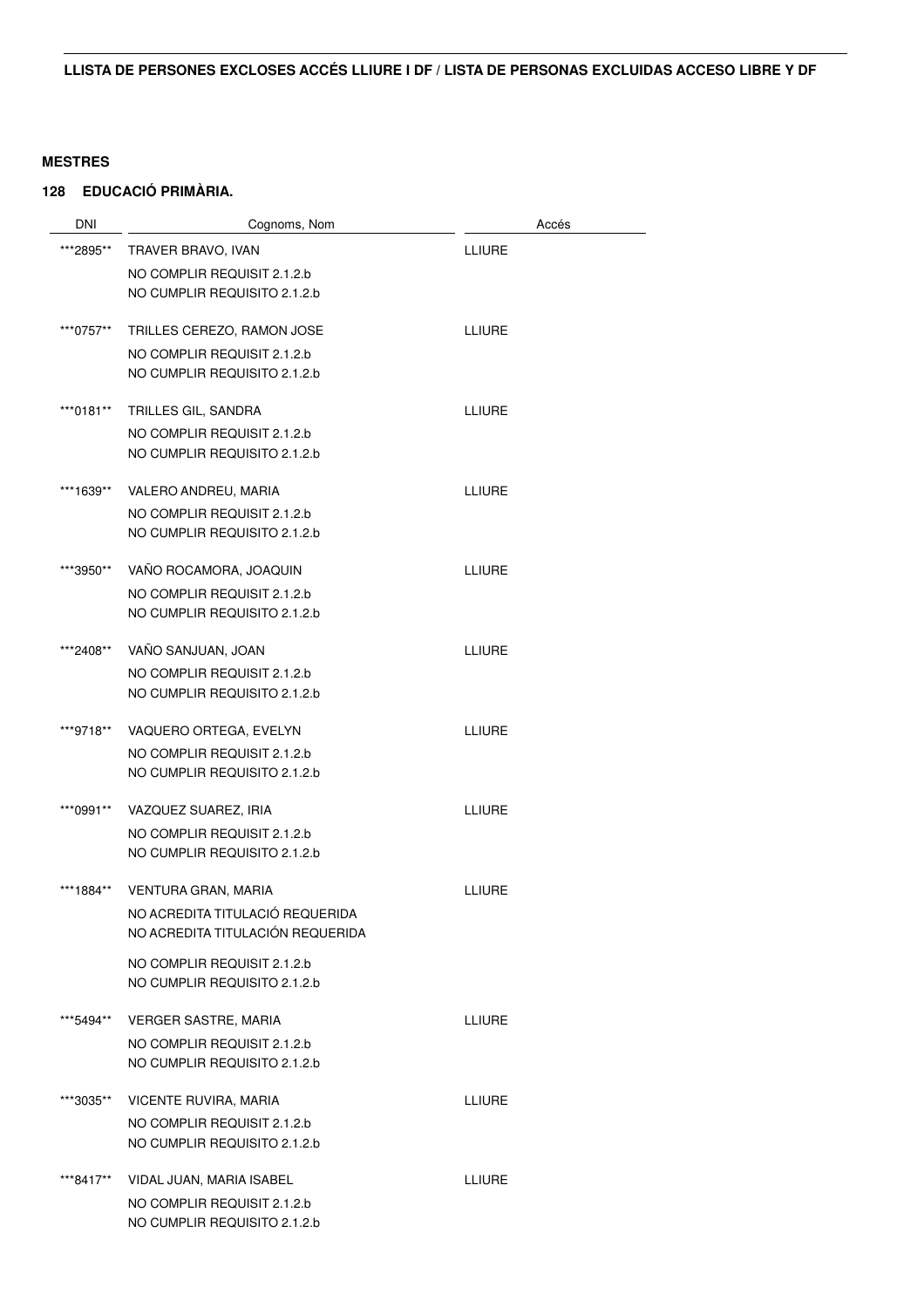**LLISTA DE PERSONES EXCLOSES ACCÉS LLIURE I DF / LISTA DE PERSONAS EXCLUIDAS ACCESO LIBRE Y DF**

**MESTRES**

**128 EDUCACIÓ PRIMÀRIA.**

| DNI | Cognoms, Nom | Accés |
| --- | --- | --- |
| ***2895** | TRAVER BRAVO, IVAN<br>NO COMPLIR REQUISIT 2.1.2.b<br>NO CUMPLIR REQUISITO 2.1.2.b | LLIURE |
| ***0757** | TRILLES CEREZO, RAMON JOSE<br>NO COMPLIR REQUISIT 2.1.2.b<br>NO CUMPLIR REQUISITO 2.1.2.b | LLIURE |
| ***0181** | TRILLES GIL, SANDRA<br>NO COMPLIR REQUISIT 2.1.2.b<br>NO CUMPLIR REQUISITO 2.1.2.b | LLIURE |
| ***1639** | VALERO ANDREU, MARIA<br>NO COMPLIR REQUISIT 2.1.2.b<br>NO CUMPLIR REQUISITO 2.1.2.b | LLIURE |
| ***3950** | VAÑO ROCAMORA, JOAQUIN<br>NO COMPLIR REQUISIT 2.1.2.b<br>NO CUMPLIR REQUISITO 2.1.2.b | LLIURE |
| ***2408** | VAÑO SANJUAN, JOAN<br>NO COMPLIR REQUISIT 2.1.2.b<br>NO CUMPLIR REQUISITO 2.1.2.b | LLIURE |
| ***9718** | VAQUERO ORTEGA, EVELYN<br>NO COMPLIR REQUISIT 2.1.2.b<br>NO CUMPLIR REQUISITO 2.1.2.b | LLIURE |
| ***0991** | VAZQUEZ SUAREZ, IRIA<br>NO COMPLIR REQUISIT 2.1.2.b<br>NO CUMPLIR REQUISITO 2.1.2.b | LLIURE |
| ***1884** | VENTURA GRAN, MARIA<br>NO ACREDITA TITULACIÓ REQUERIDA<br>NO ACREDITA TITULACIÓN REQUERIDA<br>NO COMPLIR REQUISIT 2.1.2.b<br>NO CUMPLIR REQUISITO 2.1.2.b | LLIURE |
| ***5494** | VERGER SASTRE, MARIA<br>NO COMPLIR REQUISIT 2.1.2.b<br>NO CUMPLIR REQUISITO 2.1.2.b | LLIURE |
| ***3035** | VICENTE RUVIRA, MARIA<br>NO COMPLIR REQUISIT 2.1.2.b<br>NO CUMPLIR REQUISITO 2.1.2.b | LLIURE |
| ***8417** | VIDAL JUAN, MARIA ISABEL<br>NO COMPLIR REQUISIT 2.1.2.b<br>NO CUMPLIR REQUISITO 2.1.2.b | LLIURE |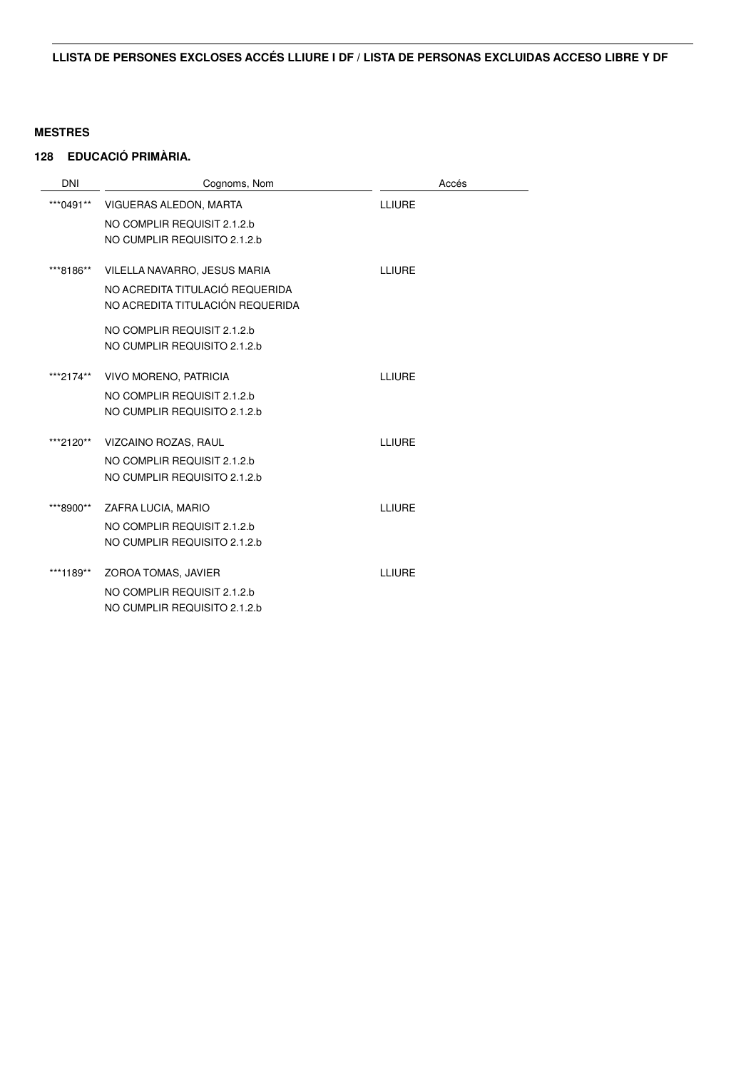**LLISTA DE PERSONES EXCLOSES ACCÉS LLIURE I DF / LISTA DE PERSONAS EXCLUIDAS ACCESO LIBRE Y DF**

**MESTRES**

**128 EDUCACIÓ PRIMÀRIA.**

| DNI | Cognoms, Nom | Accés |
| --- | --- | --- |
| ***0491** | VIGUERAS ALEDON, MARTA | LLIURE |
| | NO COMPLIR REQUISIT 2.1.2.b<br>NO CUMPLIR REQUISITO 2.1.2.b | |
| ***8186** | VILELLA NAVARRO, JESUS MARIA | LLIURE |
| | NO ACREDITA TITULACIÓ REQUERIDA<br>NO ACREDITA TITULACIÓN REQUERIDA | |
| | NO COMPLIR REQUISIT 2.1.2.b<br>NO CUMPLIR REQUISITO 2.1.2.b | |
| ***2174** | VIVO MORENO, PATRICIA | LLIURE |
| | NO COMPLIR REQUISIT 2.1.2.b<br>NO CUMPLIR REQUISITO 2.1.2.b | |
| ***2120** | VIZCAINO ROZAS, RAUL | LLIURE |
| | NO COMPLIR REQUISIT 2.1.2.b<br>NO CUMPLIR REQUISITO 2.1.2.b | |
| ***8900** | ZAFRA LUCIA, MARIO | LLIURE |
| | NO COMPLIR REQUISIT 2.1.2.b<br>NO CUMPLIR REQUISITO 2.1.2.b | |
| ***1189** | ZOROA TOMAS, JAVIER | LLIURE |
| | NO COMPLIR REQUISIT 2.1.2.b<br>NO CUMPLIR REQUISITO 2.1.2.b | |